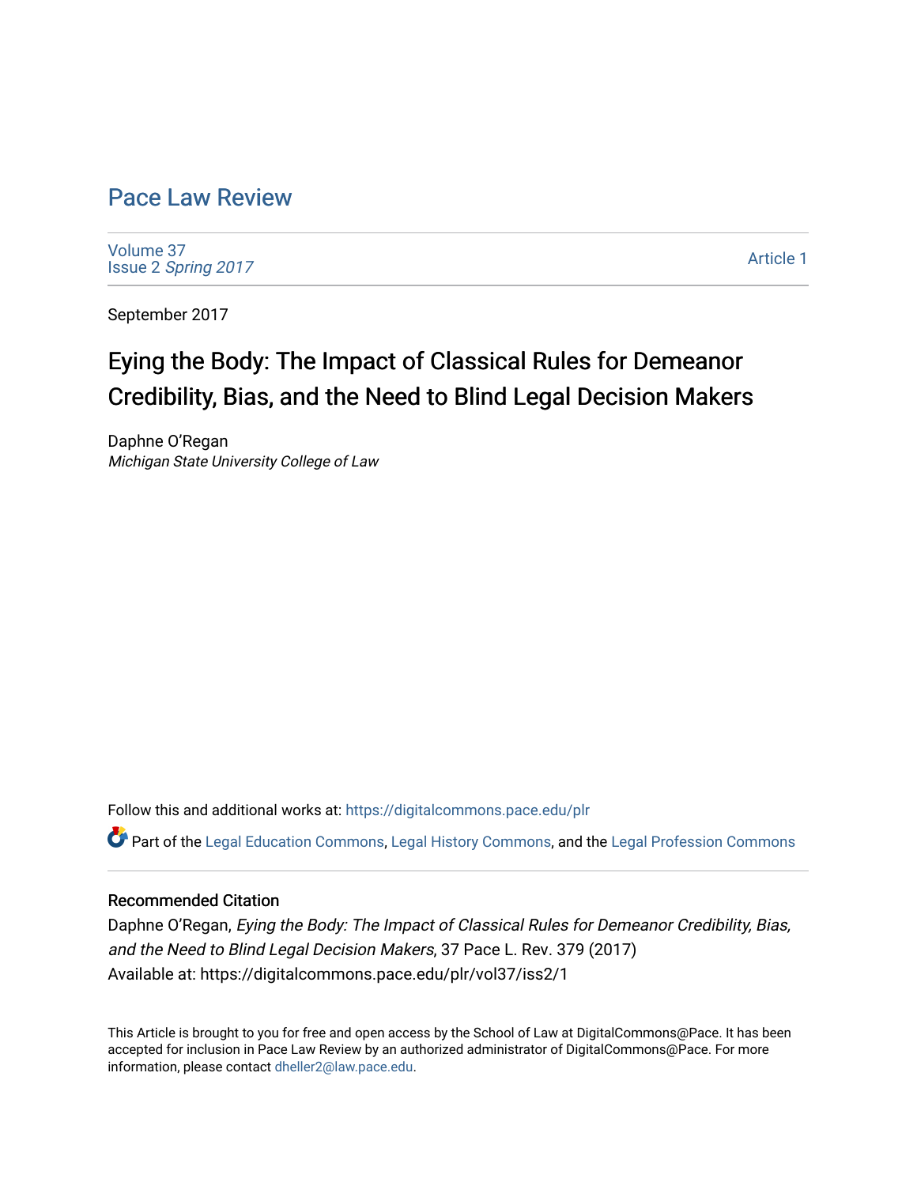# Pace Law Review

Volume 37
Issue 2 *Spring 2017*

Article 1

September 2017

## Eying the Body: The Impact of Classical Rules for Demeanor Credibility, Bias, and the Need to Blind Legal Decision Makers

Daphne O'Regan
*Michigan State University College of Law*

Follow this and additional works at: https://digitalcommons.pace.edu/plr

Part of the Legal Education Commons, Legal History Commons, and the Legal Profession Commons

### Recommended Citation

Daphne O'Regan, *Eying the Body: The Impact of Classical Rules for Demeanor Credibility, Bias, and the Need to Blind Legal Decision Makers*, 37 Pace L. Rev. 379 (2017)
Available at: https://digitalcommons.pace.edu/plr/vol37/iss2/1

This Article is brought to you for free and open access by the School of Law at DigitalCommons@Pace. It has been accepted for inclusion in Pace Law Review by an authorized administrator of DigitalCommons@Pace. For more information, please contact dheller2@law.pace.edu.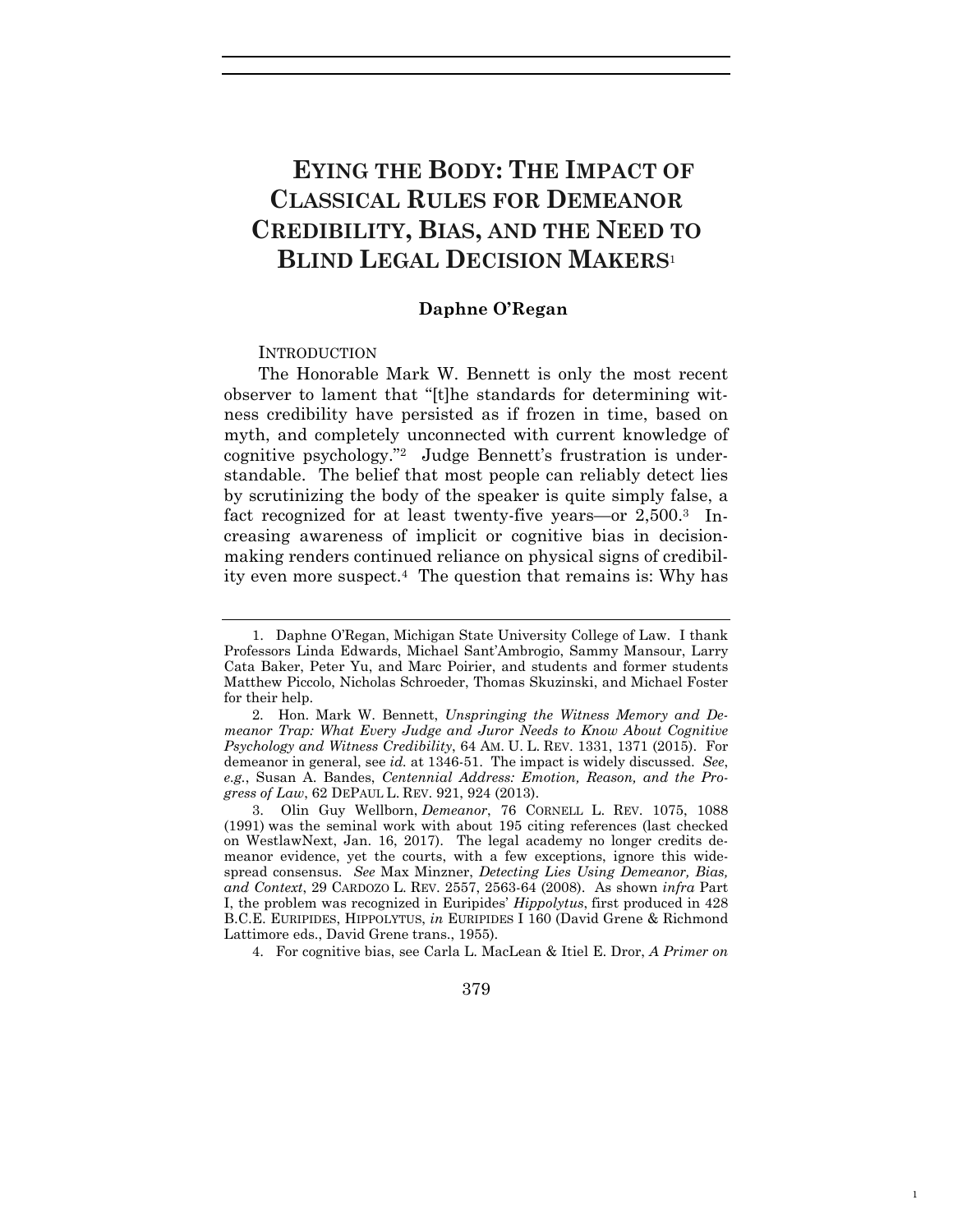# EYING THE BODY: THE IMPACT OF CLASSICAL RULES FOR DEMEANOR CREDIBILITY, BIAS, AND THE NEED TO BLIND LEGAL DECISION MAKERS[1]

**Daphne O'Regan**

INTRODUCTION

The Honorable Mark W. Bennett is only the most recent observer to lament that "[t]he standards for determining witness credibility have persisted as if frozen in time, based on myth, and completely unconnected with current knowledge of cognitive psychology."[2] Judge Bennett's frustration is understandable. The belief that most people can reliably detect lies by scrutinizing the body of the speaker is quite simply false, a fact recognized for at least twenty-five years—or 2,500.[3] Increasing awareness of implicit or cognitive bias in decision-making renders continued reliance on physical signs of credibility even more suspect.[4] The question that remains is: Why has

---

1. Daphne O'Regan, Michigan State University College of Law. I thank Professors Linda Edwards, Michael Sant'Ambrogio, Sammy Mansour, Larry Cata Baker, Peter Yu, and Marc Poirier, and students and former students Matthew Piccolo, Nicholas Schroeder, Thomas Skuzinski, and Michael Foster for their help.

2. Hon. Mark W. Bennett, *Unspringing the Witness Memory and Demeanor Trap: What Every Judge and Juror Needs to Know About Cognitive Psychology and Witness Credibility*, 64 AM. U. L. REV. 1331, 1371 (2015). For demeanor in general, see *id.* at 1346-51. The impact is widely discussed. *See, e.g.*, Susan A. Bandes, *Centennial Address: Emotion, Reason, and the Progress of Law*, 62 DEPAUL L. REV. 921, 924 (2013).

3. Olin Guy Wellborn, *Demeanor*, 76 CORNELL L. REV. 1075, 1088 (1991) was the seminal work with about 195 citing references (last checked on WestlawNext, Jan. 16, 2017). The legal academy no longer credits demeanor evidence, yet the courts, with a few exceptions, ignore this widespread consensus. *See* Max Minzner, *Detecting Lies Using Demeanor, Bias, and Context*, 29 CARDOZO L. REV. 2557, 2563-64 (2008). As shown *infra* Part I, the problem was recognized in Euripides' *Hippolytus*, first produced in 428 B.C.E. EURIPIDES, HIPPOLYTUS, *in* EURIPIDES I 160 (David Grene & Richmond Lattimore eds., David Grene trans., 1955).

4. For cognitive bias, see Carla L. MacLean & Itiel E. Dror, *A Primer on*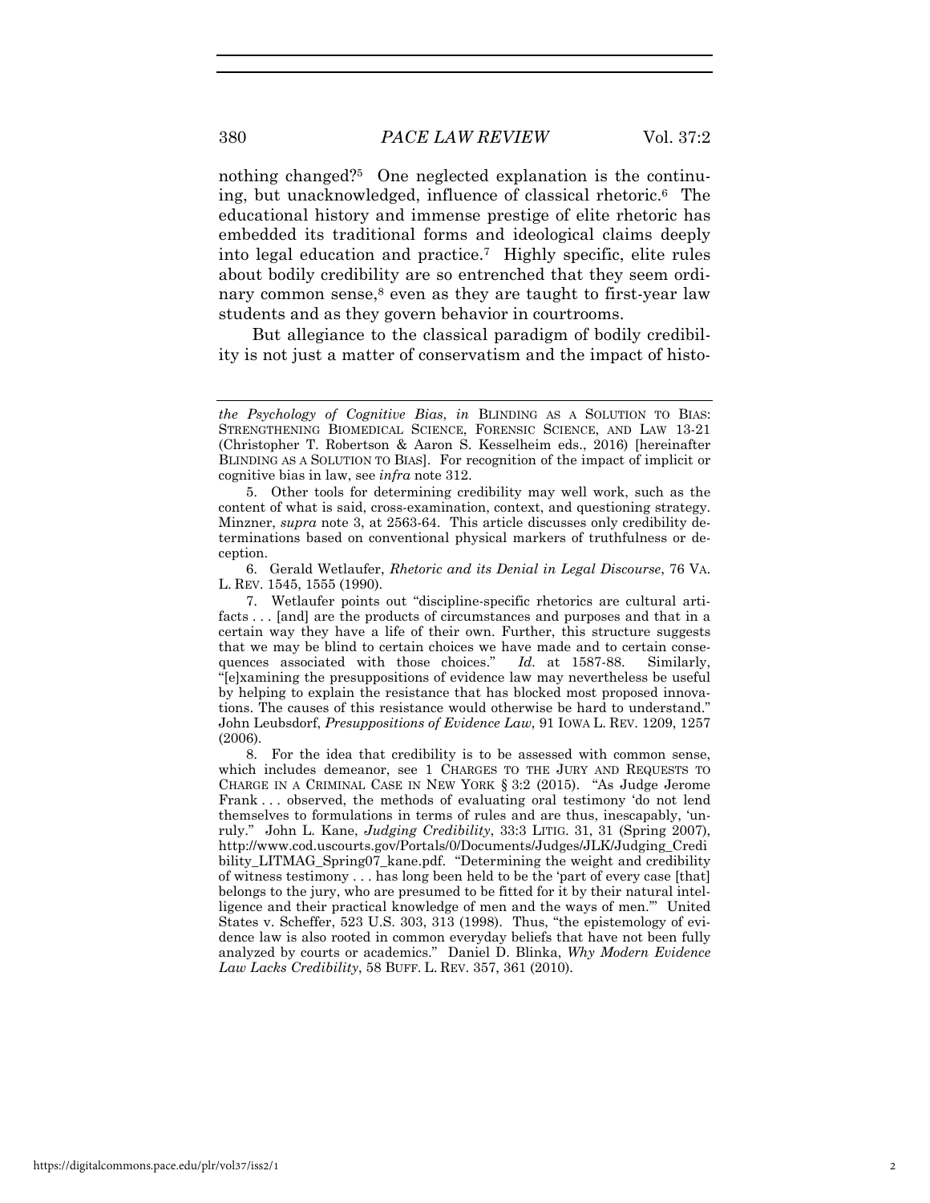nothing changed?[5] One neglected explanation is the continuing, but unacknowledged, influence of classical rhetoric.[6] The educational history and immense prestige of elite rhetoric has embedded its traditional forms and ideological claims deeply into legal education and practice.[7] Highly specific, elite rules about bodily credibility are so entrenched that they seem ordinary common sense,[8] even as they are taught to first-year law students and as they govern behavior in courtrooms.

But allegiance to the classical paradigm of bodily credibility is not just a matter of conservatism and the impact of histo-

---

*the Psychology of Cognitive Bias*, *in* BLINDING AS A SOLUTION TO BIAS: STRENGTHENING BIOMEDICAL SCIENCE, FORENSIC SCIENCE, AND LAW 13-21 (Christopher T. Robertson & Aaron S. Kesselheim eds., 2016) [hereinafter BLINDING AS A SOLUTION TO BIAS]. For recognition of the impact of implicit or cognitive bias in law, see *infra* note 312.

5. Other tools for determining credibility may well work, such as the content of what is said, cross-examination, context, and questioning strategy. Minzner, *supra* note 3, at 2563-64. This article discusses only credibility determinations based on conventional physical markers of truthfulness or deception.

6. Gerald Wetlaufer, *Rhetoric and its Denial in Legal Discourse*, 76 VA. L. REV. 1545, 1555 (1990).

7. Wetlaufer points out "discipline-specific rhetorics are cultural artifacts . . . [and] are the products of circumstances and purposes and that in a certain way they have a life of their own. Further, this structure suggests that we may be blind to certain choices we have made and to certain consequences associated with those choices." *Id.* at 1587-88. Similarly, "[e]xamining the presuppositions of evidence law may nevertheless be useful by helping to explain the resistance that has blocked most proposed innovations. The causes of this resistance would otherwise be hard to understand." John Leubsdorf, *Presuppositions of Evidence Law*, 91 IOWA L. REV. 1209, 1257 (2006).

8. For the idea that credibility is to be assessed with common sense, which includes demeanor, see 1 CHARGES TO THE JURY AND REQUESTS TO CHARGE IN A CRIMINAL CASE IN NEW YORK § 3:2 (2015). "As Judge Jerome Frank . . . observed, the methods of evaluating oral testimony 'do not lend themselves to formulations in terms of rules and are thus, inescapably, 'unruly." John L. Kane, *Judging Credibility*, 33:3 LITIG. 31, 31 (Spring 2007), http://www.cod.uscourts.gov/Portals/0/Documents/Judges/JLK/Judging_Credibility_LITMAG_Spring07_kane.pdf. "Determining the weight and credibility of witness testimony . . . has long been held to be the 'part of every case [that] belongs to the jury, who are presumed to be fitted for it by their natural intelligence and their practical knowledge of men and the ways of men.'" United States v. Scheffer, 523 U.S. 303, 313 (1998). Thus, "the epistemology of evidence law is also rooted in common everyday beliefs that have not been fully analyzed by courts or academics." Daniel D. Blinka, *Why Modern Evidence Law Lacks Credibility*, 58 BUFF. L. REV. 357, 361 (2010).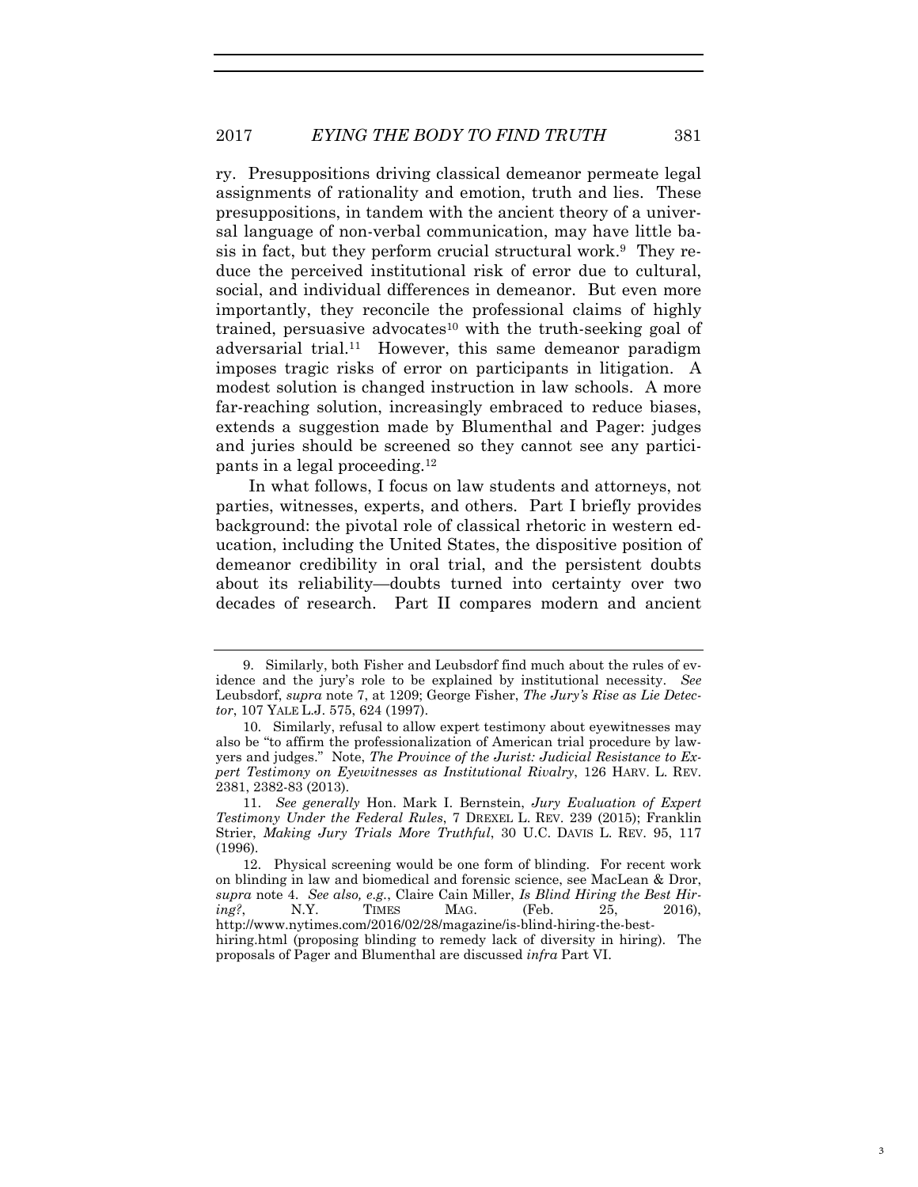ry. Presuppositions driving classical demeanor permeate legal assignments of rationality and emotion, truth and lies. These presuppositions, in tandem with the ancient theory of a universal language of non-verbal communication, may have little basis in fact, but they perform crucial structural work.[9] They reduce the perceived institutional risk of error due to cultural, social, and individual differences in demeanor. But even more importantly, they reconcile the professional claims of highly trained, persuasive advocates[10] with the truth-seeking goal of adversarial trial.[11] However, this same demeanor paradigm imposes tragic risks of error on participants in litigation. A modest solution is changed instruction in law schools. A more far-reaching solution, increasingly embraced to reduce biases, extends a suggestion made by Blumenthal and Pager: judges and juries should be screened so they cannot see any participants in a legal proceeding.[12]

In what follows, I focus on law students and attorneys, not parties, witnesses, experts, and others. Part I briefly provides background: the pivotal role of classical rhetoric in western education, including the United States, the dispositive position of demeanor credibility in oral trial, and the persistent doubts about its reliability—doubts turned into certainty over two decades of research. Part II compares modern and ancient

---

9. Similarly, both Fisher and Leubsdorf find much about the rules of evidence and the jury's role to be explained by institutional necessity. *See* Leubsdorf, *supra* note 7, at 1209; George Fisher, *The Jury's Rise as Lie Detector*, 107 YALE L.J. 575, 624 (1997).

10. Similarly, refusal to allow expert testimony about eyewitnesses may also be "to affirm the professionalization of American trial procedure by lawyers and judges." Note, *The Province of the Jurist: Judicial Resistance to Expert Testimony on Eyewitnesses as Institutional Rivalry*, 126 HARV. L. REV. 2381, 2382-83 (2013).

11. *See generally* Hon. Mark I. Bernstein, *Jury Evaluation of Expert Testimony Under the Federal Rules*, 7 DREXEL L. REV. 239 (2015); Franklin Strier, *Making Jury Trials More Truthful*, 30 U.C. DAVIS L. REV. 95, 117 (1996).

12. Physical screening would be one form of blinding. For recent work on blinding in law and biomedical and forensic science, see MacLean & Dror, *supra* note 4. *See also, e.g.*, Claire Cain Miller, *Is Blind Hiring the Best Hiring?*, N.Y. TIMES MAG. (Feb. 25, 2016), http://www.nytimes.com/2016/02/28/magazine/is-blind-hiring-the-best-hiring.html (proposing blinding to remedy lack of diversity in hiring). The proposals of Pager and Blumenthal are discussed *infra* Part VI.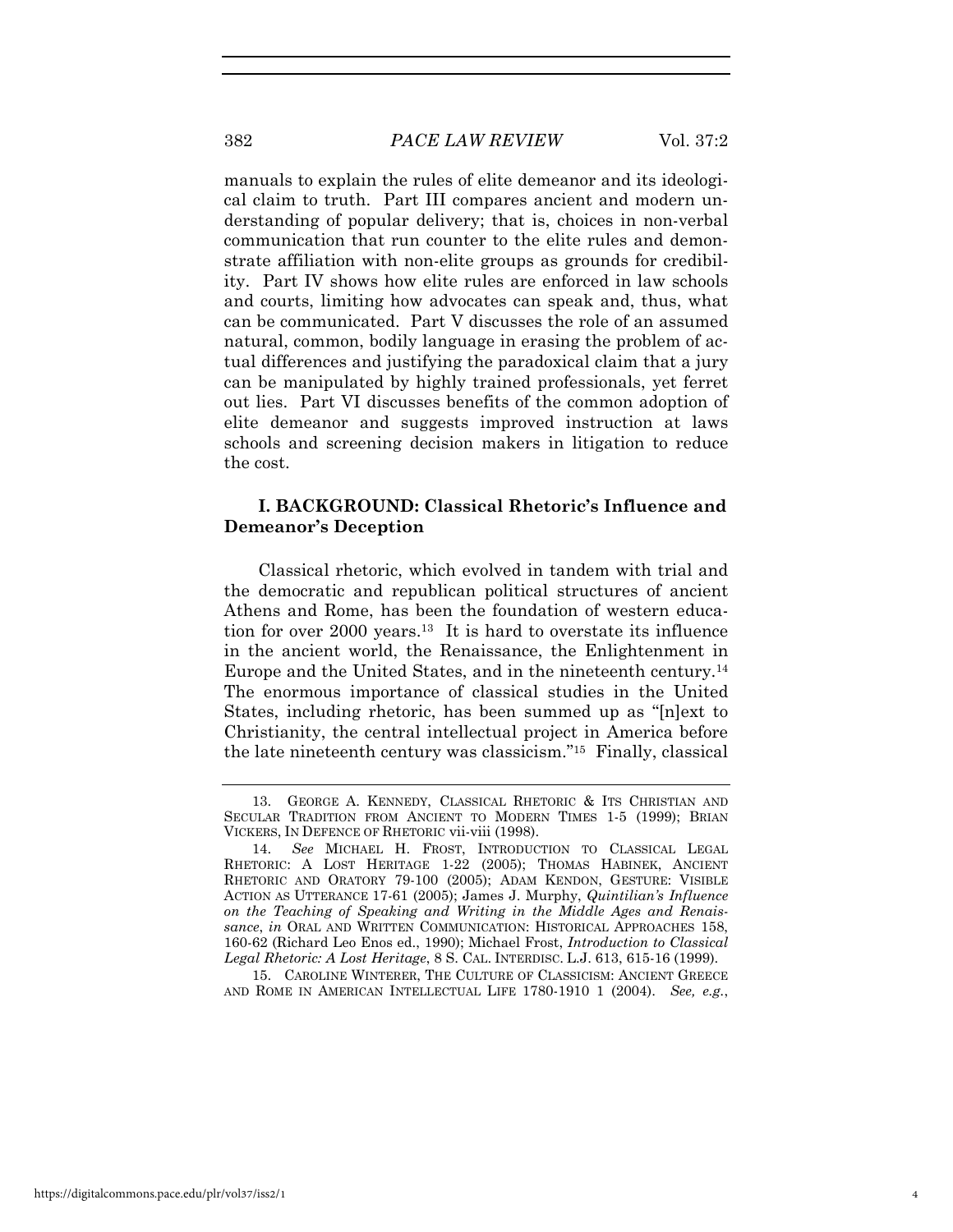manuals to explain the rules of elite demeanor and its ideological claim to truth. Part III compares ancient and modern understanding of popular delivery; that is, choices in non-verbal communication that run counter to the elite rules and demonstrate affiliation with non-elite groups as grounds for credibility. Part IV shows how elite rules are enforced in law schools and courts, limiting how advocates can speak and, thus, what can be communicated. Part V discusses the role of an assumed natural, common, bodily language in erasing the problem of actual differences and justifying the paradoxical claim that a jury can be manipulated by highly trained professionals, yet ferret out lies. Part VI discusses benefits of the common adoption of elite demeanor and suggests improved instruction at laws schools and screening decision makers in litigation to reduce the cost.

## I. BACKGROUND: Classical Rhetoric's Influence and Demeanor's Deception

Classical rhetoric, which evolved in tandem with trial and the democratic and republican political structures of ancient Athens and Rome, has been the foundation of western education for over 2000 years.[13] It is hard to overstate its influence in the ancient world, the Renaissance, the Enlightenment in Europe and the United States, and in the nineteenth century.[14] The enormous importance of classical studies in the United States, including rhetoric, has been summed up as "[n]ext to Christianity, the central intellectual project in America before the late nineteenth century was classicism."[15] Finally, classical

---

13. GEORGE A. KENNEDY, CLASSICAL RHETORIC & ITS CHRISTIAN AND SECULAR TRADITION FROM ANCIENT TO MODERN TIMES 1-5 (1999); BRIAN VICKERS, IN DEFENCE OF RHETORIC vii-viii (1998).

14. *See* MICHAEL H. FROST, INTRODUCTION TO CLASSICAL LEGAL RHETORIC: A LOST HERITAGE 1-22 (2005); THOMAS HABINEK, ANCIENT RHETORIC AND ORATORY 79-100 (2005); ADAM KENDON, GESTURE: VISIBLE ACTION AS UTTERANCE 17-61 (2005); James J. Murphy, *Quintilian's Influence on the Teaching of Speaking and Writing in the Middle Ages and Renaissance*, *in* ORAL AND WRITTEN COMMUNICATION: HISTORICAL APPROACHES 158, 160-62 (Richard Leo Enos ed., 1990); Michael Frost, *Introduction to Classical Legal Rhetoric: A Lost Heritage*, 8 S. CAL. INTERDISC. L.J. 613, 615-16 (1999).

15. CAROLINE WINTERER, THE CULTURE OF CLASSICISM: ANCIENT GREECE AND ROME IN AMERICAN INTELLECTUAL LIFE 1780-1910 1 (2004). *See, e.g.*,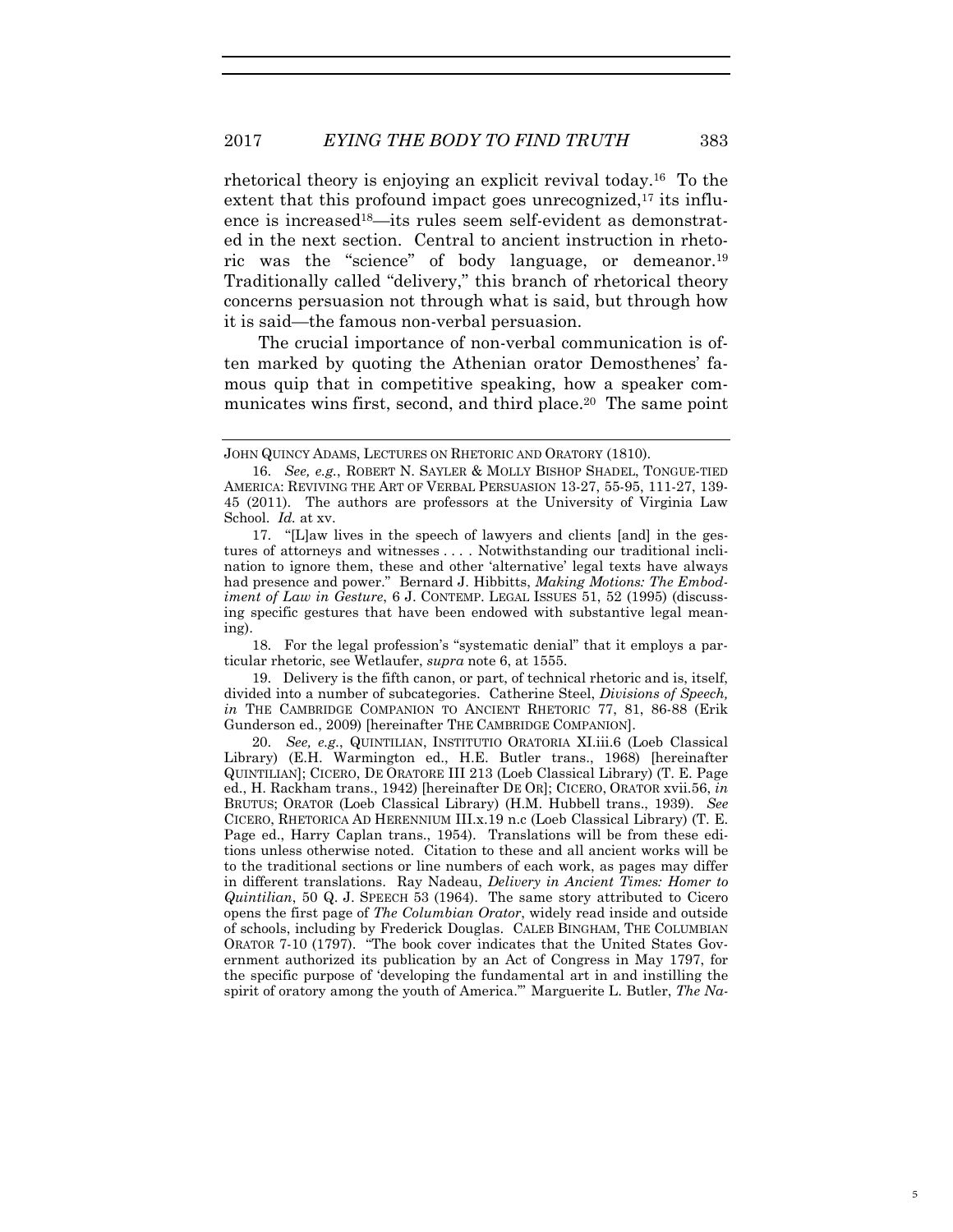rhetorical theory is enjoying an explicit revival today.[16] To the extent that this profound impact goes unrecognized,[17] its influence is increased[18]—its rules seem self-evident as demonstrated in the next section. Central to ancient instruction in rhetoric was the "science" of body language, or demeanor.[19] Traditionally called "delivery," this branch of rhetorical theory concerns persuasion not through what is said, but through how it is said—the famous non-verbal persuasion.

The crucial importance of non-verbal communication is often marked by quoting the Athenian orator Demosthenes' famous quip that in competitive speaking, how a speaker communicates wins first, second, and third place.[20] The same point

---

JOHN QUINCY ADAMS, LECTURES ON RHETORIC AND ORATORY (1810).

16. *See, e.g.*, ROBERT N. SAYLER & MOLLY BISHOP SHADEL, TONGUE-TIED AMERICA: REVIVING THE ART OF VERBAL PERSUASION 13-27, 55-95, 111-27, 139-45 (2011). The authors are professors at the University of Virginia Law School. *Id.* at xv.

17. "[L]aw lives in the speech of lawyers and clients [and] in the gestures of attorneys and witnesses . . . . Notwithstanding our traditional inclination to ignore them, these and other 'alternative' legal texts have always had presence and power." Bernard J. Hibbitts, *Making Motions: The Embodiment of Law in Gesture*, 6 J. CONTEMP. LEGAL ISSUES 51, 52 (1995) (discussing specific gestures that have been endowed with substantive legal meaning).

18. For the legal profession's "systematic denial" that it employs a particular rhetoric, see Wetlaufer, *supra* note 6, at 1555.

19. Delivery is the fifth canon, or part, of technical rhetoric and is, itself, divided into a number of subcategories. Catherine Steel, *Divisions of Speech, in* THE CAMBRIDGE COMPANION TO ANCIENT RHETORIC 77, 81, 86-88 (Erik Gunderson ed., 2009) [hereinafter THE CAMBRIDGE COMPANION].

20. *See, e.g.*, QUINTILIAN, INSTITUTIO ORATORIA XI.iii.6 (Loeb Classical Library) (E.H. Warmington ed., H.E. Butler trans., 1968) [hereinafter QUINTILIAN]; CICERO, DE ORATORE III 213 (Loeb Classical Library) (T. E. Page ed., H. Rackham trans., 1942) [hereinafter DE OR]; CICERO, ORATOR xvii.56, *in* BRUTUS; ORATOR (Loeb Classical Library) (H.M. Hubbell trans., 1939). *See* CICERO, RHETORICA AD HERENNIUM III.x.19 n.c (Loeb Classical Library) (T. E. Page ed., Harry Caplan trans., 1954). Translations will be from these editions unless otherwise noted. Citation to these and all ancient works will be to the traditional sections or line numbers of each work, as pages may differ in different translations. Ray Nadeau, *Delivery in Ancient Times: Homer to Quintilian*, 50 Q. J. SPEECH 53 (1964). The same story attributed to Cicero opens the first page of *The Columbian Orator*, widely read inside and outside of schools, including by Frederick Douglas. CALEB BINGHAM, THE COLUMBIAN ORATOR 7-10 (1797). "The book cover indicates that the United States Government authorized its publication by an Act of Congress in May 1797, for the specific purpose of 'developing the fundamental art in and instilling the spirit of oratory among the youth of America.'" Marguerite L. Butler, *The Na-*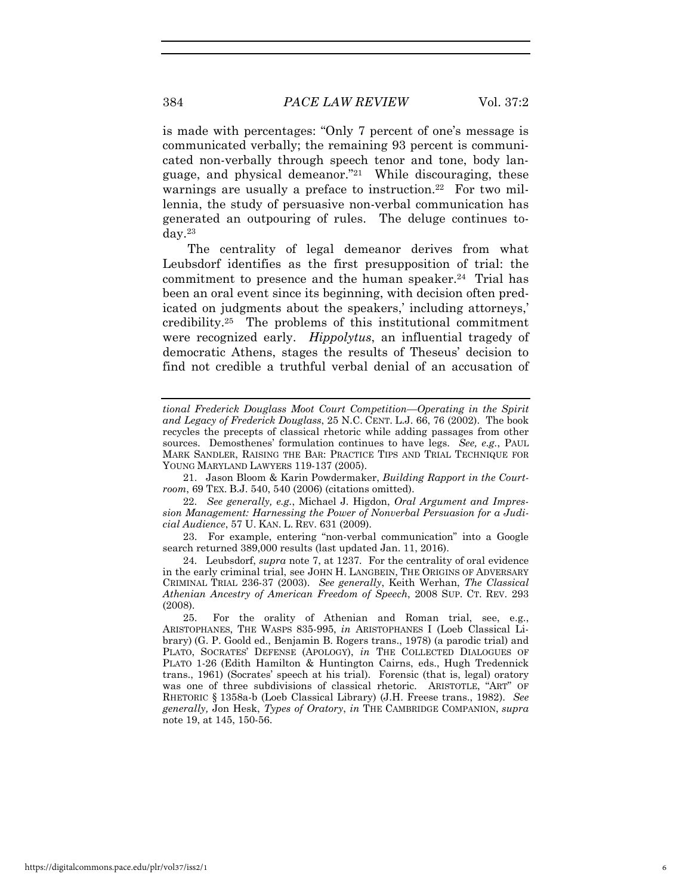is made with percentages: "Only 7 percent of one's message is communicated verbally; the remaining 93 percent is communicated non-verbally through speech tenor and tone, body language, and physical demeanor."[21] While discouraging, these warnings are usually a preface to instruction.[22] For two millennia, the study of persuasive non-verbal communication has generated an outpouring of rules. The deluge continues today.[23]

The centrality of legal demeanor derives from what Leubsdorf identifies as the first presupposition of trial: the commitment to presence and the human speaker.[24] Trial has been an oral event since its beginning, with decision often predicated on judgments about the speakers,' including attorneys,' credibility.[25] The problems of this institutional commitment were recognized early. *Hippolytus*, an influential tragedy of democratic Athens, stages the results of Theseus' decision to find not credible a truthful verbal denial of an accusation of

---

*tional Frederick Douglass Moot Court Competition—Operating in the Spirit and Legacy of Frederick Douglass*, 25 N.C. CENT. L.J. 66, 76 (2002). The book recycles the precepts of classical rhetoric while adding passages from other sources. Demosthenes' formulation continues to have legs. *See, e.g.*, PAUL MARK SANDLER, RAISING THE BAR: PRACTICE TIPS AND TRIAL TECHNIQUE FOR YOUNG MARYLAND LAWYERS 119-137 (2005).

21. Jason Bloom & Karin Powdermaker, *Building Rapport in the Courtroom*, 69 TEX. B.J. 540, 540 (2006) (citations omitted).

22. *See generally, e.g.*, Michael J. Higdon, *Oral Argument and Impression Management: Harnessing the Power of Nonverbal Persuasion for a Judicial Audience*, 57 U. KAN. L. REV. 631 (2009).

23. For example, entering "non-verbal communication" into a Google search returned 389,000 results (last updated Jan. 11, 2016).

24. Leubsdorf, *supra* note 7, at 1237. For the centrality of oral evidence in the early criminal trial, see JOHN H. LANGBEIN, THE ORIGINS OF ADVERSARY CRIMINAL TRIAL 236-37 (2003). *See generally*, Keith Werhan, *The Classical Athenian Ancestry of American Freedom of Speech*, 2008 SUP. CT. REV. 293 (2008).

25. For the orality of Athenian and Roman trial, see, e.g., ARISTOPHANES, THE WASPS 835-995, *in* ARISTOPHANES I (Loeb Classical Library) (G. P. Goold ed., Benjamin B. Rogers trans., 1978) (a parodic trial) and PLATO, SOCRATES' DEFENSE (APOLOGY), *in* THE COLLECTED DIALOGUES OF PLATO 1-26 (Edith Hamilton & Huntington Cairns, eds., Hugh Tredennick trans., 1961) (Socrates' speech at his trial). Forensic (that is, legal) oratory was one of three subdivisions of classical rhetoric. ARISTOTLE, "ART" OF RHETORIC § 1358a-b (Loeb Classical Library) (J.H. Freese trans., 1982). *See generally,* Jon Hesk, *Types of Oratory*, *in* THE CAMBRIDGE COMPANION, *supra* note 19, at 145, 150-56.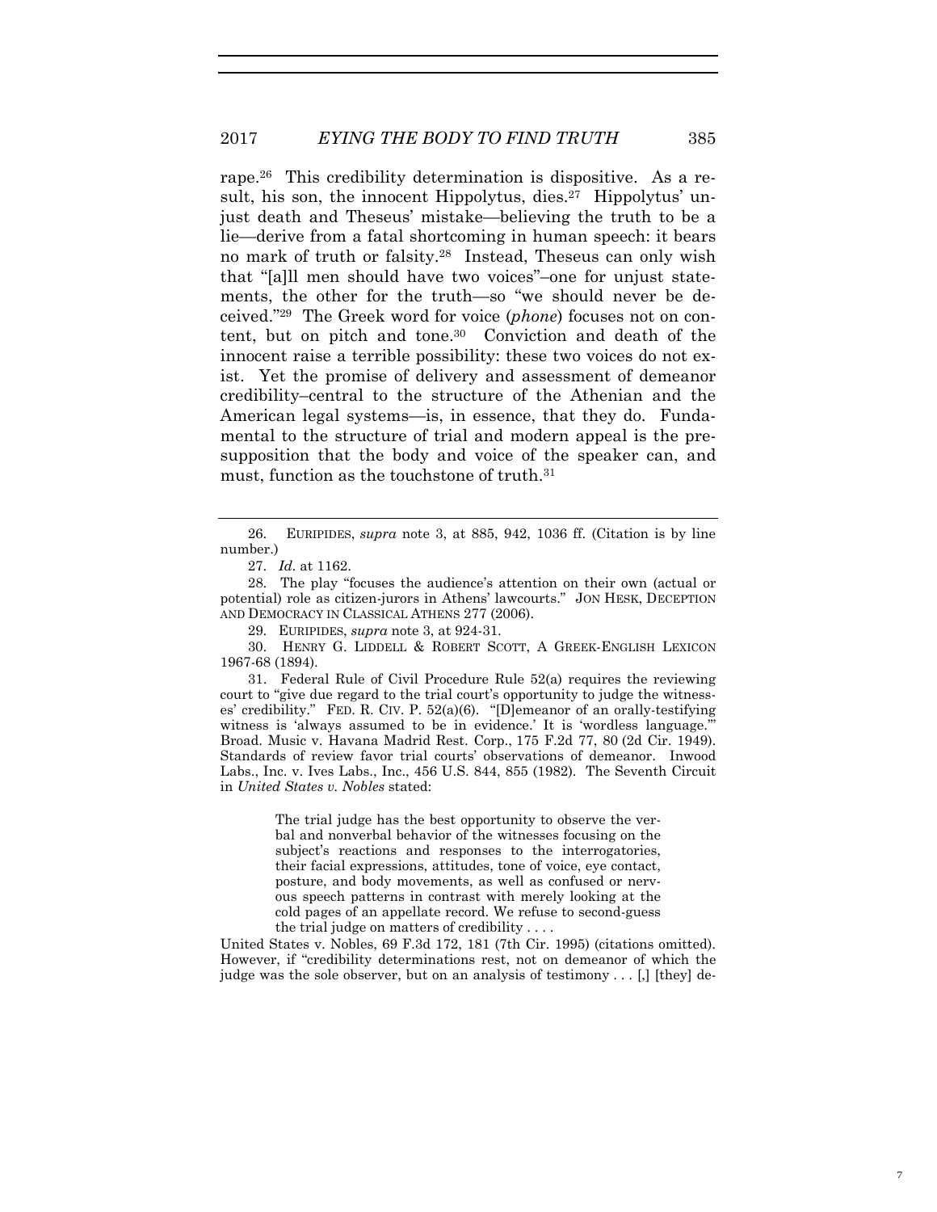rape.[26] This credibility determination is dispositive. As a result, his son, the innocent Hippolytus, dies.[27] Hippolytus' unjust death and Theseus' mistake—believing the truth to be a lie—derive from a fatal shortcoming in human speech: it bears no mark of truth or falsity.[28] Instead, Theseus can only wish that "[a]ll men should have two voices"–one for unjust statements, the other for the truth—so "we should never be deceived."[29] The Greek word for voice (*phone*) focuses not on content, but on pitch and tone.[30] Conviction and death of the innocent raise a terrible possibility: these two voices do not exist. Yet the promise of delivery and assessment of demeanor credibility–central to the structure of the Athenian and the American legal systems—is, in essence, that they do. Fundamental to the structure of trial and modern appeal is the presupposition that the body and voice of the speaker can, and must, function as the touchstone of truth.[31]

---

26. EURIPIDES, *supra* note 3, at 885, 942, 1036 ff. (Citation is by line number.)

27. *Id.* at 1162.

28. The play "focuses the audience's attention on their own (actual or potential) role as citizen-jurors in Athens' lawcourts." JON HESK, DECEPTION AND DEMOCRACY IN CLASSICAL ATHENS 277 (2006).

29. EURIPIDES, *supra* note 3, at 924-31.

30. HENRY G. LIDDELL & ROBERT SCOTT, A GREEK-ENGLISH LEXICON 1967-68 (1894).

31. Federal Rule of Civil Procedure Rule 52(a) requires the reviewing court to "give due regard to the trial court's opportunity to judge the witnesses' credibility." FED. R. CIV. P. 52(a)(6). "[D]emeanor of an orally-testifying witness is 'always assumed to be in evidence.' It is 'wordless language.'" Broad. Music v. Havana Madrid Rest. Corp., 175 F.2d 77, 80 (2d Cir. 1949). Standards of review favor trial courts' observations of demeanor. Inwood Labs., Inc. v. Ives Labs., Inc., 456 U.S. 844, 855 (1982). The Seventh Circuit in *United States v. Nobles* stated:

> The trial judge has the best opportunity to observe the verbal and nonverbal behavior of the witnesses focusing on the subject's reactions and responses to the interrogatories, their facial expressions, attitudes, tone of voice, eye contact, posture, and body movements, as well as confused or nervous speech patterns in contrast with merely looking at the cold pages of an appellate record. We refuse to second-guess the trial judge on matters of credibility . . . .

United States v. Nobles, 69 F.3d 172, 181 (7th Cir. 1995) (citations omitted). However, if "credibility determinations rest, not on demeanor of which the judge was the sole observer, but on an analysis of testimony . . . [,] [they] de-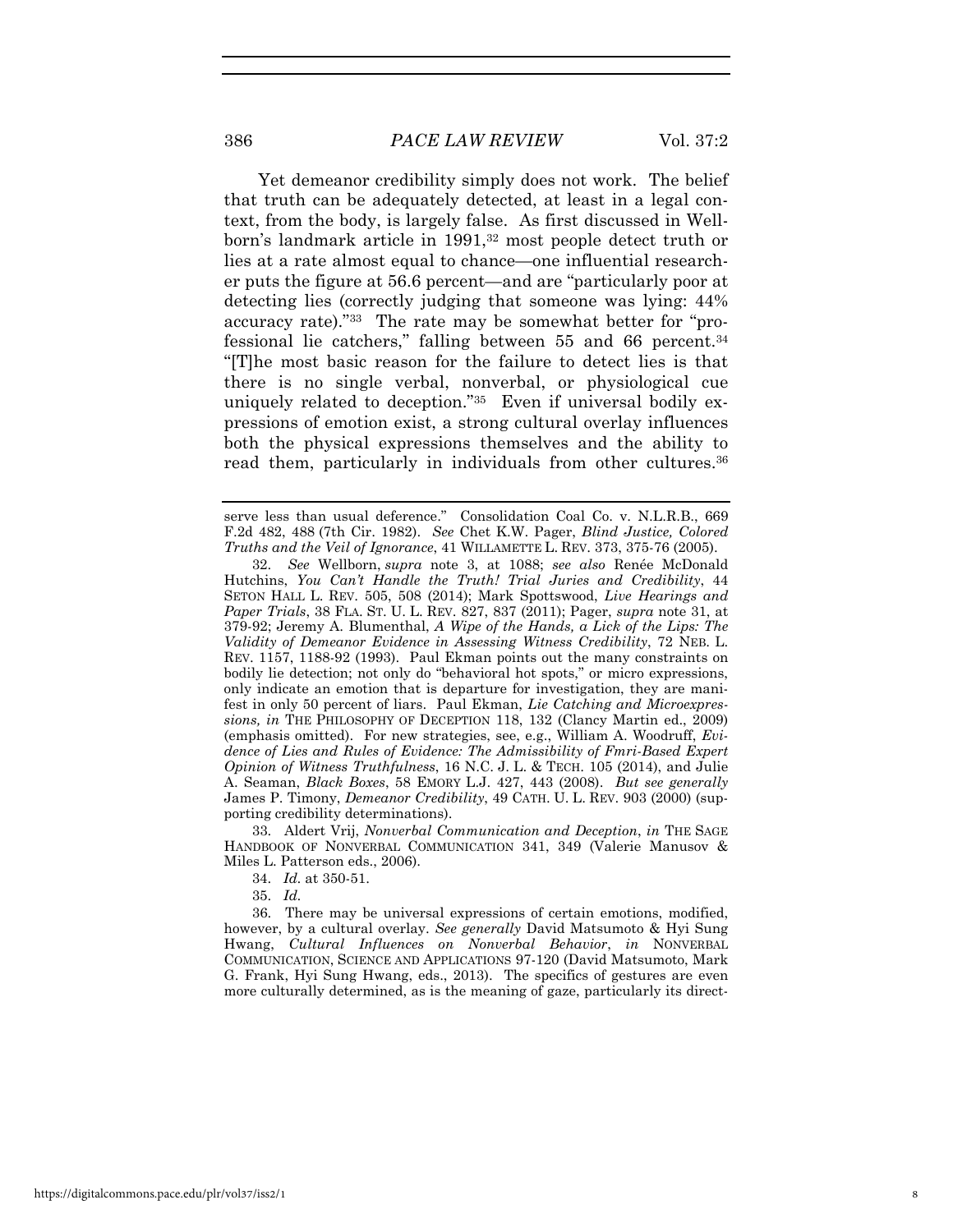Yet demeanor credibility simply does not work. The belief that truth can be adequately detected, at least in a legal context, from the body, is largely false. As first discussed in Wellborn's landmark article in 1991,[32] most people detect truth or lies at a rate almost equal to chance—one influential researcher puts the figure at 56.6 percent—and are "particularly poor at detecting lies (correctly judging that someone was lying: 44% accuracy rate)."[33] The rate may be somewhat better for "professional lie catchers," falling between 55 and 66 percent.[34] "[T]he most basic reason for the failure to detect lies is that there is no single verbal, nonverbal, or physiological cue uniquely related to deception."[35] Even if universal bodily expressions of emotion exist, a strong cultural overlay influences both the physical expressions themselves and the ability to read them, particularly in individuals from other cultures.[36]

---

serve less than usual deference." Consolidation Coal Co. v. N.L.R.B., 669 F.2d 482, 488 (7th Cir. 1982). *See* Chet K.W. Pager, *Blind Justice, Colored Truths and the Veil of Ignorance*, 41 WILLAMETTE L. REV. 373, 375-76 (2005).

32. *See* Wellborn, *supra* note 3, at 1088; *see also* Renée McDonald Hutchins, *You Can't Handle the Truth! Trial Juries and Credibility*, 44 SETON HALL L. REV. 505, 508 (2014); Mark Spottswood, *Live Hearings and Paper Trials*, 38 FLA. ST. U. L. REV. 827, 837 (2011); Pager, *supra* note 31, at 379-92; Jeremy A. Blumenthal, *A Wipe of the Hands, a Lick of the Lips: The Validity of Demeanor Evidence in Assessing Witness Credibility*, 72 NEB. L. REV. 1157, 1188-92 (1993). Paul Ekman points out the many constraints on bodily lie detection; not only do "behavioral hot spots," or micro expressions, only indicate an emotion that is departure for investigation, they are manifest in only 50 percent of liars. Paul Ekman, *Lie Catching and Microexpressions, in* THE PHILOSOPHY OF DECEPTION 118, 132 (Clancy Martin ed., 2009) (emphasis omitted). For new strategies, see, e.g., William A. Woodruff, *Evidence of Lies and Rules of Evidence: The Admissibility of Fmri-Based Expert Opinion of Witness Truthfulness*, 16 N.C. J. L. & TECH. 105 (2014), and Julie A. Seaman, *Black Boxes*, 58 EMORY L.J. 427, 443 (2008). *But see generally* James P. Timony, *Demeanor Credibility*, 49 CATH. U. L. REV. 903 (2000) (supporting credibility determinations).

33. Aldert Vrij, *Nonverbal Communication and Deception*, *in* THE SAGE HANDBOOK OF NONVERBAL COMMUNICATION 341, 349 (Valerie Manusov & Miles L. Patterson eds., 2006).

34. *Id.* at 350-51.

35. *Id.*

36. There may be universal expressions of certain emotions, modified, however, by a cultural overlay. *See generally* David Matsumoto & Hyi Sung Hwang, *Cultural Influences on Nonverbal Behavior*, *in* NONVERBAL COMMUNICATION, SCIENCE AND APPLICATIONS 97-120 (David Matsumoto, Mark G. Frank, Hyi Sung Hwang, eds., 2013). The specifics of gestures are even more culturally determined, as is the meaning of gaze, particularly its direct-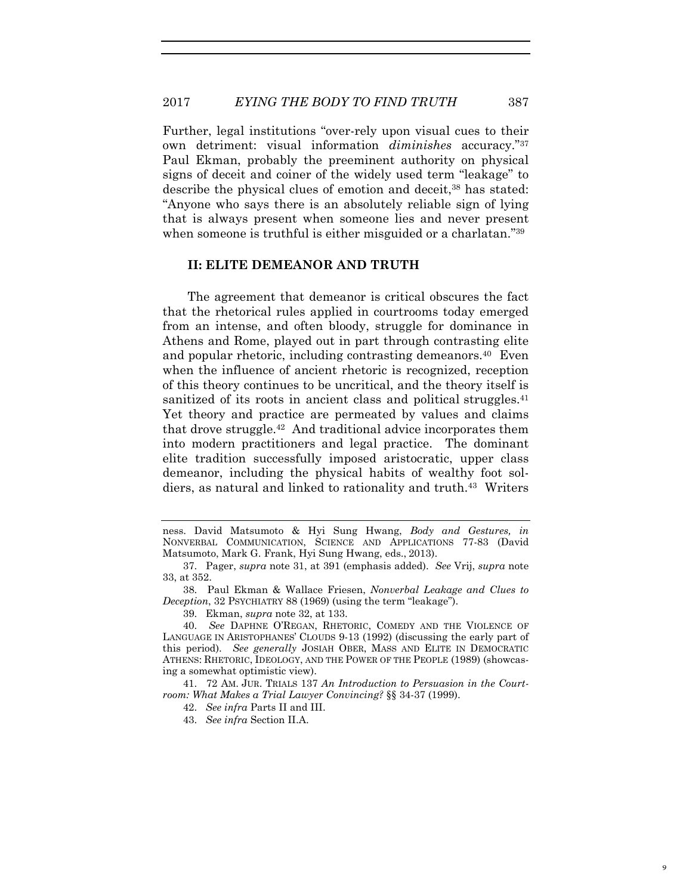Further, legal institutions "over-rely upon visual cues to their own detriment: visual information *diminishes* accuracy."[37] Paul Ekman, probably the preeminent authority on physical signs of deceit and coiner of the widely used term "leakage" to describe the physical clues of emotion and deceit,[38] has stated: "Anyone who says there is an absolutely reliable sign of lying that is always present when someone lies and never present when someone is truthful is either misguided or a charlatan."[39]

## II: ELITE DEMEANOR AND TRUTH

The agreement that demeanor is critical obscures the fact that the rhetorical rules applied in courtrooms today emerged from an intense, and often bloody, struggle for dominance in Athens and Rome, played out in part through contrasting elite and popular rhetoric, including contrasting demeanors.[40] Even when the influence of ancient rhetoric is recognized, reception of this theory continues to be uncritical, and the theory itself is sanitized of its roots in ancient class and political struggles.[41] Yet theory and practice are permeated by values and claims that drove struggle.[42] And traditional advice incorporates them into modern practitioners and legal practice. The dominant elite tradition successfully imposed aristocratic, upper class demeanor, including the physical habits of wealthy foot soldiers, as natural and linked to rationality and truth.[43] Writers

---

ness. David Matsumoto & Hyi Sung Hwang, *Body and Gestures, in* NONVERBAL COMMUNICATION, SCIENCE AND APPLICATIONS 77-83 (David Matsumoto, Mark G. Frank, Hyi Sung Hwang, eds., 2013).

37. Pager, *supra* note 31, at 391 (emphasis added). *See* Vrij, *supra* note 33, at 352.

38. Paul Ekman & Wallace Friesen, *Nonverbal Leakage and Clues to Deception,* 32 PSYCHIATRY 88 (1969) (using the term "leakage").

39. Ekman, *supra* note 32, at 133.

40. *See* DAPHNE O'REGAN, RHETORIC, COMEDY AND THE VIOLENCE OF LANGUAGE IN ARISTOPHANES' CLOUDS 9-13 (1992) (discussing the early part of this period). *See generally* JOSIAH OBER, MASS AND ELITE IN DEMOCRATIC ATHENS: RHETORIC, IDEOLOGY, AND THE POWER OF THE PEOPLE (1989) (showcasing a somewhat optimistic view).

41. 72 AM. JUR. TRIALS 137 *An Introduction to Persuasion in the Courtroom: What Makes a Trial Lawyer Convincing?* §§ 34-37 (1999).

42. *See infra* Parts II and III.

43. *See infra* Section II.A.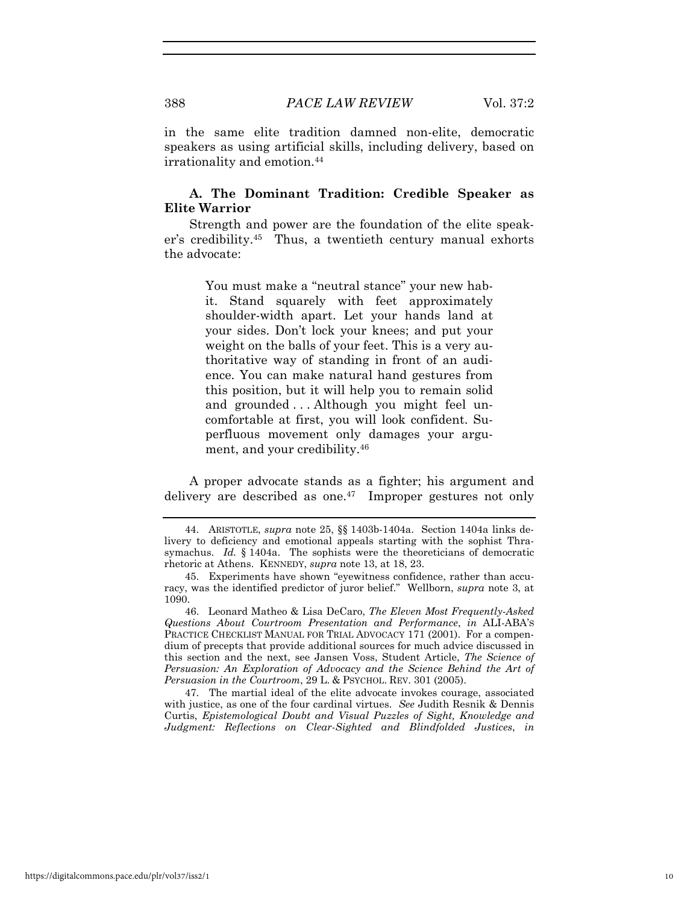in the same elite tradition damned non-elite, democratic speakers as using artificial skills, including delivery, based on irrationality and emotion.[44]

### A. The Dominant Tradition: Credible Speaker as Elite Warrior

Strength and power are the foundation of the elite speaker's credibility.[45] Thus, a twentieth century manual exhorts the advocate:

> You must make a "neutral stance" your new habit. Stand squarely with feet approximately shoulder-width apart. Let your hands land at your sides. Don't lock your knees; and put your weight on the balls of your feet. This is a very authoritative way of standing in front of an audience. You can make natural hand gestures from this position, but it will help you to remain solid and grounded . . . Although you might feel uncomfortable at first, you will look confident. Superfluous movement only damages your argument, and your credibility.[46]

A proper advocate stands as a fighter; his argument and delivery are described as one.[47] Improper gestures not only

---

44. ARISTOTLE, *supra* note 25, §§ 1403b-1404a. Section 1404a links delivery to deficiency and emotional appeals starting with the sophist Thrasymachus. *Id.* § 1404a. The sophists were the theoreticians of democratic rhetoric at Athens. KENNEDY, *supra* note 13, at 18, 23.

45. Experiments have shown "eyewitness confidence, rather than accuracy, was the identified predictor of juror belief." Wellborn, *supra* note 3, at 1090.

46. Leonard Matheo & Lisa DeCaro, *The Eleven Most Frequently-Asked Questions About Courtroom Presentation and Performance*, *in* ALI-ABA'S PRACTICE CHECKLIST MANUAL FOR TRIAL ADVOCACY 171 (2001). For a compendium of precepts that provide additional sources for much advice discussed in this section and the next, see Jansen Voss, Student Article, *The Science of Persuasion: An Exploration of Advocacy and the Science Behind the Art of Persuasion in the Courtroom*, 29 L. & PSYCHOL. REV. 301 (2005).

47. The martial ideal of the elite advocate invokes courage, associated with justice, as one of the four cardinal virtues. *See* Judith Resnik & Dennis Curtis, *Epistemological Doubt and Visual Puzzles of Sight, Knowledge and Judgment: Reflections on Clear-Sighted and Blindfolded Justices*, *in*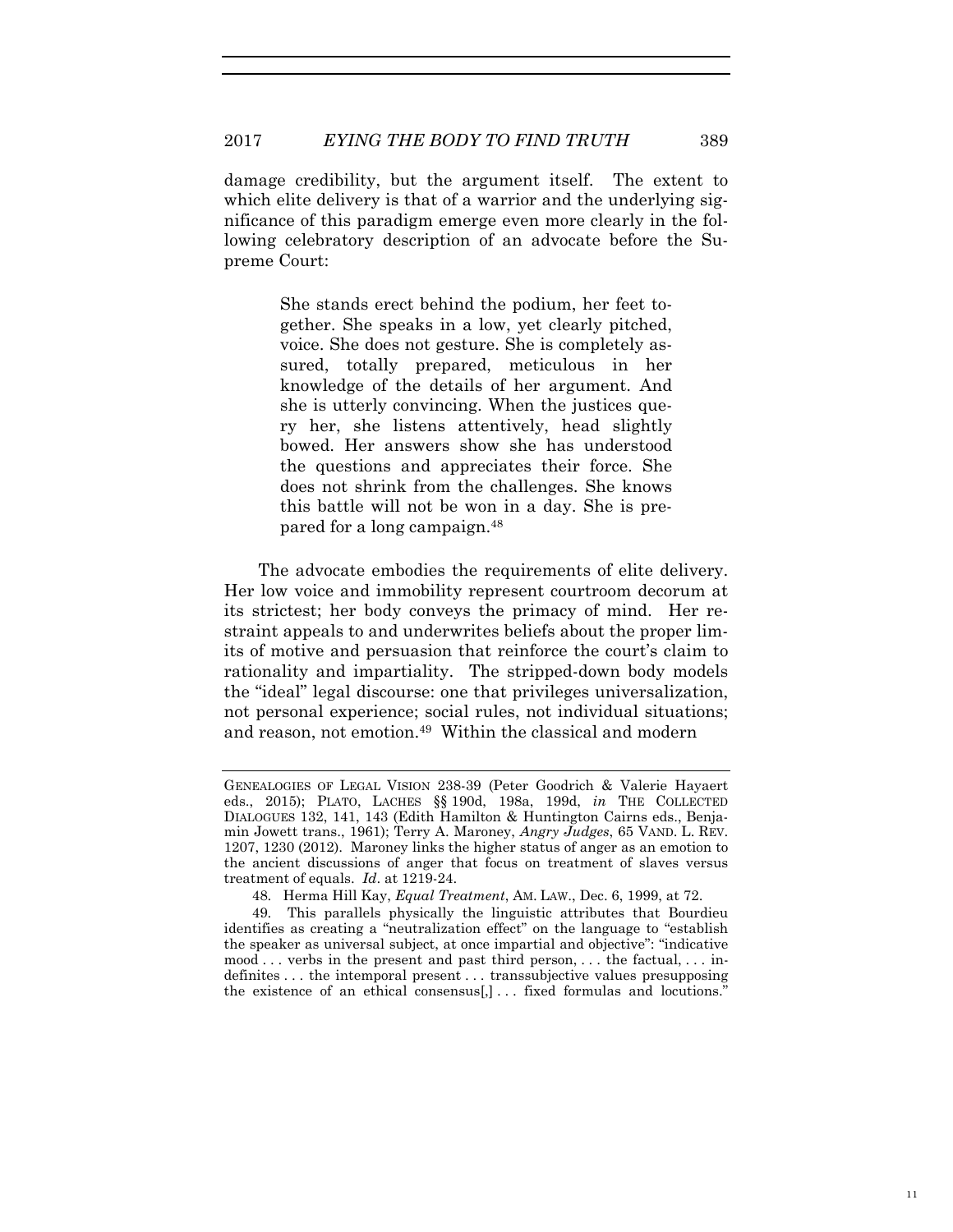damage credibility, but the argument itself. The extent to which elite delivery is that of a warrior and the underlying significance of this paradigm emerge even more clearly in the following celebratory description of an advocate before the Supreme Court:

> She stands erect behind the podium, her feet together. She speaks in a low, yet clearly pitched, voice. She does not gesture. She is completely assured, totally prepared, meticulous in her knowledge of the details of her argument. And she is utterly convincing. When the justices query her, she listens attentively, head slightly bowed. Her answers show she has understood the questions and appreciates their force. She does not shrink from the challenges. She knows this battle will not be won in a day. She is prepared for a long campaign.[48]

The advocate embodies the requirements of elite delivery. Her low voice and immobility represent courtroom decorum at its strictest; her body conveys the primacy of mind. Her restraint appeals to and underwrites beliefs about the proper limits of motive and persuasion that reinforce the court's claim to rationality and impartiality. The stripped-down body models the "ideal" legal discourse: one that privileges universalization, not personal experience; social rules, not individual situations; and reason, not emotion.[49] Within the classical and modern

---

GENEALOGIES OF LEGAL VISION 238-39 (Peter Goodrich & Valerie Hayaert eds., 2015); PLATO, LACHES §§ 190d, 198a, 199d, *in* THE COLLECTED DIALOGUES 132, 141, 143 (Edith Hamilton & Huntington Cairns eds., Benjamin Jowett trans., 1961); Terry A. Maroney, *Angry Judges*, 65 VAND. L. REV. 1207, 1230 (2012). Maroney links the higher status of anger as an emotion to the ancient discussions of anger that focus on treatment of slaves versus treatment of equals. *Id*. at 1219-24.

48. Herma Hill Kay, *Equal Treatment*, AM. LAW., Dec. 6, 1999, at 72.

49. This parallels physically the linguistic attributes that Bourdieu identifies as creating a "neutralization effect" on the language to "establish the speaker as universal subject, at once impartial and objective": "indicative mood . . . verbs in the present and past third person, . . . the factual, . . . indefinites . . . the intemporal present . . . transsubjective values presupposing the existence of an ethical consensus[,] . . . fixed formulas and locutions."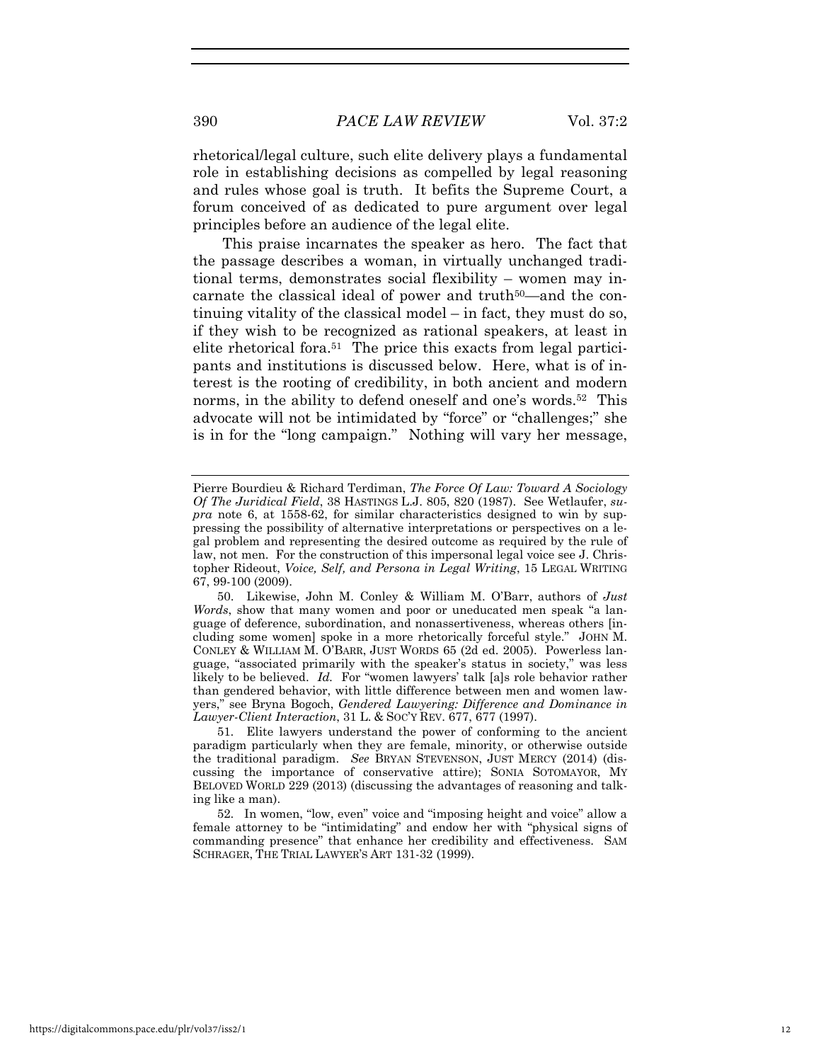rhetorical/legal culture, such elite delivery plays a fundamental role in establishing decisions as compelled by legal reasoning and rules whose goal is truth. It befits the Supreme Court, a forum conceived of as dedicated to pure argument over legal principles before an audience of the legal elite.

This praise incarnates the speaker as hero. The fact that the passage describes a woman, in virtually unchanged traditional terms, demonstrates social flexibility – women may incarnate the classical ideal of power and truth[50]—and the continuing vitality of the classical model – in fact, they must do so, if they wish to be recognized as rational speakers, at least in elite rhetorical fora.[51] The price this exacts from legal participants and institutions is discussed below. Here, what is of interest is the rooting of credibility, in both ancient and modern norms, in the ability to defend oneself and one's words.[52] This advocate will not be intimidated by "force" or "challenges;" she is in for the "long campaign." Nothing will vary her message,

---

Pierre Bourdieu & Richard Terdiman, *The Force Of Law: Toward A Sociology Of The Juridical Field*, 38 HASTINGS L.J. 805, 820 (1987). See Wetlaufer, *supra* note 6, at 1558-62, for similar characteristics designed to win by suppressing the possibility of alternative interpretations or perspectives on a legal problem and representing the desired outcome as required by the rule of law, not men. For the construction of this impersonal legal voice see J. Christopher Rideout, *Voice, Self, and Persona in Legal Writing*, 15 LEGAL WRITING 67, 99-100 (2009).

50. Likewise, John M. Conley & William M. O'Barr, authors of *Just Words*, show that many women and poor or uneducated men speak "a language of deference, subordination, and nonassertiveness, whereas others [including some women] spoke in a more rhetorically forceful style." JOHN M. CONLEY & WILLIAM M. O'BARR, JUST WORDS 65 (2d ed. 2005). Powerless language, "associated primarily with the speaker's status in society," was less likely to be believed. *Id.* For "women lawyers' talk [a]s role behavior rather than gendered behavior, with little difference between men and women lawyers," see Bryna Bogoch, *Gendered Lawyering: Difference and Dominance in Lawyer-Client Interaction*, 31 L. & SOC'Y REV. 677, 677 (1997).

51. Elite lawyers understand the power of conforming to the ancient paradigm particularly when they are female, minority, or otherwise outside the traditional paradigm. *See* BRYAN STEVENSON, JUST MERCY (2014) (discussing the importance of conservative attire); SONIA SOTOMAYOR, MY BELOVED WORLD 229 (2013) (discussing the advantages of reasoning and talking like a man).

52. In women, "low, even" voice and "imposing height and voice" allow a female attorney to be "intimidating" and endow her with "physical signs of commanding presence" that enhance her credibility and effectiveness. SAM SCHRAGER, THE TRIAL LAWYER'S ART 131-32 (1999).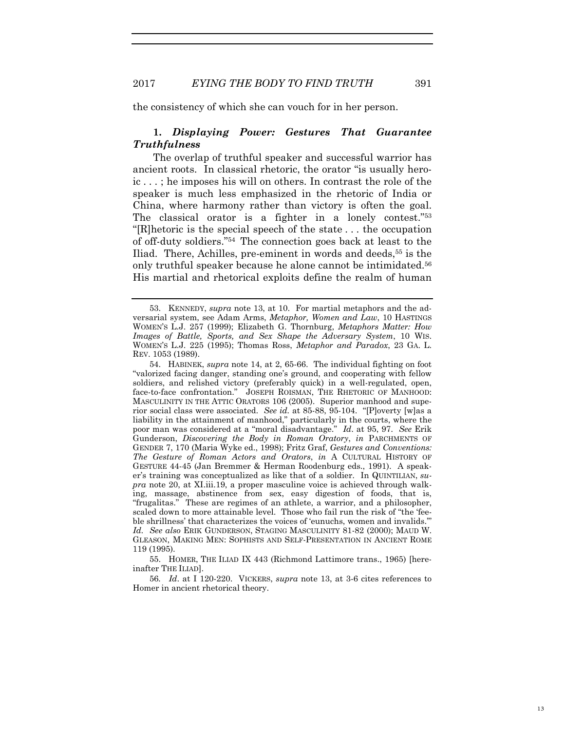the consistency of which she can vouch for in her person.

### 1. *Displaying Power: Gestures That Guarantee Truthfulness*

The overlap of truthful speaker and successful warrior has ancient roots. In classical rhetoric, the orator "is usually heroic . . . ; he imposes his will on others. In contrast the role of the speaker is much less emphasized in the rhetoric of India or China, where harmony rather than victory is often the goal. The classical orator is a fighter in a lonely contest."[53] "[R]hetoric is the special speech of the state . . . the occupation of off-duty soldiers."[54] The connection goes back at least to the Iliad. There, Achilles, pre-eminent in words and deeds,[55] is the only truthful speaker because he alone cannot be intimidated.[56] His martial and rhetorical exploits define the realm of human

---

53. KENNEDY, *supra* note 13, at 10. For martial metaphors and the adversarial system, see Adam Arms, *Metaphor, Women and Law*, 10 HASTINGS WOMEN'S L.J. 257 (1999); Elizabeth G. Thornburg, *Metaphors Matter: How Images of Battle, Sports, and Sex Shape the Adversary System*, 10 WIS. WOMEN'S L.J. 225 (1995); Thomas Ross, *Metaphor and Paradox*, 23 GA. L. REV. 1053 (1989).

54. HABINEK, *supra* note 14, at 2, 65-66. The individual fighting on foot "valorized facing danger, standing one's ground, and cooperating with fellow soldiers, and relished victory (preferably quick) in a well-regulated, open, face-to-face confrontation." JOSEPH ROISMAN, THE RHETORIC OF MANHOOD: MASCULINITY IN THE ATTIC ORATORS 106 (2005). Superior manhood and superior social class were associated. *See id.* at 85-88, 95-104. "[P]overty [w]as a liability in the attainment of manhood," particularly in the courts, where the poor man was considered at a "moral disadvantage." *Id*. at 95, 97. *See* Erik Gunderson, *Discovering the Body in Roman Oratory*, *in* PARCHMENTS OF GENDER 7, 170 (Maria Wyke ed., 1998); Fritz Graf, *Gestures and Conventions: The Gesture of Roman Actors and Orators*, *in* A CULTURAL HISTORY OF GESTURE 44-45 (Jan Bremmer & Herman Roodenburg eds., 1991). A speaker's training was conceptualized as like that of a soldier. In QUINTILIAN, *supra* note 20, at XI.iii.19, a proper masculine voice is achieved through walking, massage, abstinence from sex, easy digestion of foods, that is, "frugalitas." These are regimes of an athlete, a warrior, and a philosopher, scaled down to more attainable level. Those who fail run the risk of "the 'feeble shrillness' that characterizes the voices of 'eunuchs, women and invalids.'" *Id*. *See also* ERIK GUNDERSON, STAGING MASCULINITY 81-82 (2000); MAUD W. GLEASON, MAKING MEN: SOPHISTS AND SELF-PRESENTATION IN ANCIENT ROME 119 (1995).

55. HOMER, THE ILIAD IX 443 (Richmond Lattimore trans., 1965) [hereinafter THE ILIAD].

56. *Id*. at I 120-220. VICKERS, *supra* note 13, at 3-6 cites references to Homer in ancient rhetorical theory.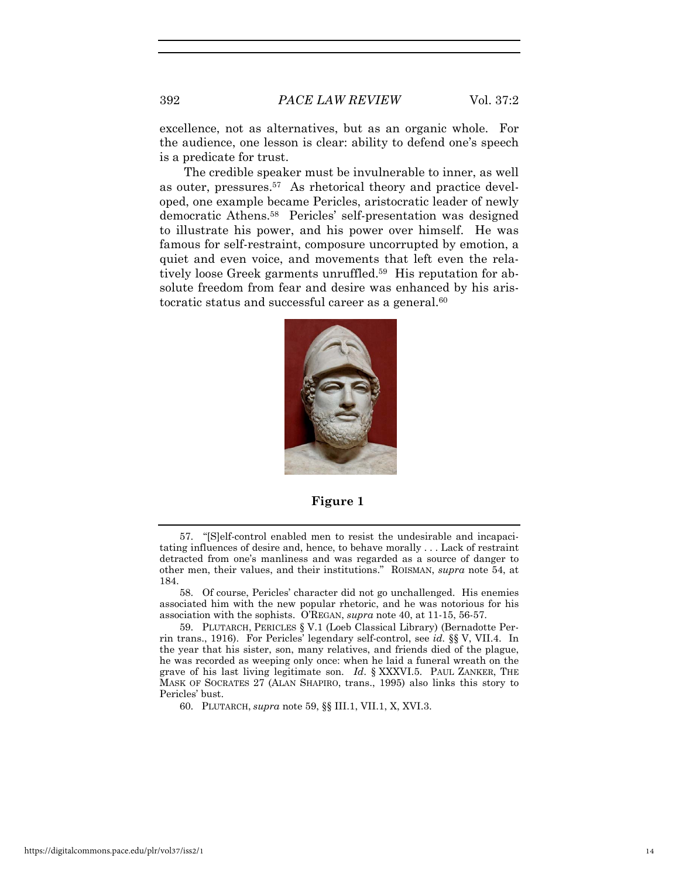excellence, not as alternatives, but as an organic whole. For the audience, one lesson is clear: ability to defend one's speech is a predicate for trust.

The credible speaker must be invulnerable to inner, as well as outer, pressures.[57] As rhetorical theory and practice developed, one example became Pericles, aristocratic leader of newly democratic Athens.[58] Pericles' self-presentation was designed to illustrate his power, and his power over himself. He was famous for self-restraint, composure uncorrupted by emotion, a quiet and even voice, and movements that left even the relatively loose Greek garments unruffled.[59] His reputation for absolute freedom from fear and desire was enhanced by his aristocratic status and successful career as a general.[60]

**Figure 1**

---

57. "[S]elf-control enabled men to resist the undesirable and incapacitating influences of desire and, hence, to behave morally . . . Lack of restraint detracted from one's manliness and was regarded as a source of danger to other men, their values, and their institutions." ROISMAN, *supra* note 54, at 184.

58. Of course, Pericles' character did not go unchallenged. His enemies associated him with the new popular rhetoric, and he was notorious for his association with the sophists. O'REGAN, *supra* note 40, at 11-15, 56-57.

59. PLUTARCH, PERICLES § V.1 (Loeb Classical Library) (Bernadotte Perrin trans., 1916). For Pericles' legendary self-control, see *id.* §§ V, VII.4. In the year that his sister, son, many relatives, and friends died of the plague, he was recorded as weeping only once: when he laid a funeral wreath on the grave of his last living legitimate son. *Id.* § XXXVI.5. PAUL ZANKER, THE MASK OF SOCRATES 27 (ALAN SHAPIRO, trans., 1995) also links this story to Pericles' bust.

60. PLUTARCH, *supra* note 59, §§ III.1, VII.1, X, XVI.3.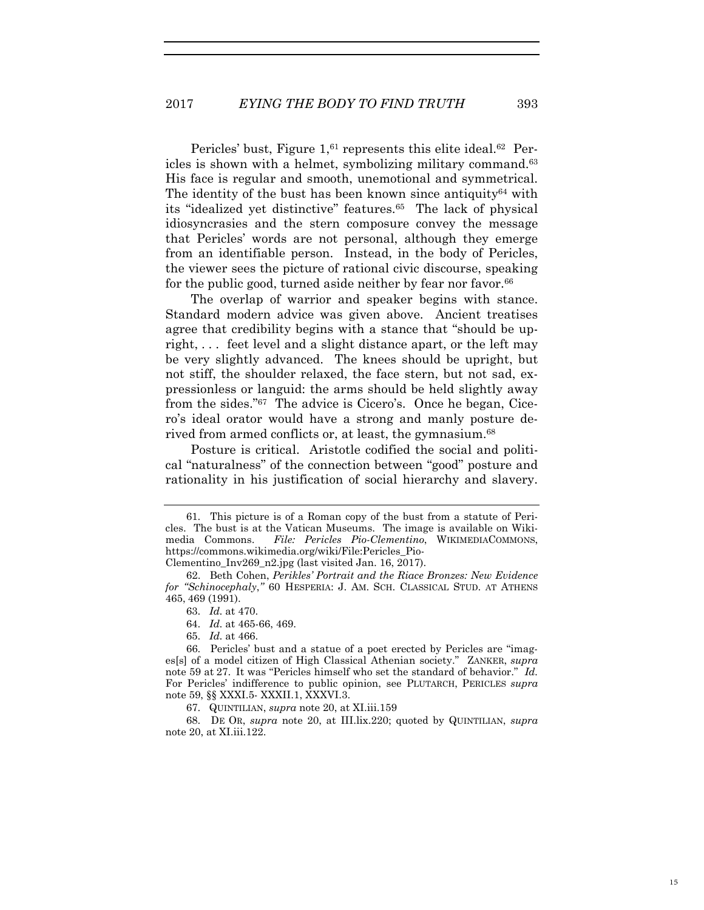Pericles' bust, Figure 1,[61] represents this elite ideal.[62] Pericles is shown with a helmet, symbolizing military command.[63] His face is regular and smooth, unemotional and symmetrical. The identity of the bust has been known since antiquity[64] with its "idealized yet distinctive" features.[65] The lack of physical idiosyncrasies and the stern composure convey the message that Pericles' words are not personal, although they emerge from an identifiable person. Instead, in the body of Pericles, the viewer sees the picture of rational civic discourse, speaking for the public good, turned aside neither by fear nor favor.[66]

The overlap of warrior and speaker begins with stance. Standard modern advice was given above. Ancient treatises agree that credibility begins with a stance that "should be upright, . . . feet level and a slight distance apart, or the left may be very slightly advanced. The knees should be upright, but not stiff, the shoulder relaxed, the face stern, but not sad, expressionless or languid: the arms should be held slightly away from the sides."[67] The advice is Cicero's. Once he began, Cicero's ideal orator would have a strong and manly posture derived from armed conflicts or, at least, the gymnasium.[68]

Posture is critical. Aristotle codified the social and political "naturalness" of the connection between "good" posture and rationality in his justification of social hierarchy and slavery.

---

61. This picture is of a Roman copy of the bust from a statute of Pericles. The bust is at the Vatican Museums. The image is available on Wikimedia Commons. *File: Pericles Pio-Clementino*, WIKIMEDIACOMMONS, https://commons.wikimedia.org/wiki/File:Pericles_Pio-Clementino_Inv269_n2.jpg (last visited Jan. 16, 2017).

62. Beth Cohen, *Perikles' Portrait and the Riace Bronzes: New Evidence for "Schinocephaly*,*"* 60 HESPERIA: J. AM. SCH. CLASSICAL STUD. AT ATHENS 465, 469 (1991).

63. *Id.* at 470.

64. *Id.* at 465-66, 469.

65. *Id.* at 466.

66. Pericles' bust and a statue of a poet erected by Pericles are "images[s] of a model citizen of High Classical Athenian society." ZANKER, *supra* note 59 at 27. It was "Pericles himself who set the standard of behavior." *Id.* For Pericles' indifference to public opinion, see PLUTARCH, PERICLES *supra* note 59, §§ XXXI.5- XXXII.1, XXXVI.3.

67. QUINTILIAN, *supra* note 20, at XI.iii.159

68. DE OR, *supra* note 20, at III.lix.220; quoted by QUINTILIAN, *supra* note 20, at XI.iii.122.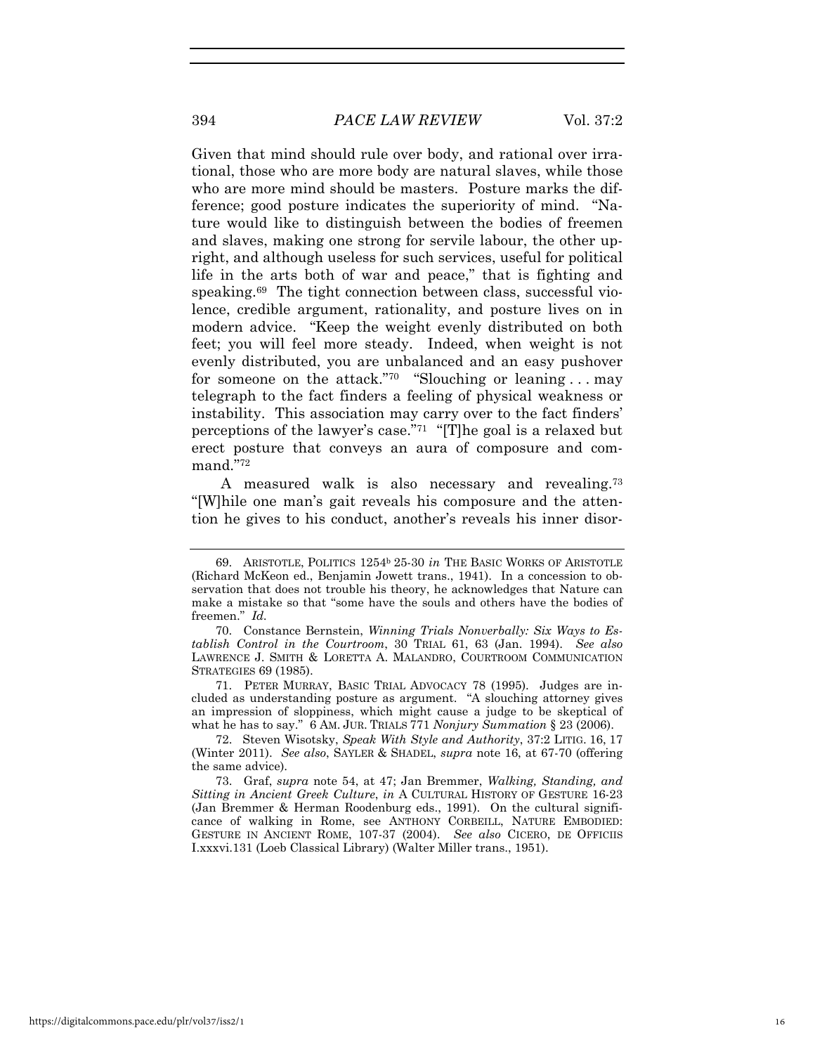Given that mind should rule over body, and rational over irrational, those who are more body are natural slaves, while those who are more mind should be masters. Posture marks the difference; good posture indicates the superiority of mind. "Nature would like to distinguish between the bodies of freemen and slaves, making one strong for servile labour, the other upright, and although useless for such services, useful for political life in the arts both of war and peace," that is fighting and speaking.[69] The tight connection between class, successful violence, credible argument, rationality, and posture lives on in modern advice. "Keep the weight evenly distributed on both feet; you will feel more steady. Indeed, when weight is not evenly distributed, you are unbalanced and an easy pushover for someone on the attack."[70] "Slouching or leaning . . . may telegraph to the fact finders a feeling of physical weakness or instability. This association may carry over to the fact finders' perceptions of the lawyer's case."[71] "[T]he goal is a relaxed but erect posture that conveys an aura of composure and command."[72]

A measured walk is also necessary and revealing.[73] "[W]hile one man's gait reveals his composure and the attention he gives to his conduct, another's reveals his inner disor-

---

69. ARISTOTLE, POLITICS 1254$^{b}$ 25-30 *in* THE BASIC WORKS OF ARISTOTLE (Richard McKeon ed., Benjamin Jowett trans., 1941). In a concession to observation that does not trouble his theory, he acknowledges that Nature can make a mistake so that "some have the souls and others have the bodies of freemen." *Id.*

70. Constance Bernstein, *Winning Trials Nonverbally: Six Ways to Establish Control in the Courtroom*, 30 TRIAL 61, 63 (Jan. 1994). *See also* LAWRENCE J. SMITH & LORETTA A. MALANDRO, COURTROOM COMMUNICATION STRATEGIES 69 (1985).

71. PETER MURRAY, BASIC TRIAL ADVOCACY 78 (1995). Judges are included as understanding posture as argument. "A slouching attorney gives an impression of sloppiness, which might cause a judge to be skeptical of what he has to say." 6 AM. JUR. TRIALS 771 *Nonjury Summation* § 23 (2006).

72. Steven Wisotsky, *Speak With Style and Authority*, 37:2 LITIG. 16, 17 (Winter 2011). *See also*, SAYLER & SHADEL, *supra* note 16, at 67-70 (offering the same advice).

73. Graf, *supra* note 54, at 47; Jan Bremmer, *Walking, Standing, and Sitting in Ancient Greek Culture*, *in* A CULTURAL HISTORY OF GESTURE 16-23 (Jan Bremmer & Herman Roodenburg eds., 1991). On the cultural significance of walking in Rome, see ANTHONY CORBEILL, NATURE EMBODIED: GESTURE IN ANCIENT ROME, 107-37 (2004). *See also* CICERO, DE OFFICIIS I.xxxvi.131 (Loeb Classical Library) (Walter Miller trans., 1951).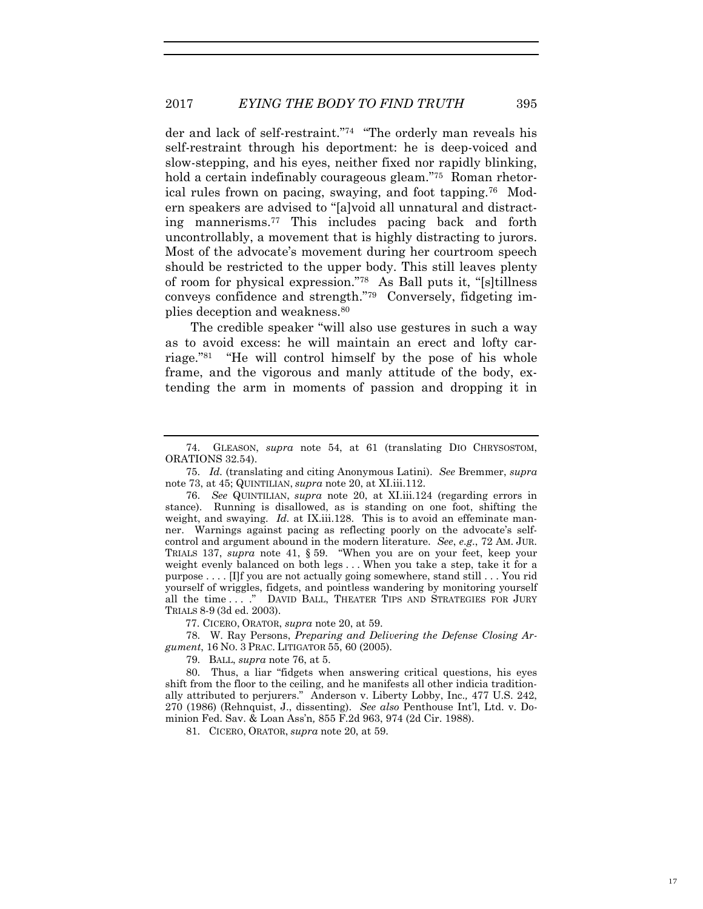der and lack of self-restraint."[74] "The orderly man reveals his self-restraint through his deportment: he is deep-voiced and slow-stepping, and his eyes, neither fixed nor rapidly blinking, hold a certain indefinably courageous gleam."[75] Roman rhetorical rules frown on pacing, swaying, and foot tapping.[76] Modern speakers are advised to "[a]void all unnatural and distracting mannerisms.[77] This includes pacing back and forth uncontrollably, a movement that is highly distracting to jurors. Most of the advocate's movement during her courtroom speech should be restricted to the upper body. This still leaves plenty of room for physical expression."[78] As Ball puts it, "[s]tillness conveys confidence and strength."[79] Conversely, fidgeting implies deception and weakness.[80]

The credible speaker "will also use gestures in such a way as to avoid excess: he will maintain an erect and lofty carriage."[81] "He will control himself by the pose of his whole frame, and the vigorous and manly attitude of the body, extending the arm in moments of passion and dropping it in

---

74. GLEASON, *supra* note 54, at 61 (translating DIO CHRYSOSTOM, ORATIONS 32.54).

75. *Id.* (translating and citing Anonymous Latini). *See* Bremmer, *supra* note 73, at 45; QUINTILIAN, *supra* note 20, at XI.iii.112.

76. *See* QUINTILIAN, *supra* note 20, at XI.iii.124 (regarding errors in stance). Running is disallowed, as is standing on one foot, shifting the weight, and swaying. *Id.* at IX.iii.128. This is to avoid an effeminate manner. Warnings against pacing as reflecting poorly on the advocate's self-control and argument abound in the modern literature. *See*, *e.g.*, 72 AM. JUR. TRIALS 137, *supra* note 41, § 59. "When you are on your feet, keep your weight evenly balanced on both legs . . . When you take a step, take it for a purpose . . . . [I]f you are not actually going somewhere, stand still . . . You rid yourself of wriggles, fidgets, and pointless wandering by monitoring yourself all the time . . . ." DAVID BALL, THEATER TIPS AND STRATEGIES FOR JURY TRIALS 8-9 (3d ed. 2003).

77. CICERO, ORATOR, *supra* note 20, at 59.

78. W. Ray Persons, *Preparing and Delivering the Defense Closing Argument*, 16 NO. 3 PRAC. LITIGATOR 55, 60 (2005).

79. BALL, *supra* note 76, at 5.

80. Thus, a liar "fidgets when answering critical questions, his eyes shift from the floor to the ceiling, and he manifests all other indicia traditionally attributed to perjurers." Anderson v. Liberty Lobby, Inc.*,* 477 U.S. 242, 270 (1986) (Rehnquist, J., dissenting). *See also* Penthouse Int'l, Ltd. v. Dominion Fed. Sav. & Loan Ass'n*,* 855 F.2d 963, 974 (2d Cir. 1988).

81. CICERO, ORATOR, *supra* note 20, at 59.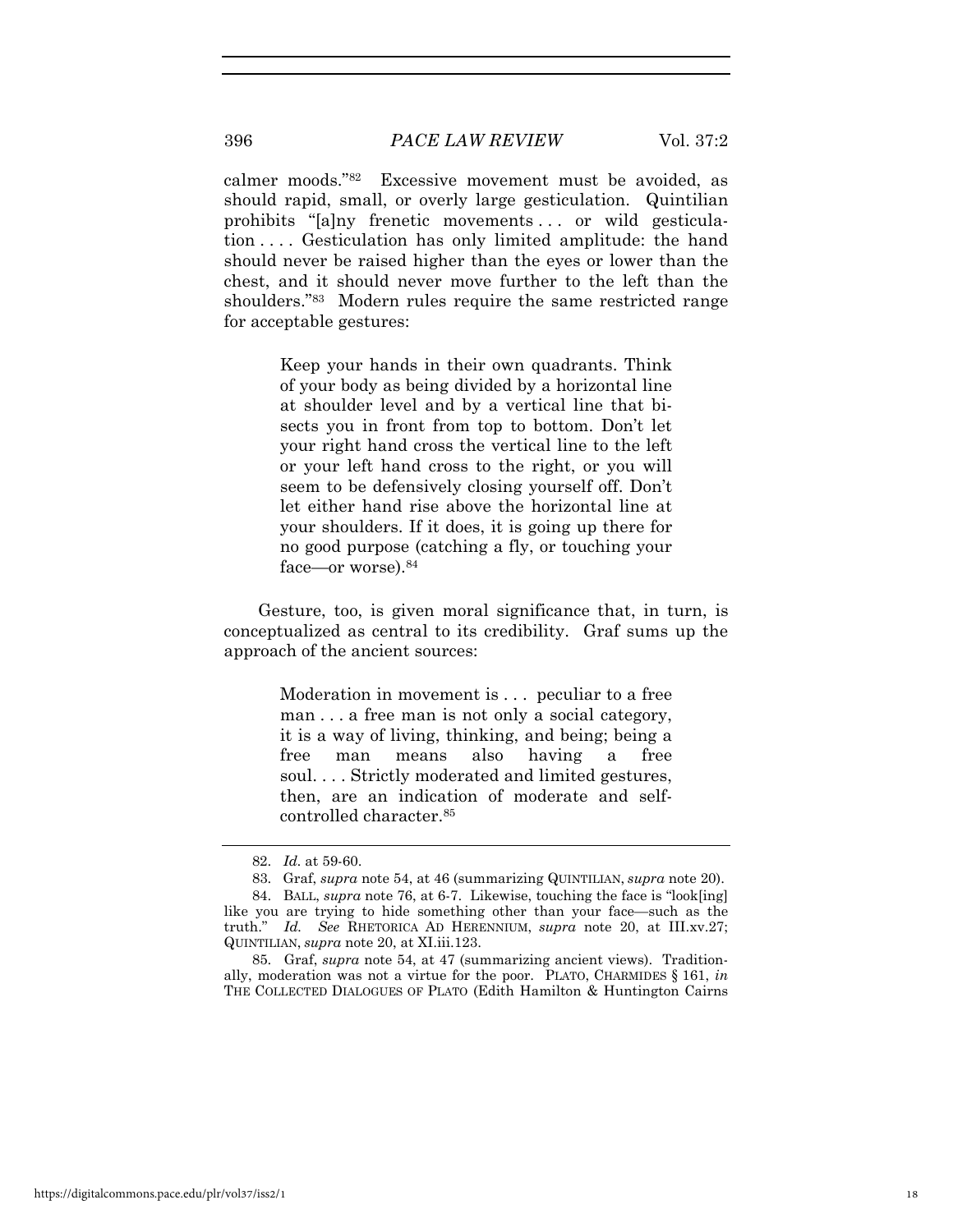calmer moods."[82] Excessive movement must be avoided, as should rapid, small, or overly large gesticulation. Quintilian prohibits "[a]ny frenetic movements . . . or wild gesticulation . . . . Gesticulation has only limited amplitude: the hand should never be raised higher than the eyes or lower than the chest, and it should never move further to the left than the shoulders."[83] Modern rules require the same restricted range for acceptable gestures:

> Keep your hands in their own quadrants. Think of your body as being divided by a horizontal line at shoulder level and by a vertical line that bisects you in front from top to bottom. Don't let your right hand cross the vertical line to the left or your left hand cross to the right, or you will seem to be defensively closing yourself off. Don't let either hand rise above the horizontal line at your shoulders. If it does, it is going up there for no good purpose (catching a fly, or touching your face—or worse).[84]

Gesture, too, is given moral significance that, in turn, is conceptualized as central to its credibility. Graf sums up the approach of the ancient sources:

> Moderation in movement is . . . peculiar to a free man . . . a free man is not only a social category, it is a way of living, thinking, and being; being a free man means also having a free soul. . . . Strictly moderated and limited gestures, then, are an indication of moderate and self-controlled character.[85]

---

82. *Id.* at 59-60.

83. Graf, *supra* note 54, at 46 (summarizing QUINTILIAN, *supra* note 20).

84. BALL, *supra* note 76, at 6-7. Likewise, touching the face is "look[ing] like you are trying to hide something other than your face—such as the truth." *Id.* *See* RHETORICA AD HERENNIUM, *supra* note 20, at III.xv.27; QUINTILIAN, *supra* note 20, at XI.iii.123.

85. Graf, *supra* note 54, at 47 (summarizing ancient views). Traditionally, moderation was not a virtue for the poor. PLATO, CHARMIDES § 161, *in* THE COLLECTED DIALOGUES OF PLATO (Edith Hamilton & Huntington Cairns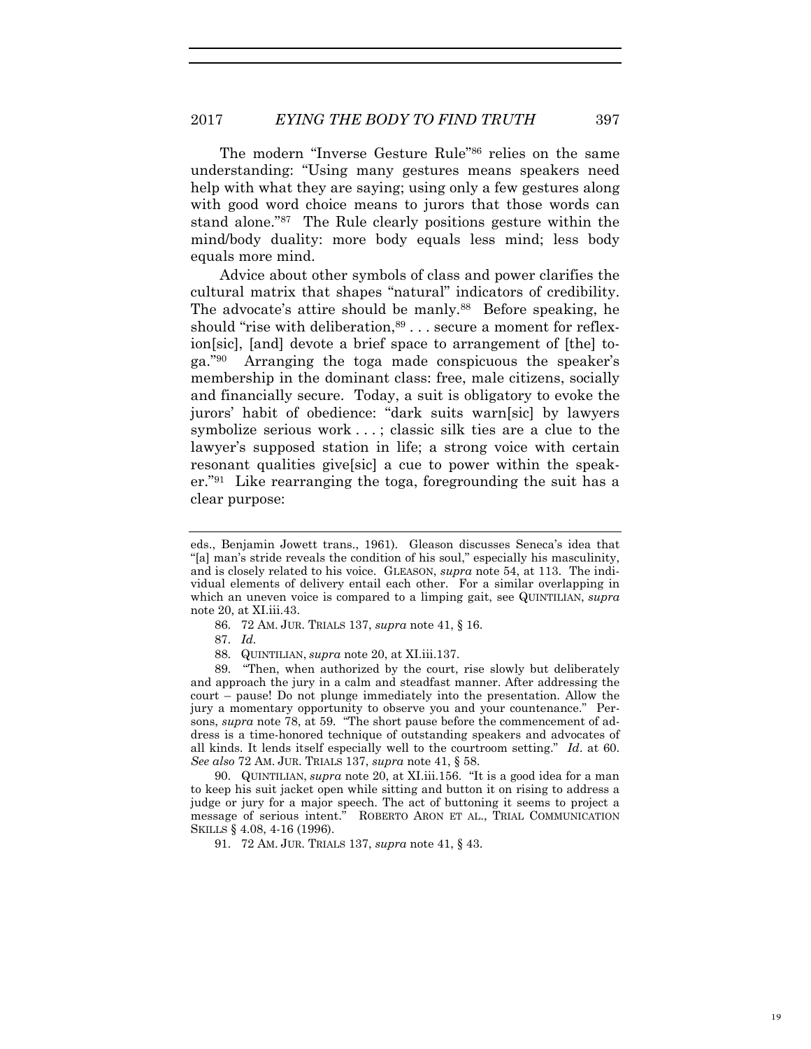The modern "Inverse Gesture Rule"[86] relies on the same understanding: "Using many gestures means speakers need help with what they are saying; using only a few gestures along with good word choice means to jurors that those words can stand alone."[87] The Rule clearly positions gesture within the mind/body duality: more body equals less mind; less body equals more mind.

Advice about other symbols of class and power clarifies the cultural matrix that shapes "natural" indicators of credibility. The advocate's attire should be manly.[88] Before speaking, he should "rise with deliberation,[89] . . . secure a moment for reflexion[sic], [and] devote a brief space to arrangement of [the] toga."[90] Arranging the toga made conspicuous the speaker's membership in the dominant class: free, male citizens, socially and financially secure. Today, a suit is obligatory to evoke the jurors' habit of obedience: "dark suits warn[sic] by lawyers symbolize serious work . . . ; classic silk ties are a clue to the lawyer's supposed station in life; a strong voice with certain resonant qualities give[sic] a cue to power within the speaker."[91] Like rearranging the toga, foregrounding the suit has a clear purpose:

---

eds., Benjamin Jowett trans., 1961). Gleason discusses Seneca's idea that "[a] man's stride reveals the condition of his soul," especially his masculinity, and is closely related to his voice. GLEASON, *supra* note 54, at 113. The individual elements of delivery entail each other. For a similar overlapping in which an uneven voice is compared to a limping gait, see QUINTILIAN, *supra* note 20, at XI.iii.43.

86. 72 AM. JUR. TRIALS 137, *supra* note 41, § 16.

87. *Id.*

88. QUINTILIAN, *supra* note 20, at XI.iii.137.

89. "Then, when authorized by the court, rise slowly but deliberately and approach the jury in a calm and steadfast manner. After addressing the court – pause! Do not plunge immediately into the presentation. Allow the jury a momentary opportunity to observe you and your countenance." Persons, *supra* note 78, at 59. "The short pause before the commencement of address is a time-honored technique of outstanding speakers and advocates of all kinds. It lends itself especially well to the courtroom setting." *Id*. at 60. *See also* 72 AM. JUR. TRIALS 137, *supra* note 41, § 58.

90. QUINTILIAN, *supra* note 20, at XI.iii.156. "It is a good idea for a man to keep his suit jacket open while sitting and button it on rising to address a judge or jury for a major speech. The act of buttoning it seems to project a message of serious intent." ROBERTO ARON ET AL., TRIAL COMMUNICATION SKILLS § 4.08, 4-16 (1996).

91. 72 AM. JUR. TRIALS 137, *supra* note 41, § 43.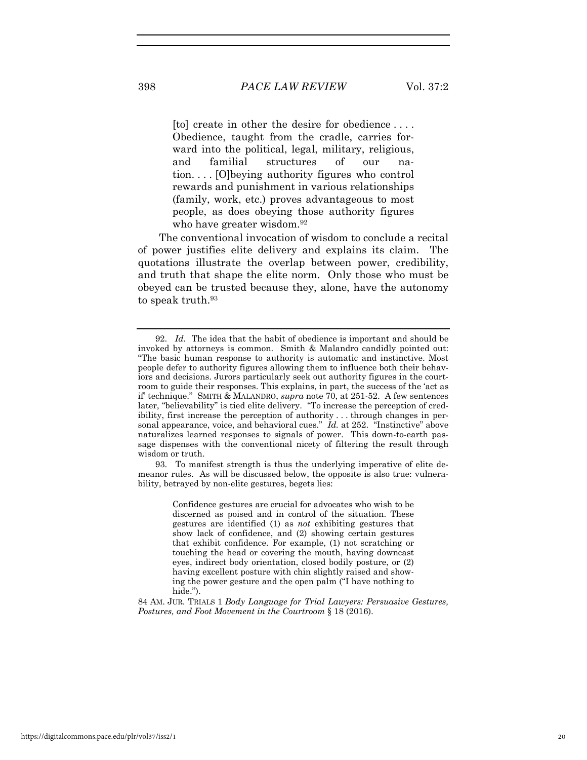> [to] create in other the desire for obedience . . . . Obedience, taught from the cradle, carries forward into the political, legal, military, religious, and familial structures of our nation. . . . [O]beying authority figures who control rewards and punishment in various relationships (family, work, etc.) proves advantageous to most people, as does obeying those authority figures who have greater wisdom.[92]

The conventional invocation of wisdom to conclude a recital of power justifies elite delivery and explains its claim. The quotations illustrate the overlap between power, credibility, and truth that shape the elite norm. Only those who must be obeyed can be trusted because they, alone, have the autonomy to speak truth.[93]

---

92. *Id.* The idea that the habit of obedience is important and should be invoked by attorneys is common. Smith & Malandro candidly pointed out: "The basic human response to authority is automatic and instinctive. Most people defer to authority figures allowing them to influence both their behaviors and decisions. Jurors particularly seek out authority figures in the courtroom to guide their responses. This explains, in part, the success of the 'act as if' technique." SMITH & MALANDRO, *supra* note 70, at 251-52. A few sentences later, "believability" is tied elite delivery. "To increase the perception of credibility, first increase the perception of authority . . . through changes in personal appearance, voice, and behavioral cues." *Id.* at 252. "Instinctive" above naturalizes learned responses to signals of power. This down-to-earth passage dispenses with the conventional nicety of filtering the result through wisdom or truth.

93. To manifest strength is thus the underlying imperative of elite demeanor rules. As will be discussed below, the opposite is also true: vulnerability, betrayed by non-elite gestures, begets lies:

> Confidence gestures are crucial for advocates who wish to be discerned as poised and in control of the situation. These gestures are identified (1) as *not* exhibiting gestures that show lack of confidence, and (2) showing certain gestures that exhibit confidence. For example, (1) not scratching or touching the head or covering the mouth, having downcast eyes, indirect body orientation, closed bodily posture, or (2) having excellent posture with chin slightly raised and showing the power gesture and the open palm ("I have nothing to hide.").

84 AM. JUR. TRIALS 1 *Body Language for Trial Lawyers: Persuasive Gestures, Postures, and Foot Movement in the Courtroom* § 18 (2016).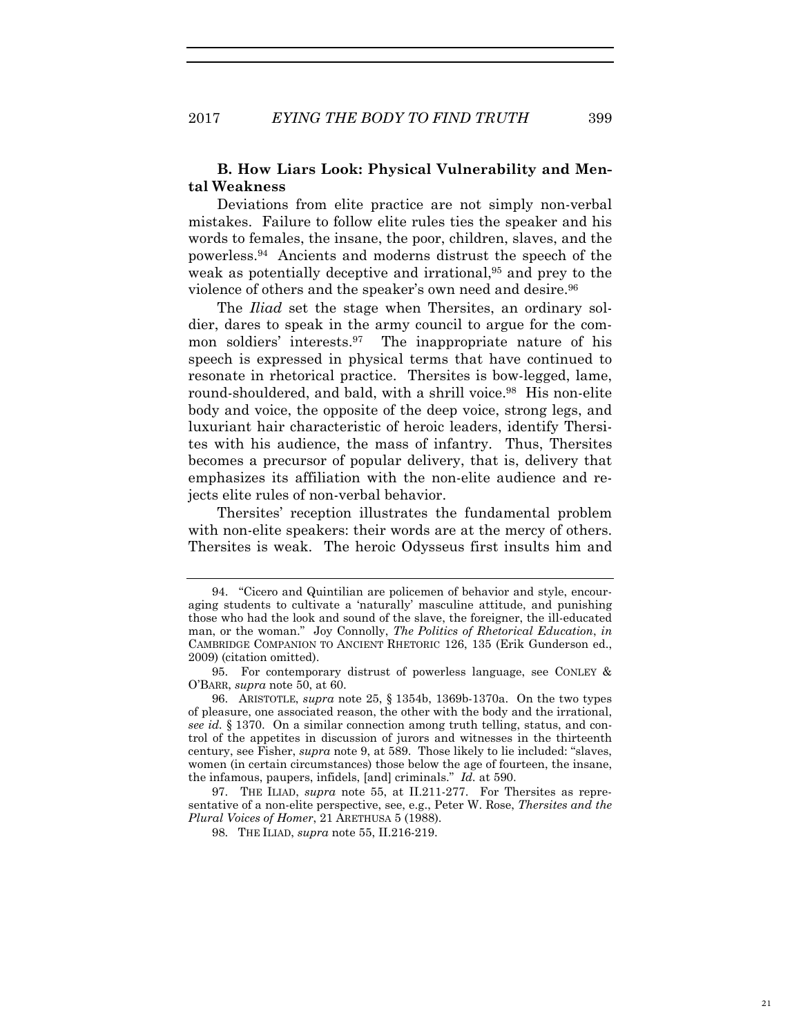### B. How Liars Look: Physical Vulnerability and Mental Weakness

Deviations from elite practice are not simply non-verbal mistakes. Failure to follow elite rules ties the speaker and his words to females, the insane, the poor, children, slaves, and the powerless.[94] Ancients and moderns distrust the speech of the weak as potentially deceptive and irrational,[95] and prey to the violence of others and the speaker's own need and desire.[96]

The *Iliad* set the stage when Thersites, an ordinary soldier, dares to speak in the army council to argue for the common soldiers' interests.[97] The inappropriate nature of his speech is expressed in physical terms that have continued to resonate in rhetorical practice. Thersites is bow-legged, lame, round-shouldered, and bald, with a shrill voice.[98] His non-elite body and voice, the opposite of the deep voice, strong legs, and luxuriant hair characteristic of heroic leaders, identify Thersites with his audience, the mass of infantry. Thus, Thersites becomes a precursor of popular delivery, that is, delivery that emphasizes its affiliation with the non-elite audience and rejects elite rules of non-verbal behavior.

Thersites' reception illustrates the fundamental problem with non-elite speakers: their words are at the mercy of others. Thersites is weak. The heroic Odysseus first insults him and

---

94. "Cicero and Quintilian are policemen of behavior and style, encouraging students to cultivate a 'naturally' masculine attitude, and punishing those who had the look and sound of the slave, the foreigner, the ill-educated man, or the woman." Joy Connolly, *The Politics of Rhetorical Education*, *in* CAMBRIDGE COMPANION TO ANCIENT RHETORIC 126, 135 (Erik Gunderson ed., 2009) (citation omitted).

95. For contemporary distrust of powerless language, see CONLEY & O'BARR, *supra* note 50, at 60.

96. ARISTOTLE, *supra* note 25, § 1354b, 1369b-1370a. On the two types of pleasure, one associated reason, the other with the body and the irrational, *see id.* § 1370. On a similar connection among truth telling, status, and control of the appetites in discussion of jurors and witnesses in the thirteenth century, see Fisher, *supra* note 9, at 589. Those likely to lie included: "slaves, women (in certain circumstances) those below the age of fourteen, the insane, the infamous, paupers, infidels, [and] criminals." *Id.* at 590.

97. THE ILIAD, *supra* note 55, at II.211-277. For Thersites as representative of a non-elite perspective, see, e.g., Peter W. Rose, *Thersites and the Plural Voices of Homer*, 21 ARETHUSA 5 (1988).

98. THE ILIAD, *supra* note 55, II.216-219.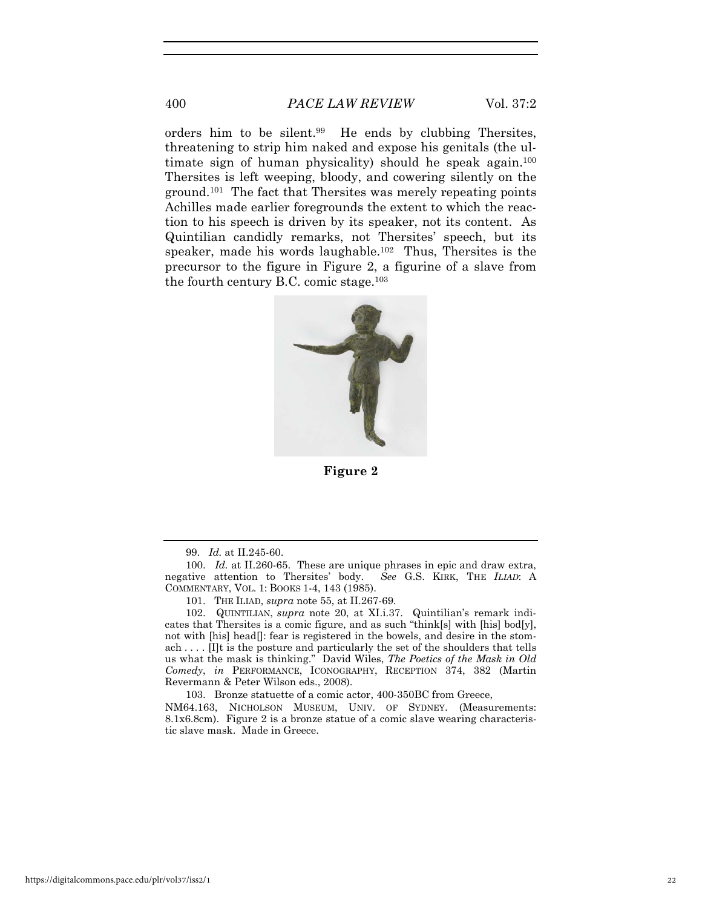orders him to be silent.[99] He ends by clubbing Thersites, threatening to strip him naked and expose his genitals (the ultimate sign of human physicality) should he speak again.[100] Thersites is left weeping, bloody, and cowering silently on the ground.[101] The fact that Thersites was merely repeating points Achilles made earlier foregrounds the extent to which the reaction to his speech is driven by its speaker, not its content. As Quintilian candidly remarks, not Thersites' speech, but its speaker, made his words laughable.[102] Thus, Thersites is the precursor to the figure in Figure 2, a figurine of a slave from the fourth century B.C. comic stage.[103]

**Figure 2**

---

99. *Id.* at II.245-60.

100. *Id.* at II.260-65. These are unique phrases in epic and draw extra, negative attention to Thersites' body. *See* G.S. KIRK, THE *ILIAD*: A COMMENTARY, VOL. 1: BOOKS 1-4, 143 (1985).

101. THE ILIAD, *supra* note 55, at II.267-69.

102. QUINTILIAN, *supra* note 20, at XI.i.37. Quintilian's remark indicates that Thersites is a comic figure, and as such "think[s] with [his] bod[y], not with [his] head[]: fear is registered in the bowels, and desire in the stomach . . . . [I]t is the posture and particularly the set of the shoulders that tells us what the mask is thinking." David Wiles, *The Poetics of the Mask in Old Comedy*, *in* PERFORMANCE, ICONOGRAPHY, RECEPTION 374, 382 (Martin Revermann & Peter Wilson eds., 2008).

103. Bronze statuette of a comic actor, 400-350BC from Greece, NM64.163, NICHOLSON MUSEUM, UNIV. OF SYDNEY. (Measurements: 8.1x6.8cm). Figure 2 is a bronze statue of a comic slave wearing characteristic slave mask. Made in Greece.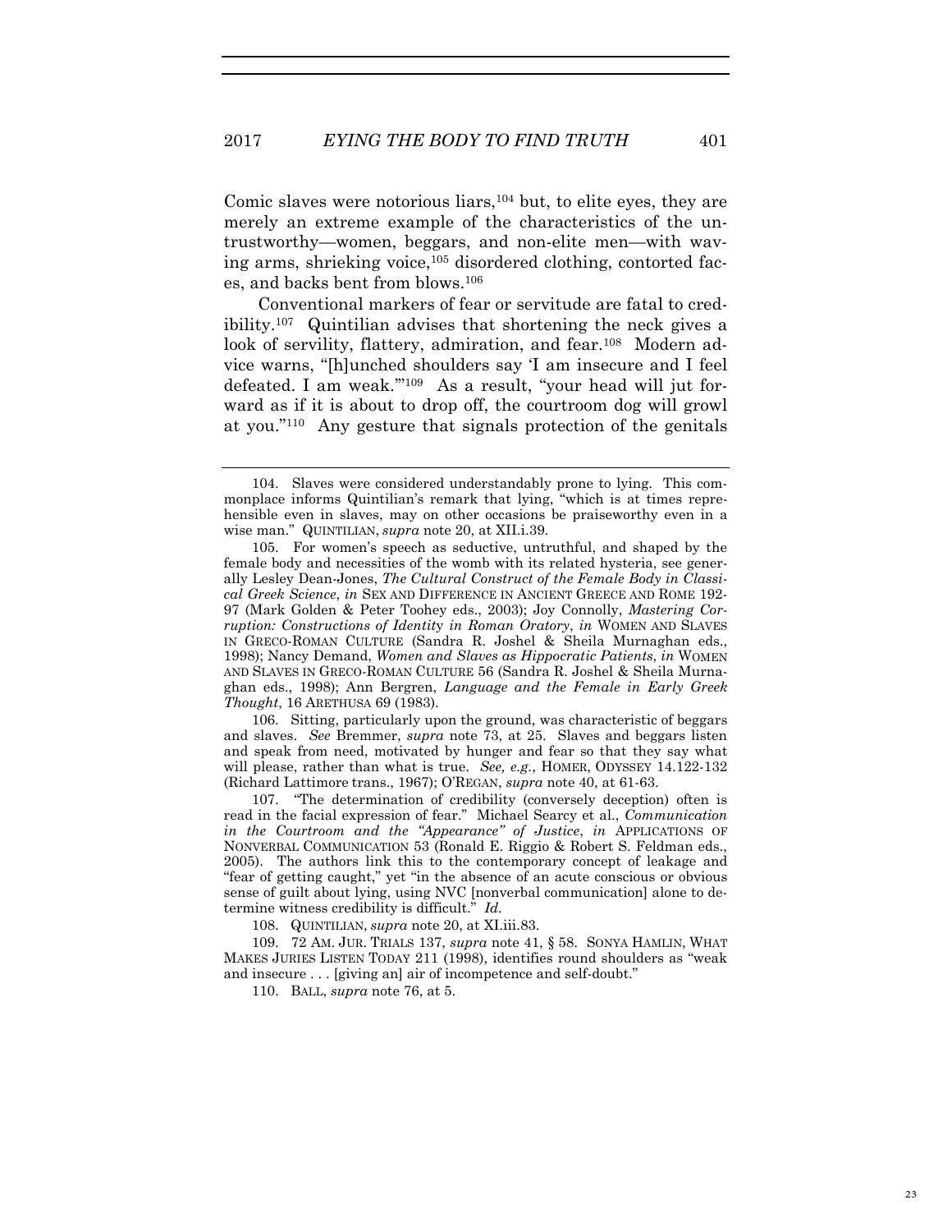Comic slaves were notorious liars,[104] but, to elite eyes, they are merely an extreme example of the characteristics of the untrustworthy—women, beggars, and non-elite men—with waving arms, shrieking voice,[105] disordered clothing, contorted faces, and backs bent from blows.[106]

Conventional markers of fear or servitude are fatal to credibility.[107] Quintilian advises that shortening the neck gives a look of servility, flattery, admiration, and fear.[108] Modern advice warns, "[h]unched shoulders say 'I am insecure and I feel defeated. I am weak.'"[109] As a result, "your head will jut forward as if it is about to drop off, the courtroom dog will growl at you."[110] Any gesture that signals protection of the genitals

---

104. Slaves were considered understandably prone to lying. This commonplace informs Quintilian's remark that lying, "which is at times reprehensible even in slaves, may on other occasions be praiseworthy even in a wise man." QUINTILIAN, *supra* note 20, at XII.i.39.

105. For women's speech as seductive, untruthful, and shaped by the female body and necessities of the womb with its related hysteria, see generally Lesley Dean-Jones, *The Cultural Construct of the Female Body in Classical Greek Science*, *in* SEX AND DIFFERENCE IN ANCIENT GREECE AND ROME 192-97 (Mark Golden & Peter Toohey eds., 2003); Joy Connolly, *Mastering Corruption: Constructions of Identity in Roman Oratory*, *in* WOMEN AND SLAVES IN GRECO-ROMAN CULTURE (Sandra R. Joshel & Sheila Murnaghan eds., 1998); Nancy Demand, *Women and Slaves as Hippocratic Patients*, *in* WOMEN AND SLAVES IN GRECO-ROMAN CULTURE 56 (Sandra R. Joshel & Sheila Murnaghan eds., 1998); Ann Bergren, *Language and the Female in Early Greek Thought*, 16 ARETHUSA 69 (1983).

106. Sitting, particularly upon the ground, was characteristic of beggars and slaves. *See* Bremmer, *supra* note 73, at 25. Slaves and beggars listen and speak from need, motivated by hunger and fear so that they say what will please, rather than what is true. *See, e.g.*, HOMER, ODYSSEY 14.122-132 (Richard Lattimore trans., 1967); O'REGAN, *supra* note 40, at 61-63.

107. "The determination of credibility (conversely deception) often is read in the facial expression of fear." Michael Searcy et al., *Communication in the Courtroom and the "Appearance" of Justice*, *in* APPLICATIONS OF NONVERBAL COMMUNICATION 53 (Ronald E. Riggio & Robert S. Feldman eds., 2005). The authors link this to the contemporary concept of leakage and "fear of getting caught," yet "in the absence of an acute conscious or obvious sense of guilt about lying, using NVC [nonverbal communication] alone to determine witness credibility is difficult." *Id.*

108. QUINTILIAN, *supra* note 20, at XI.iii.83.

109. 72 AM. JUR. TRIALS 137, *supra* note 41, § 58. SONYA HAMLIN, WHAT MAKES JURIES LISTEN TODAY 211 (1998), identifies round shoulders as "weak and insecure . . . [giving an] air of incompetence and self-doubt."

110. BALL, *supra* note 76, at 5.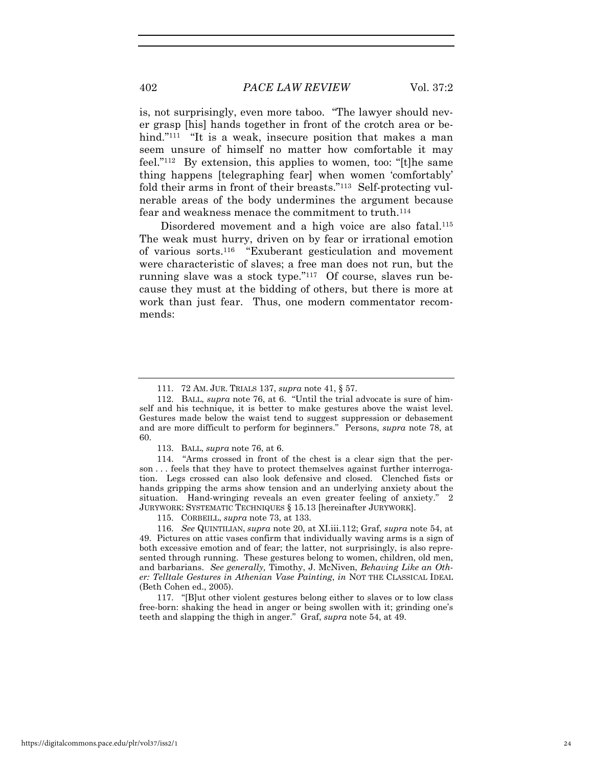is, not surprisingly, even more taboo. "The lawyer should never grasp [his] hands together in front of the crotch area or behind."[111] "It is a weak, insecure position that makes a man seem unsure of himself no matter how comfortable it may feel."[112] By extension, this applies to women, too: "[t]he same thing happens [telegraphing fear] when women 'comfortably' fold their arms in front of their breasts."[113] Self-protecting vulnerable areas of the body undermines the argument because fear and weakness menace the commitment to truth.[114]

Disordered movement and a high voice are also fatal.[115] The weak must hurry, driven on by fear or irrational emotion of various sorts.[116] "Exuberant gesticulation and movement were characteristic of slaves; a free man does not run, but the running slave was a stock type."[117] Of course, slaves run because they must at the bidding of others, but there is more at work than just fear. Thus, one modern commentator recommends:

---

111. 72 AM. JUR. TRIALS 137, *supra* note 41, § 57.

112. BALL, *supra* note 76, at 6. "Until the trial advocate is sure of himself and his technique, it is better to make gestures above the waist level. Gestures made below the waist tend to suggest suppression or debasement and are more difficult to perform for beginners." Persons, *supra* note 78, at 60.

113. BALL, *supra* note 76, at 6.

114. "Arms crossed in front of the chest is a clear sign that the person . . . feels that they have to protect themselves against further interrogation. Legs crossed can also look defensive and closed. Clenched fists or hands gripping the arms show tension and an underlying anxiety about the situation. Hand-wringing reveals an even greater feeling of anxiety." 2 JURYWORK: SYSTEMATIC TECHNIQUES § 15.13 [hereinafter JURYWORK].

115. CORBEILL, *supra* note 73, at 133.

116. *See* QUINTILIAN, *supra* note 20, at XI.iii.112; Graf, *supra* note 54, at 49. Pictures on attic vases confirm that individually waving arms is a sign of both excessive emotion and of fear; the latter, not surprisingly, is also represented through running. These gestures belong to women, children, old men, and barbarians. *See generally,* Timothy, J. McNiven, *Behaving Like an Other: Telltale Gestures in Athenian Vase Painting*, *in* NOT THE CLASSICAL IDEAL (Beth Cohen ed., 2005).

117. "[B]ut other violent gestures belong either to slaves or to low class free-born: shaking the head in anger or being swollen with it; grinding one's teeth and slapping the thigh in anger." Graf, *supra* note 54, at 49.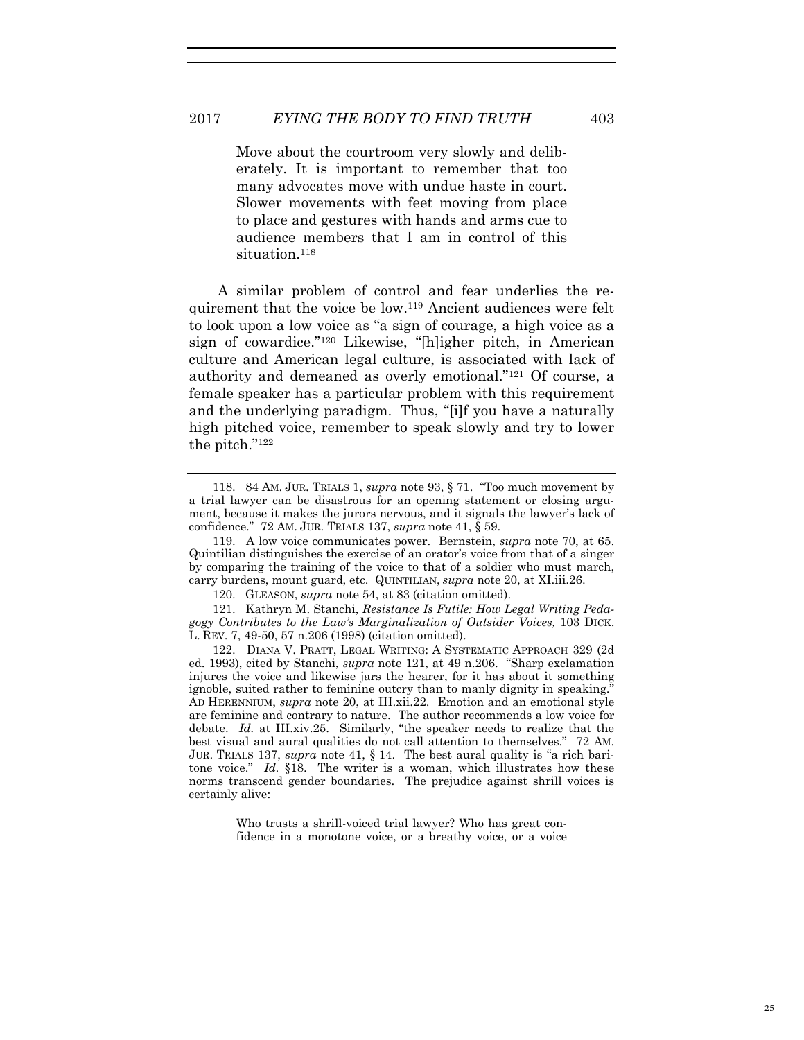> Move about the courtroom very slowly and deliberately. It is important to remember that too many advocates move with undue haste in court. Slower movements with feet moving from place to place and gestures with hands and arms cue to audience members that I am in control of this situation.[118]

A similar problem of control and fear underlies the requirement that the voice be low.[119] Ancient audiences were felt to look upon a low voice as "a sign of courage, a high voice as a sign of cowardice."[120] Likewise, "[h]igher pitch, in American culture and American legal culture, is associated with lack of authority and demeaned as overly emotional."[121] Of course, a female speaker has a particular problem with this requirement and the underlying paradigm. Thus, "[i]f you have a naturally high pitched voice, remember to speak slowly and try to lower the pitch."[122]

---

118. 84 AM. JUR. TRIALS 1, *supra* note 93, § 71. "Too much movement by a trial lawyer can be disastrous for an opening statement or closing argument, because it makes the jurors nervous, and it signals the lawyer's lack of confidence." 72 AM. JUR. TRIALS 137, *supra* note 41, § 59.

119. A low voice communicates power. Bernstein, *supra* note 70, at 65. Quintilian distinguishes the exercise of an orator's voice from that of a singer by comparing the training of the voice to that of a soldier who must march, carry burdens, mount guard, etc. QUINTILIAN, *supra* note 20, at XI.iii.26.

120. GLEASON, *supra* note 54, at 83 (citation omitted).

121. Kathryn M. Stanchi, *Resistance Is Futile: How Legal Writing Pedagogy Contributes to the Law's Marginalization of Outsider Voices,* 103 DICK. L. REV. 7, 49-50, 57 n.206 (1998) (citation omitted).

122. DIANA V. PRATT, LEGAL WRITING: A SYSTEMATIC APPROACH 329 (2d ed. 1993), cited by Stanchi, *supra* note 121, at 49 n.206. "Sharp exclamation injures the voice and likewise jars the hearer, for it has about it something ignoble, suited rather to feminine outcry than to manly dignity in speaking." AD HERENNIUM, *supra* note 20, at III.xii.22. Emotion and an emotional style are feminine and contrary to nature. The author recommends a low voice for debate. *Id.* at III.xiv.25. Similarly, "the speaker needs to realize that the best visual and aural qualities do not call attention to themselves." 72 AM. JUR. TRIALS 137, *supra* note 41, § 14. The best aural quality is "a rich baritone voice." *Id.* §18. The writer is a woman, which illustrates how these norms transcend gender boundaries. The prejudice against shrill voices is certainly alive:

> Who trusts a shrill-voiced trial lawyer? Who has great confidence in a monotone voice, or a breathy voice, or a voice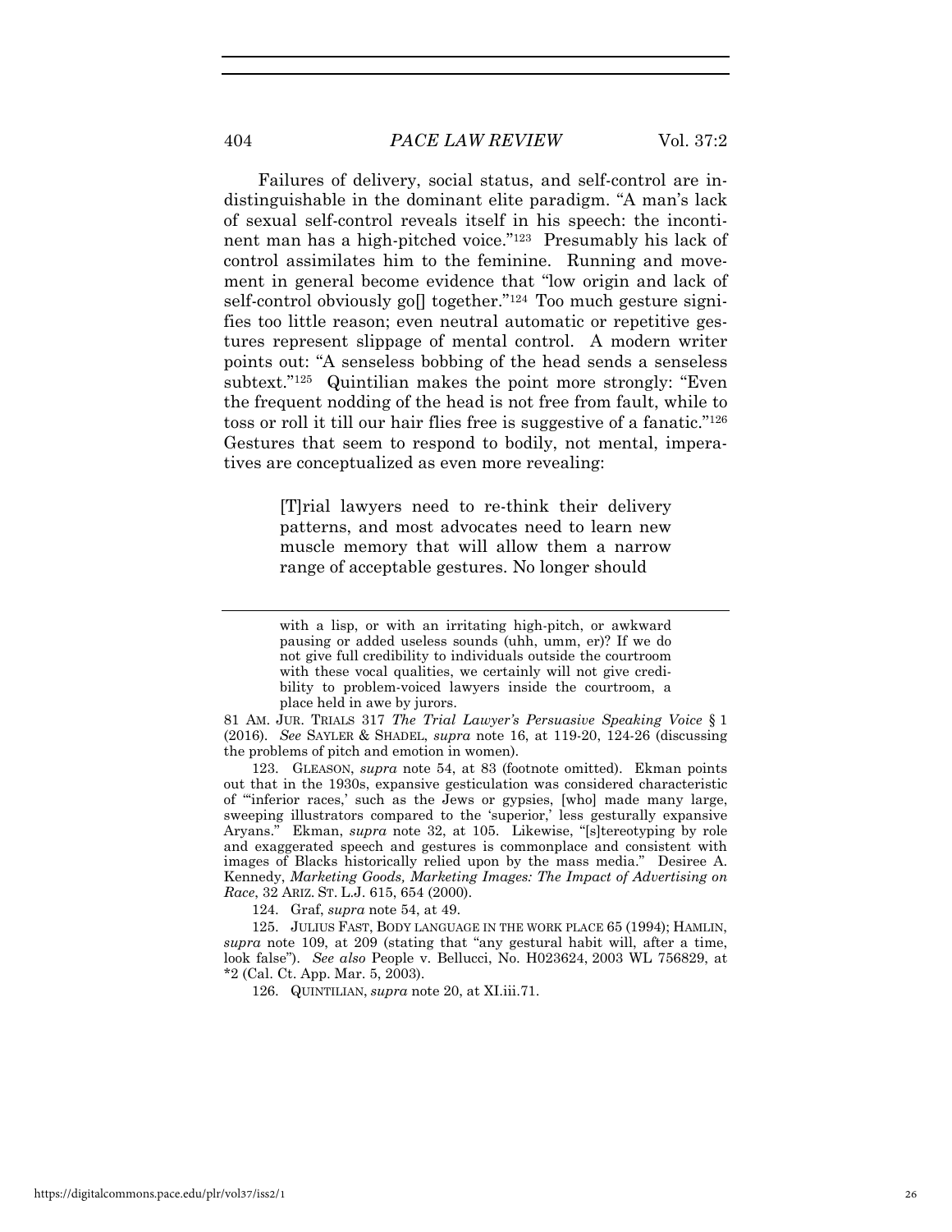Failures of delivery, social status, and self-control are indistinguishable in the dominant elite paradigm. "A man's lack of sexual self-control reveals itself in his speech: the incontinent man has a high-pitched voice."[123] Presumably his lack of control assimilates him to the feminine. Running and movement in general become evidence that "low origin and lack of self-control obviously go[] together."[124] Too much gesture signifies too little reason; even neutral automatic or repetitive gestures represent slippage of mental control. A modern writer points out: "A senseless bobbing of the head sends a senseless subtext."[125] Quintilian makes the point more strongly: "Even the frequent nodding of the head is not free from fault, while to toss or roll it till our hair flies free is suggestive of a fanatic."[126] Gestures that seem to respond to bodily, not mental, imperatives are conceptualized as even more revealing:

> [T]rial lawyers need to re-think their delivery patterns, and most advocates need to learn new muscle memory that will allow them a narrow range of acceptable gestures. No longer should

---

> with a lisp, or with an irritating high-pitch, or awkward pausing or added useless sounds (uhh, umm, er)? If we do not give full credibility to individuals outside the courtroom with these vocal qualities, we certainly will not give credibility to problem-voiced lawyers inside the courtroom, a place held in awe by jurors.

81 AM. JUR. TRIALS 317 *The Trial Lawyer's Persuasive Speaking Voice* § 1 (2016). *See* SAYLER & SHADEL, *supra* note 16, at 119-20, 124-26 (discussing the problems of pitch and emotion in women).

123. GLEASON, *supra* note 54, at 83 (footnote omitted). Ekman points out that in the 1930s, expansive gesticulation was considered characteristic of "'inferior races,' such as the Jews or gypsies, [who] made many large, sweeping illustrators compared to the 'superior,' less gesturally expansive Aryans." Ekman, *supra* note 32, at 105. Likewise, "[s]tereotyping by role and exaggerated speech and gestures is commonplace and consistent with images of Blacks historically relied upon by the mass media." Desiree A. Kennedy, *Marketing Goods, Marketing Images: The Impact of Advertising on Race*, 32 ARIZ. ST. L.J. 615, 654 (2000).

124. Graf, *supra* note 54, at 49.

125. JULIUS FAST, BODY LANGUAGE IN THE WORK PLACE 65 (1994); HAMLIN, *supra* note 109, at 209 (stating that "any gestural habit will, after a time, look false"). *See also* People v. Bellucci, No. H023624, 2003 WL 756829, at *2 (Cal. Ct. App. Mar. 5, 2003).

126. QUINTILIAN, *supra* note 20, at XI.iii.71.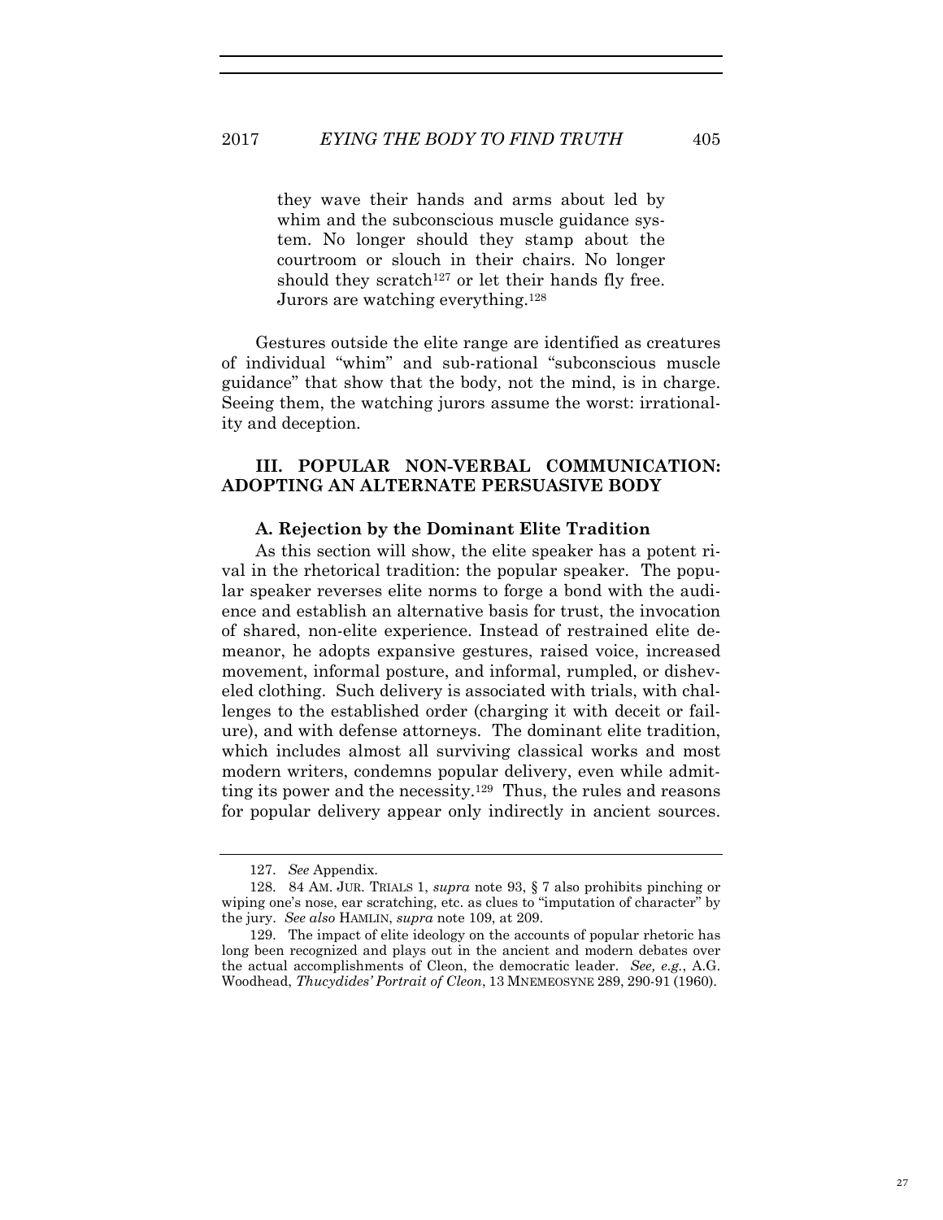> they wave their hands and arms about led by whim and the subconscious muscle guidance system. No longer should they stamp about the courtroom or slouch in their chairs. No longer should they scratch[127] or let their hands fly free. Jurors are watching everything.[128]

Gestures outside the elite range are identified as creatures of individual "whim" and sub-rational "subconscious muscle guidance" that show that the body, not the mind, is in charge. Seeing them, the watching jurors assume the worst: irrationality and deception.

## III. POPULAR NON-VERBAL COMMUNICATION: ADOPTING AN ALTERNATE PERSUASIVE BODY

### A. Rejection by the Dominant Elite Tradition

As this section will show, the elite speaker has a potent rival in the rhetorical tradition: the popular speaker. The popular speaker reverses elite norms to forge a bond with the audience and establish an alternative basis for trust, the invocation of shared, non-elite experience. Instead of restrained elite demeanor, he adopts expansive gestures, raised voice, increased movement, informal posture, and informal, rumpled, or disheveled clothing. Such delivery is associated with trials, with challenges to the established order (charging it with deceit or failure), and with defense attorneys. The dominant elite tradition, which includes almost all surviving classical works and most modern writers, condemns popular delivery, even while admitting its power and the necessity.[129] Thus, the rules and reasons for popular delivery appear only indirectly in ancient sources.

---

127. *See* Appendix.

128. 84 AM. JUR. TRIALS 1, *supra* note 93, § 7 also prohibits pinching or wiping one's nose, ear scratching, etc. as clues to "imputation of character" by the jury. *See also* HAMLIN, *supra* note 109, at 209.

129. The impact of elite ideology on the accounts of popular rhetoric has long been recognized and plays out in the ancient and modern debates over the actual accomplishments of Cleon, the democratic leader. *See, e.g.*, A.G. Woodhead, *Thucydides' Portrait of Cleon*, 13 MNEMEOSYNE 289, 290-91 (1960).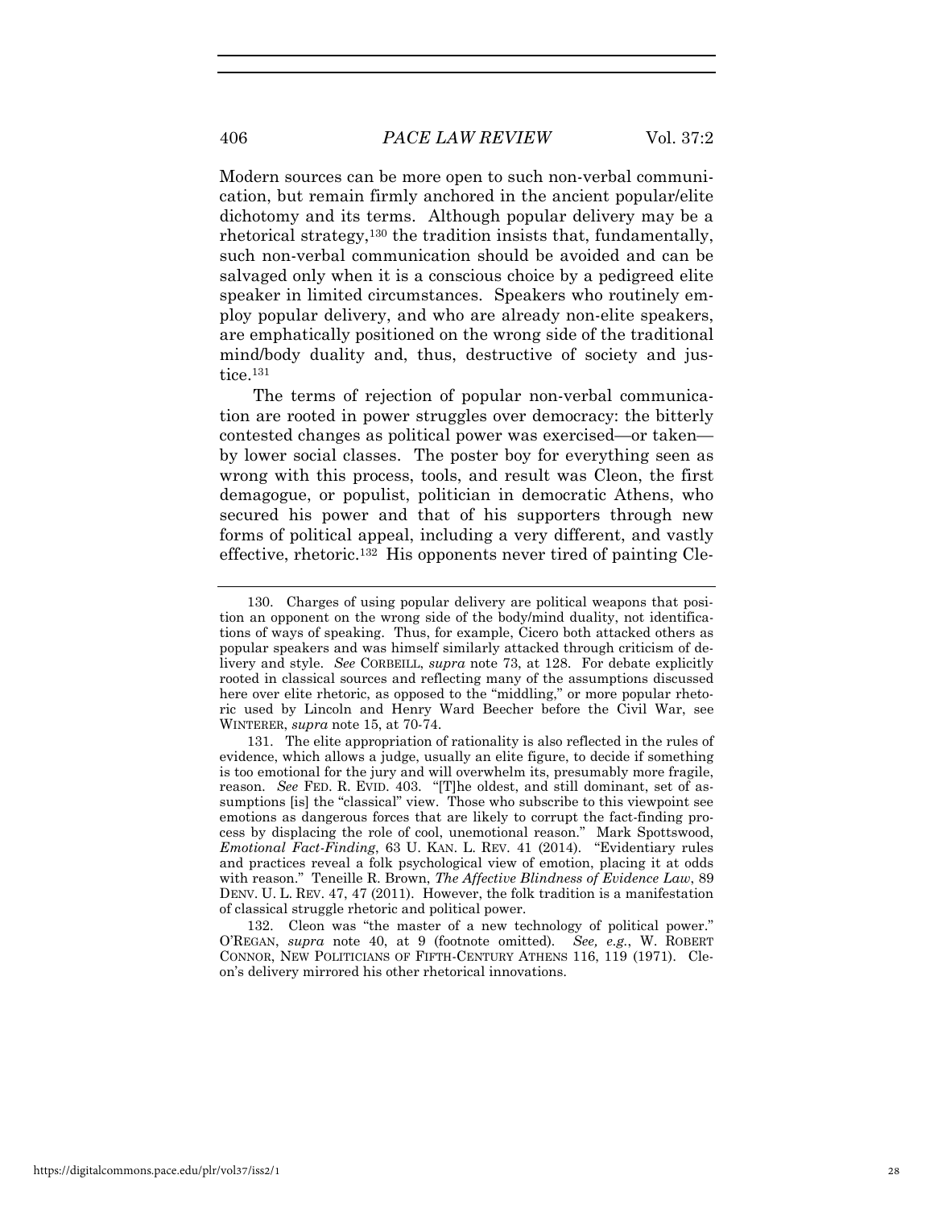Modern sources can be more open to such non-verbal communication, but remain firmly anchored in the ancient popular/elite dichotomy and its terms. Although popular delivery may be a rhetorical strategy,[130] the tradition insists that, fundamentally, such non-verbal communication should be avoided and can be salvaged only when it is a conscious choice by a pedigreed elite speaker in limited circumstances. Speakers who routinely employ popular delivery, and who are already non-elite speakers, are emphatically positioned on the wrong side of the traditional mind/body duality and, thus, destructive of society and justice.[131]

The terms of rejection of popular non-verbal communication are rooted in power struggles over democracy: the bitterly contested changes as political power was exercised—or taken—by lower social classes. The poster boy for everything seen as wrong with this process, tools, and result was Cleon, the first demagogue, or populist, politician in democratic Athens, who secured his power and that of his supporters through new forms of political appeal, including a very different, and vastly effective, rhetoric.[132] His opponents never tired of painting Cle-

---

130. Charges of using popular delivery are political weapons that position an opponent on the wrong side of the body/mind duality, not identifications of ways of speaking. Thus, for example, Cicero both attacked others as popular speakers and was himself similarly attacked through criticism of delivery and style. *See* CORBEILL, *supra* note 73, at 128. For debate explicitly rooted in classical sources and reflecting many of the assumptions discussed here over elite rhetoric, as opposed to the "middling," or more popular rhetoric used by Lincoln and Henry Ward Beecher before the Civil War, see WINTERER, *supra* note 15, at 70-74.

131. The elite appropriation of rationality is also reflected in the rules of evidence, which allows a judge, usually an elite figure, to decide if something is too emotional for the jury and will overwhelm its, presumably more fragile, reason. *See* FED. R. EVID. 403. "[T]he oldest, and still dominant, set of assumptions [is] the "classical" view. Those who subscribe to this viewpoint see emotions as dangerous forces that are likely to corrupt the fact-finding process by displacing the role of cool, unemotional reason." Mark Spottswood, *Emotional Fact-Finding*, 63 U. KAN. L. REV. 41 (2014). "Evidentiary rules and practices reveal a folk psychological view of emotion, placing it at odds with reason." Teneille R. Brown, *The Affective Blindness of Evidence Law*, 89 DENV. U. L. REV. 47, 47 (2011). However, the folk tradition is a manifestation of classical struggle rhetoric and political power.

132. Cleon was "the master of a new technology of political power." O'REGAN, *supra* note 40, at 9 (footnote omitted). *See, e.g.*, W. ROBERT CONNOR, NEW POLITICIANS OF FIFTH-CENTURY ATHENS 116, 119 (1971). Cleon's delivery mirrored his other rhetorical innovations.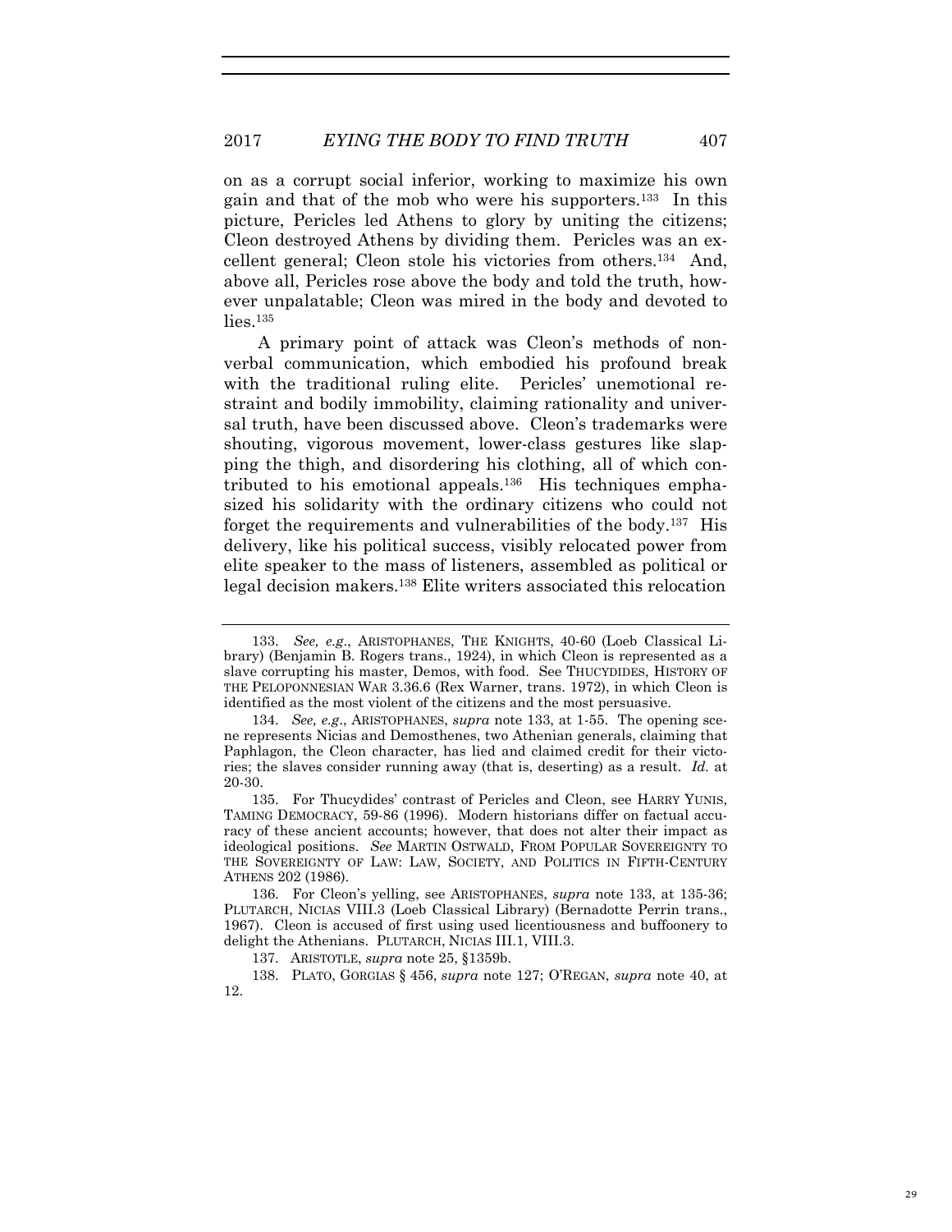on as a corrupt social inferior, working to maximize his own gain and that of the mob who were his supporters.[133] In this picture, Pericles led Athens to glory by uniting the citizens; Cleon destroyed Athens by dividing them. Pericles was an excellent general; Cleon stole his victories from others.[134] And, above all, Pericles rose above the body and told the truth, however unpalatable; Cleon was mired in the body and devoted to lies.[135]

A primary point of attack was Cleon's methods of nonverbal communication, which embodied his profound break with the traditional ruling elite. Pericles' unemotional restraint and bodily immobility, claiming rationality and universal truth, have been discussed above. Cleon's trademarks were shouting, vigorous movement, lower-class gestures like slapping the thigh, and disordering his clothing, all of which contributed to his emotional appeals.[136] His techniques emphasized his solidarity with the ordinary citizens who could not forget the requirements and vulnerabilities of the body.[137] His delivery, like his political success, visibly relocated power from elite speaker to the mass of listeners, assembled as political or legal decision makers.[138] Elite writers associated this relocation

---

133. *See, e.g.*, ARISTOPHANES, THE KNIGHTS, 40-60 (Loeb Classical Library) (Benjamin B. Rogers trans., 1924), in which Cleon is represented as a slave corrupting his master, Demos, with food. See THUCYDIDES, HISTORY OF THE PELOPONNESIAN WAR 3.36.6 (Rex Warner, trans. 1972), in which Cleon is identified as the most violent of the citizens and the most persuasive.

134. *See, e.g.*, ARISTOPHANES, *supra* note 133, at 1-55. The opening scene represents Nicias and Demosthenes, two Athenian generals, claiming that Paphlagon, the Cleon character, has lied and claimed credit for their victories; the slaves consider running away (that is, deserting) as a result. *Id.* at 20-30.

135. For Thucydides' contrast of Pericles and Cleon, see HARRY YUNIS, TAMING DEMOCRACY, 59-86 (1996). Modern historians differ on factual accuracy of these ancient accounts; however, that does not alter their impact as ideological positions. *See* MARTIN OSTWALD, FROM POPULAR SOVEREIGNTY TO THE SOVEREIGNTY OF LAW: LAW, SOCIETY, AND POLITICS IN FIFTH-CENTURY ATHENS 202 (1986).

136. For Cleon's yelling, see ARISTOPHANES, *supra* note 133, at 135-36; PLUTARCH, NICIAS VIII.3 (Loeb Classical Library) (Bernadotte Perrin trans., 1967). Cleon is accused of first using used licentiousness and buffoonery to delight the Athenians. PLUTARCH, NICIAS III.1, VIII.3.

137. ARISTOTLE, *supra* note 25, §1359b.

138. PLATO, GORGIAS § 456, *supra* note 127; O'REGAN, *supra* note 40, at 12.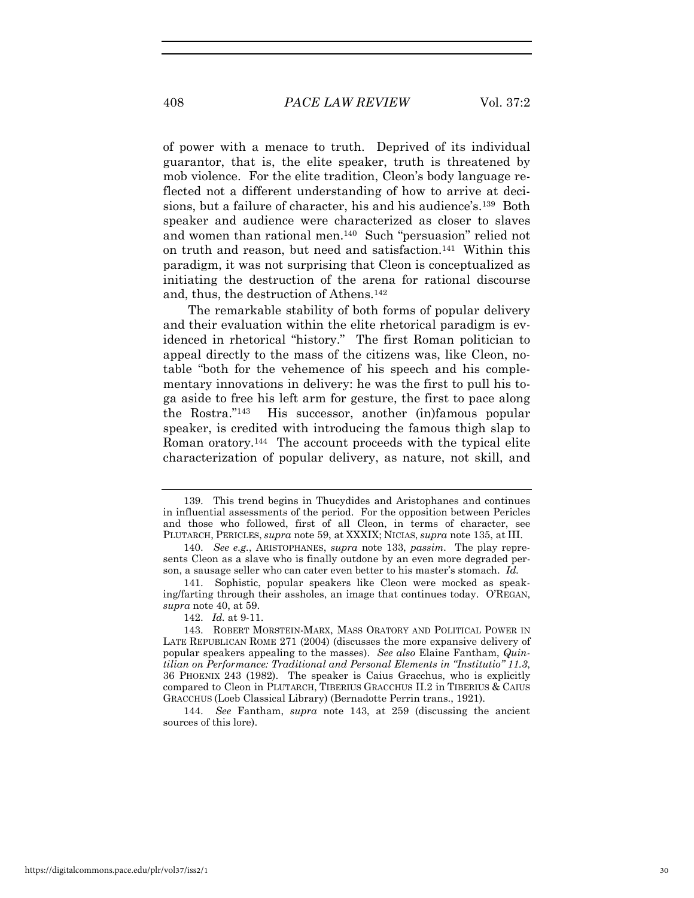of power with a menace to truth. Deprived of its individual guarantor, that is, the elite speaker, truth is threatened by mob violence. For the elite tradition, Cleon's body language reflected not a different understanding of how to arrive at decisions, but a failure of character, his and his audience's.[139] Both speaker and audience were characterized as closer to slaves and women than rational men.[140] Such "persuasion" relied not on truth and reason, but need and satisfaction.[141] Within this paradigm, it was not surprising that Cleon is conceptualized as initiating the destruction of the arena for rational discourse and, thus, the destruction of Athens.[142]

The remarkable stability of both forms of popular delivery and their evaluation within the elite rhetorical paradigm is evidenced in rhetorical "history." The first Roman politician to appeal directly to the mass of the citizens was, like Cleon, notable "both for the vehemence of his speech and his complementary innovations in delivery: he was the first to pull his toga aside to free his left arm for gesture, the first to pace along the Rostra."[143] His successor, another (in)famous popular speaker, is credited with introducing the famous thigh slap to Roman oratory.[144] The account proceeds with the typical elite characterization of popular delivery, as nature, not skill, and

---

139. This trend begins in Thucydides and Aristophanes and continues in influential assessments of the period. For the opposition between Pericles and those who followed, first of all Cleon, in terms of character, see PLUTARCH, PERICLES, *supra* note 59, at XXXIX; NICIAS, *supra* note 135, at III.

140. *See e.g.*, ARISTOPHANES, *supra* note 133, *passim*. The play represents Cleon as a slave who is finally outdone by an even more degraded person, a sausage seller who can cater even better to his master's stomach. *Id.*

141. Sophistic, popular speakers like Cleon were mocked as speaking/farting through their assholes, an image that continues today. O'REGAN, *supra* note 40, at 59.

142. *Id.* at 9-11.

143. ROBERT MORSTEIN-MARX, MASS ORATORY AND POLITICAL POWER IN LATE REPUBLICAN ROME 271 (2004) (discusses the more expansive delivery of popular speakers appealing to the masses). *See also* Elaine Fantham, *Quintilian on Performance: Traditional and Personal Elements in "Institutio" 11.3*, 36 PHOENIX 243 (1982). The speaker is Caius Gracchus, who is explicitly compared to Cleon in PLUTARCH, TIBERIUS GRACCHUS II.2 in TIBERIUS & CAIUS GRACCHUS (Loeb Classical Library) (Bernadotte Perrin trans., 1921).

144. *See* Fantham, *supra* note 143, at 259 (discussing the ancient sources of this lore).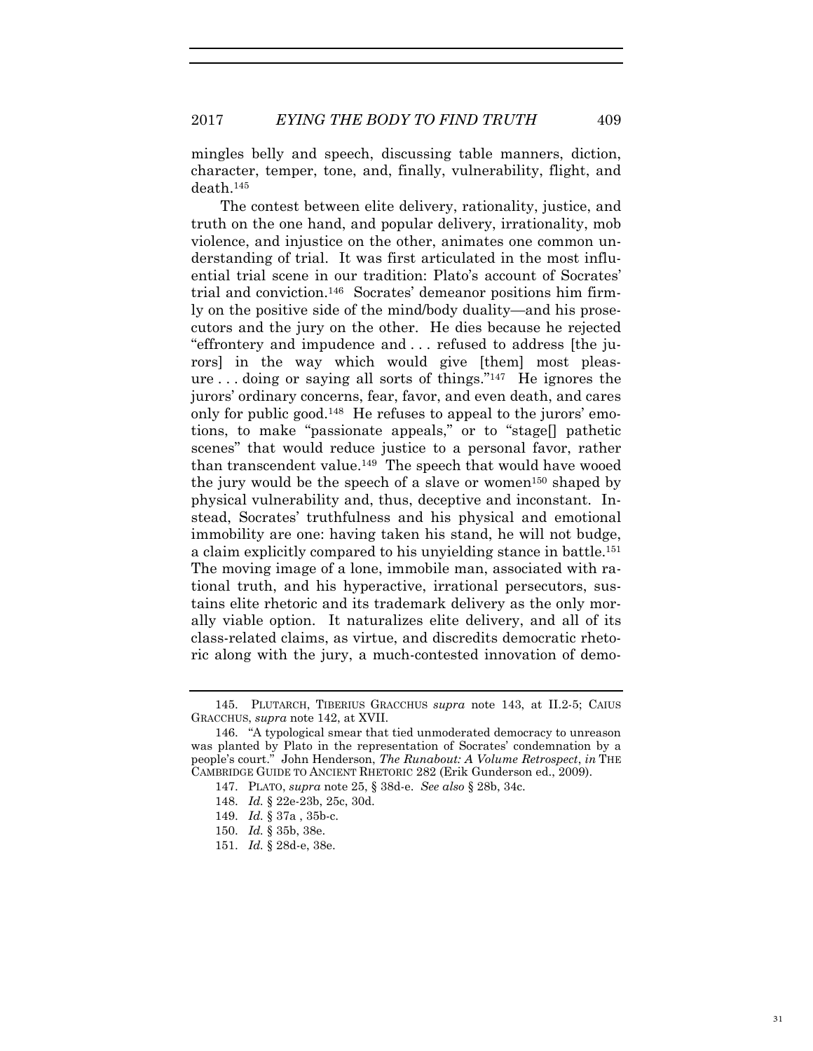mingles belly and speech, discussing table manners, diction, character, temper, tone, and, finally, vulnerability, flight, and death.[145]

The contest between elite delivery, rationality, justice, and truth on the one hand, and popular delivery, irrationality, mob violence, and injustice on the other, animates one common understanding of trial. It was first articulated in the most influential trial scene in our tradition: Plato's account of Socrates' trial and conviction.[146] Socrates' demeanor positions him firmly on the positive side of the mind/body duality—and his prosecutors and the jury on the other. He dies because he rejected "effrontery and impudence and . . . refused to address [the jurors] in the way which would give [them] most pleasure . . . doing or saying all sorts of things."[147] He ignores the jurors' ordinary concerns, fear, favor, and even death, and cares only for public good.[148] He refuses to appeal to the jurors' emotions, to make "passionate appeals," or to "stage[] pathetic scenes" that would reduce justice to a personal favor, rather than transcendent value.[149] The speech that would have wooed the jury would be the speech of a slave or women[150] shaped by physical vulnerability and, thus, deceptive and inconstant. Instead, Socrates' truthfulness and his physical and emotional immobility are one: having taken his stand, he will not budge, a claim explicitly compared to his unyielding stance in battle.[151] The moving image of a lone, immobile man, associated with rational truth, and his hyperactive, irrational persecutors, sustains elite rhetoric and its trademark delivery as the only morally viable option. It naturalizes elite delivery, and all of its class-related claims, as virtue, and discredits democratic rhetoric along with the jury, a much-contested innovation of demo-

---

145. PLUTARCH, TIBERIUS GRACCHUS *supra* note 143, at II.2-5; CAIUS GRACCHUS, *supra* note 142, at XVII.

146. "A typological smear that tied unmoderated democracy to unreason was planted by Plato in the representation of Socrates' condemnation by a people's court." John Henderson, *The Runabout: A Volume Retrospect*, *in* THE CAMBRIDGE GUIDE TO ANCIENT RHETORIC 282 (Erik Gunderson ed., 2009).

147. PLATO, *supra* note 25, § 38d-e. *See also* § 28b, 34c.

148. *Id.* § 22e-23b, 25c, 30d.

149. *Id.* § 37a , 35b-c.

150. *Id.* § 35b, 38e.

151. *Id.* § 28d-e, 38e.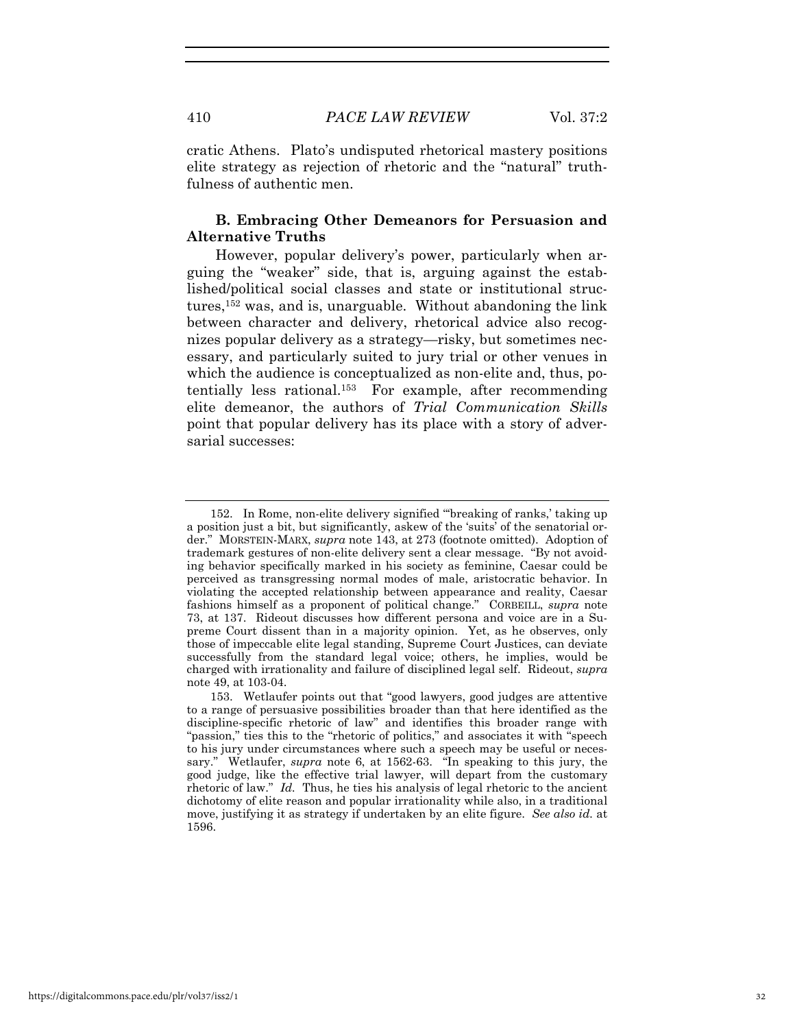cratic Athens. Plato's undisputed rhetorical mastery positions elite strategy as rejection of rhetoric and the "natural" truthfulness of authentic men.

### B. Embracing Other Demeanors for Persuasion and Alternative Truths

However, popular delivery's power, particularly when arguing the "weaker" side, that is, arguing against the established/political social classes and state or institutional structures,[152] was, and is, unarguable. Without abandoning the link between character and delivery, rhetorical advice also recognizes popular delivery as a strategy—risky, but sometimes necessary, and particularly suited to jury trial or other venues in which the audience is conceptualized as non-elite and, thus, potentially less rational.[153] For example, after recommending elite demeanor, the authors of *Trial Communication Skills* point that popular delivery has its place with a story of adversarial successes:

---

152. In Rome, non-elite delivery signified "'breaking of ranks,' taking up a position just a bit, but significantly, askew of the 'suits' of the senatorial order." MORSTEIN-MARX, *supra* note 143, at 273 (footnote omitted). Adoption of trademark gestures of non-elite delivery sent a clear message. "By not avoiding behavior specifically marked in his society as feminine, Caesar could be perceived as transgressing normal modes of male, aristocratic behavior. In violating the accepted relationship between appearance and reality, Caesar fashions himself as a proponent of political change." CORBEILL, *supra* note 73, at 137. Rideout discusses how different persona and voice are in a Supreme Court dissent than in a majority opinion. Yet, as he observes, only those of impeccable elite legal standing, Supreme Court Justices, can deviate successfully from the standard legal voice; others, he implies, would be charged with irrationality and failure of disciplined legal self. Rideout, *supra* note 49, at 103-04.

153. Wetlaufer points out that "good lawyers, good judges are attentive to a range of persuasive possibilities broader than that here identified as the discipline-specific rhetoric of law" and identifies this broader range with "passion," ties this to the "rhetoric of politics," and associates it with "speech to his jury under circumstances where such a speech may be useful or necessary." Wetlaufer, *supra* note 6, at 1562-63. "In speaking to this jury, the good judge, like the effective trial lawyer, will depart from the customary rhetoric of law." *Id.* Thus, he ties his analysis of legal rhetoric to the ancient dichotomy of elite reason and popular irrationality while also, in a traditional move, justifying it as strategy if undertaken by an elite figure. *See also id.* at 1596.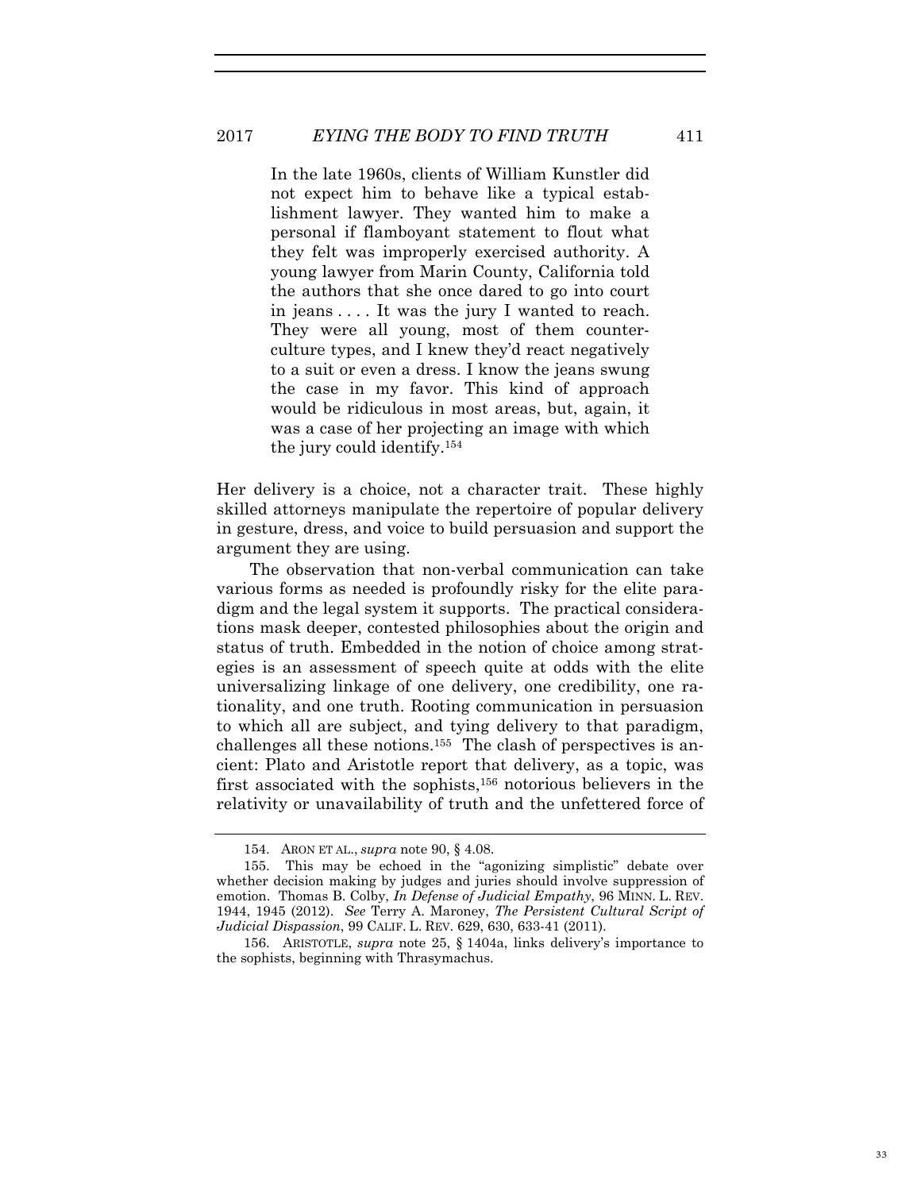> In the late 1960s, clients of William Kunstler did not expect him to behave like a typical establishment lawyer. They wanted him to make a personal if flamboyant statement to flout what they felt was improperly exercised authority. A young lawyer from Marin County, California told the authors that she once dared to go into court in jeans . . . . It was the jury I wanted to reach. They were all young, most of them counterculture types, and I knew they'd react negatively to a suit or even a dress. I know the jeans swung the case in my favor. This kind of approach would be ridiculous in most areas, but, again, it was a case of her projecting an image with which the jury could identify.[154]

Her delivery is a choice, not a character trait. These highly skilled attorneys manipulate the repertoire of popular delivery in gesture, dress, and voice to build persuasion and support the argument they are using.

The observation that non-verbal communication can take various forms as needed is profoundly risky for the elite paradigm and the legal system it supports. The practical considerations mask deeper, contested philosophies about the origin and status of truth. Embedded in the notion of choice among strategies is an assessment of speech quite at odds with the elite universalizing linkage of one delivery, one credibility, one rationality, and one truth. Rooting communication in persuasion to which all are subject, and tying delivery to that paradigm, challenges all these notions.[155] The clash of perspectives is ancient: Plato and Aristotle report that delivery, as a topic, was first associated with the sophists,[156] notorious believers in the relativity or unavailability of truth and the unfettered force of

---

154. ARON ET AL., *supra* note 90, § 4.08.

155. This may be echoed in the "agonizing simplistic" debate over whether decision making by judges and juries should involve suppression of emotion. Thomas B. Colby, *In Defense of Judicial Empathy*, 96 MINN. L. REV. 1944, 1945 (2012). *See* Terry A. Maroney, *The Persistent Cultural Script of Judicial Dispassion*, 99 CALIF. L. REV. 629, 630, 633-41 (2011).

156. ARISTOTLE, *supra* note 25, § 1404a, links delivery's importance to the sophists, beginning with Thrasymachus.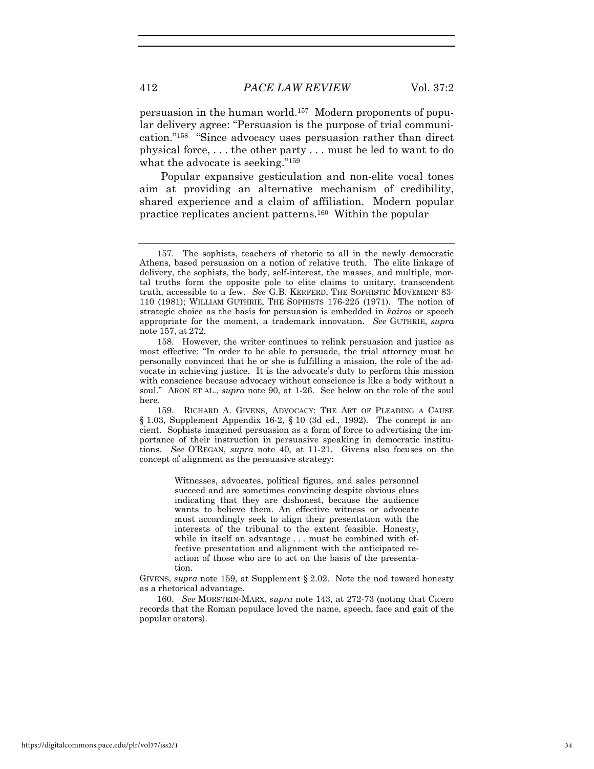persuasion in the human world.[157] Modern proponents of popular delivery agree: "Persuasion is the purpose of trial communication."[158] "Since advocacy uses persuasion rather than direct physical force, . . . the other party . . . must be led to want to do what the advocate is seeking."[159]

Popular expansive gesticulation and non-elite vocal tones aim at providing an alternative mechanism of credibility, shared experience and a claim of affiliation. Modern popular practice replicates ancient patterns.[160] Within the popular

---

157. The sophists, teachers of rhetoric to all in the newly democratic Athens, based persuasion on a notion of relative truth. The elite linkage of delivery, the sophists, the body, self-interest, the masses, and multiple, mortal truths form the opposite pole to elite claims to unitary, transcendent truth, accessible to a few. *See* G.B. KERFERD, THE SOPHISTIC MOVEMENT 83-110 (1981); WILLIAM GUTHRIE, THE SOPHISTS 176-225 (1971). The notion of strategic choice as the basis for persuasion is embedded in *kairos* or speech appropriate for the moment, a trademark innovation. *See* GUTHRIE, *supra* note 157, at 272.

158. However, the writer continues to relink persuasion and justice as most effective: "In order to be able to persuade, the trial attorney must be personally convinced that he or she is fulfilling a mission, the role of the advocate in achieving justice. It is the advocate's duty to perform this mission with conscience because advocacy without conscience is like a body without a soul." ARON ET AL., *supra* note 90, at 1-26. See below on the role of the soul here.

159. RICHARD A. GIVENS, ADVOCACY: THE ART OF PLEADING A CAUSE § 1.03, Supplement Appendix 16-2, § 10 (3d ed., 1992). The concept is ancient. Sophists imagined persuasion as a form of force to advertising the importance of their instruction in persuasive speaking in democratic institutions. *See* O'REGAN, *supra* note 40, at 11-21. Givens also focuses on the concept of alignment as the persuasive strategy:

> Witnesses, advocates, political figures, and sales personnel succeed and are sometimes convincing despite obvious clues indicating that they are dishonest, because the audience wants to believe them. An effective witness or advocate must accordingly seek to align their presentation with the interests of the tribunal to the extent feasible. Honesty, while in itself an advantage . . . must be combined with effective presentation and alignment with the anticipated reaction of those who are to act on the basis of the presentation.

GIVENS, *supra* note 159, at Supplement § 2.02. Note the nod toward honesty as a rhetorical advantage.

160. *See* MORSTEIN-MARX, *supra* note 143, at 272-73 (noting that Cicero records that the Roman populace loved the name, speech, face and gait of the popular orators).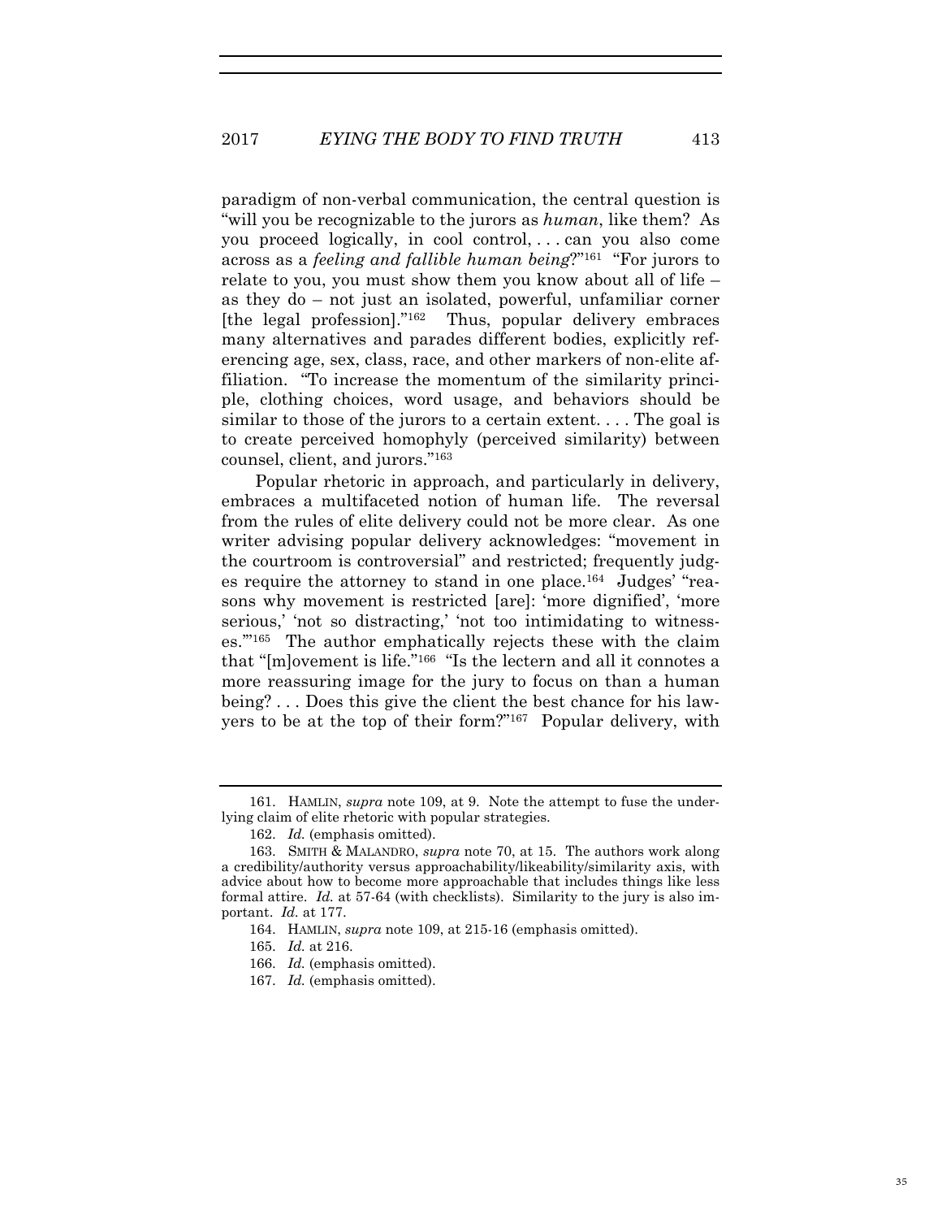paradigm of non-verbal communication, the central question is "will you be recognizable to the jurors as *human*, like them? As you proceed logically, in cool control, . . . can you also come across as a *feeling and fallible human being*?"[161] "For jurors to relate to you, you must show them you know about all of life – as they do – not just an isolated, powerful, unfamiliar corner [the legal profession]."[162] Thus, popular delivery embraces many alternatives and parades different bodies, explicitly referencing age, sex, class, race, and other markers of non-elite affiliation. "To increase the momentum of the similarity principle, clothing choices, word usage, and behaviors should be similar to those of the jurors to a certain extent. . . . The goal is to create perceived homophyly (perceived similarity) between counsel, client, and jurors."[163]

Popular rhetoric in approach, and particularly in delivery, embraces a multifaceted notion of human life. The reversal from the rules of elite delivery could not be more clear. As one writer advising popular delivery acknowledges: "movement in the courtroom is controversial" and restricted; frequently judges require the attorney to stand in one place.[164] Judges' "reasons why movement is restricted [are]: 'more dignified', 'more serious,' 'not so distracting,' 'not too intimidating to witnesses.'"[165] The author emphatically rejects these with the claim that "[m]ovement is life."[166] "Is the lectern and all it connotes a more reassuring image for the jury to focus on than a human being? . . . Does this give the client the best chance for his lawyers to be at the top of their form?"[167] Popular delivery, with

---

161. HAMLIN, *supra* note 109, at 9. Note the attempt to fuse the underlying claim of elite rhetoric with popular strategies.

162. *Id.* (emphasis omitted).

163. SMITH & MALANDRO, *supra* note 70, at 15. The authors work along a credibility/authority versus approachability/likeability/similarity axis, with advice about how to become more approachable that includes things like less formal attire. *Id.* at 57-64 (with checklists). Similarity to the jury is also important. *Id.* at 177.

164. HAMLIN, *supra* note 109, at 215-16 (emphasis omitted).

165. *Id.* at 216.

166. *Id.* (emphasis omitted).

167. *Id.* (emphasis omitted).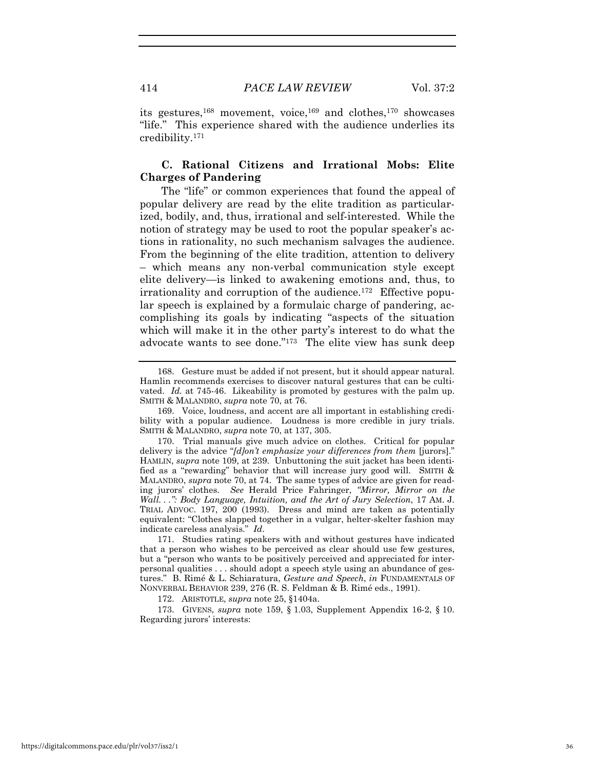its gestures,[168] movement, voice,[169] and clothes,[170] showcases "life." This experience shared with the audience underlies its credibility.[171]

### C. Rational Citizens and Irrational Mobs: Elite Charges of Pandering

The "life" or common experiences that found the appeal of popular delivery are read by the elite tradition as particularized, bodily, and, thus, irrational and self-interested. While the notion of strategy may be used to root the popular speaker's actions in rationality, no such mechanism salvages the audience. From the beginning of the elite tradition, attention to delivery – which means any non-verbal communication style except elite delivery—is linked to awakening emotions and, thus, to irrationality and corruption of the audience.[172] Effective popular speech is explained by a formulaic charge of pandering, accomplishing its goals by indicating "aspects of the situation which will make it in the other party's interest to do what the advocate wants to see done."[173] The elite view has sunk deep

---

168. Gesture must be added if not present, but it should appear natural. Hamlin recommends exercises to discover natural gestures that can be cultivated. *Id.* at 745-46. Likeability is promoted by gestures with the palm up. SMITH & MALANDRO, *supra* note 70, at 76.

169. Voice, loudness, and accent are all important in establishing credibility with a popular audience. Loudness is more credible in jury trials. SMITH & MALANDRO, *supra* note 70, at 137, 305.

170. Trial manuals give much advice on clothes. Critical for popular delivery is the advice "*[d]on't emphasize your differences from them* [jurors]." HAMLIN, *supra* note 109, at 239. Unbuttoning the suit jacket has been identified as a "rewarding" behavior that will increase jury good will. SMITH & MALANDRO, *supra* note 70, at 74. The same types of advice are given for reading jurors' clothes. *See* Herald Price Fahringer, *"Mirror, Mirror on the Wall. . .": Body Language, Intuition, and the Art of Jury Selection*, 17 AM. J. TRIAL ADVOC. 197, 200 (1993). Dress and mind are taken as potentially equivalent: "Clothes slapped together in a vulgar, helter-skelter fashion may indicate careless analysis." *Id*.

171. Studies rating speakers with and without gestures have indicated that a person who wishes to be perceived as clear should use few gestures, but a "person who wants to be positively perceived and appreciated for interpersonal qualities . . . should adopt a speech style using an abundance of gestures." B. Rimé & L. Schiaratura, *Gesture and Speech*, *in* FUNDAMENTALS OF NONVERBAL BEHAVIOR 239, 276 (R. S. Feldman & B. Rimé eds., 1991).

172. ARISTOTLE, *supra* note 25, §1404a.

173. GIVENS, *supra* note 159, § 1.03, Supplement Appendix 16-2, § 10. Regarding jurors' interests: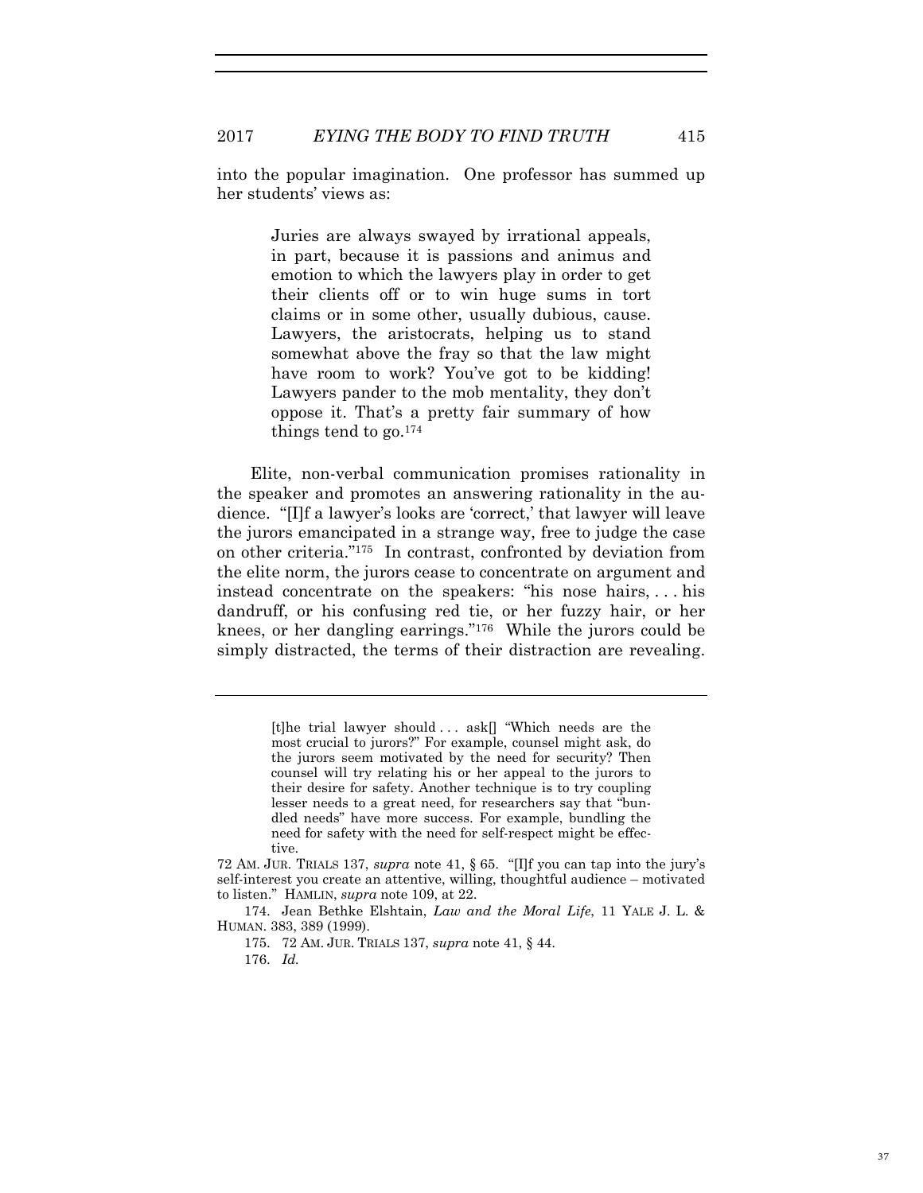into the popular imagination. One professor has summed up her students' views as:

> Juries are always swayed by irrational appeals, in part, because it is passions and animus and emotion to which the lawyers play in order to get their clients off or to win huge sums in tort claims or in some other, usually dubious, cause. Lawyers, the aristocrats, helping us to stand somewhat above the fray so that the law might have room to work? You've got to be kidding! Lawyers pander to the mob mentality, they don't oppose it. That's a pretty fair summary of how things tend to go.[174]

Elite, non-verbal communication promises rationality in the speaker and promotes an answering rationality in the audience. "[I]f a lawyer's looks are 'correct,' that lawyer will leave the jurors emancipated in a strange way, free to judge the case on other criteria."[175] In contrast, confronted by deviation from the elite norm, the jurors cease to concentrate on argument and instead concentrate on the speakers: "his nose hairs, . . . his dandruff, or his confusing red tie, or her fuzzy hair, or her knees, or her dangling earrings."[176] While the jurors could be simply distracted, the terms of their distraction are revealing.

---

> [t]he trial lawyer should . . . ask[] "Which needs are the most crucial to jurors?" For example, counsel might ask, do the jurors seem motivated by the need for security? Then counsel will try relating his or her appeal to the jurors to their desire for safety. Another technique is to try coupling lesser needs to a great need, for researchers say that "bundled needs" have more success. For example, bundling the need for safety with the need for self-respect might be effective.

72 AM. JUR. TRIALS 137, *supra* note 41, § 65. "[I]f you can tap into the jury's self-interest you create an attentive, willing, thoughtful audience – motivated to listen." HAMLIN, *supra* note 109, at 22.

174. Jean Bethke Elshtain, *Law and the Moral Life*, 11 YALE J. L. & HUMAN. 383, 389 (1999).

175. 72 AM. JUR. TRIALS 137, *supra* note 41, § 44.

176. *Id.*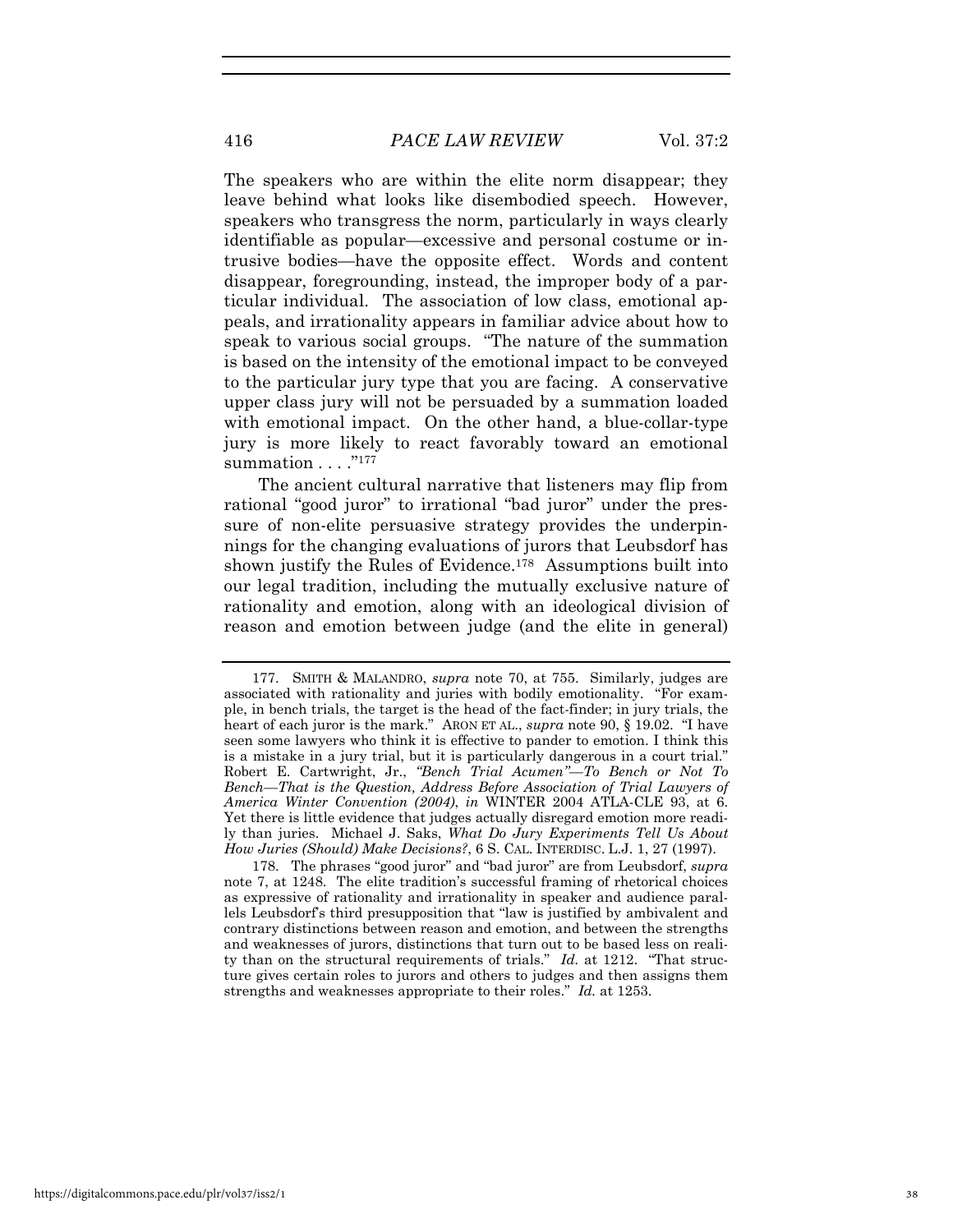The speakers who are within the elite norm disappear; they leave behind what looks like disembodied speech. However, speakers who transgress the norm, particularly in ways clearly identifiable as popular—excessive and personal costume or intrusive bodies—have the opposite effect. Words and content disappear, foregrounding, instead, the improper body of a particular individual. The association of low class, emotional appeals, and irrationality appears in familiar advice about how to speak to various social groups. "The nature of the summation is based on the intensity of the emotional impact to be conveyed to the particular jury type that you are facing. A conservative upper class jury will not be persuaded by a summation loaded with emotional impact. On the other hand, a blue-collar-type jury is more likely to react favorably toward an emotional summation . . . ."[177]

The ancient cultural narrative that listeners may flip from rational "good juror" to irrational "bad juror" under the pressure of non-elite persuasive strategy provides the underpinnings for the changing evaluations of jurors that Leubsdorf has shown justify the Rules of Evidence.[178] Assumptions built into our legal tradition, including the mutually exclusive nature of rationality and emotion, along with an ideological division of reason and emotion between judge (and the elite in general)

---

177. SMITH & MALANDRO, *supra* note 70, at 755. Similarly, judges are associated with rationality and juries with bodily emotionality. "For example, in bench trials, the target is the head of the fact-finder; in jury trials, the heart of each juror is the mark." ARON ET AL., *supra* note 90, § 19.02. "I have seen some lawyers who think it is effective to pander to emotion. I think this is a mistake in a jury trial, but it is particularly dangerous in a court trial." Robert E. Cartwright, Jr., *"Bench Trial Acumen"—To Bench or Not To Bench—That is the Question, Address Before Association of Trial Lawyers of America Winter Convention (2004)*, *in* WINTER 2004 ATLA-CLE 93, at 6. Yet there is little evidence that judges actually disregard emotion more readily than juries. Michael J. Saks, *What Do Jury Experiments Tell Us About How Juries (Should) Make Decisions?*, 6 S. CAL. INTERDISC. L.J. 1, 27 (1997).

178. The phrases "good juror" and "bad juror" are from Leubsdorf, *supra* note 7, at 1248. The elite tradition's successful framing of rhetorical choices as expressive of rationality and irrationality in speaker and audience parallels Leubsdorf's third presupposition that "law is justified by ambivalent and contrary distinctions between reason and emotion, and between the strengths and weaknesses of jurors, distinctions that turn out to be based less on reality than on the structural requirements of trials." *Id.* at 1212. "That structure gives certain roles to jurors and others to judges and then assigns them strengths and weaknesses appropriate to their roles." *Id.* at 1253.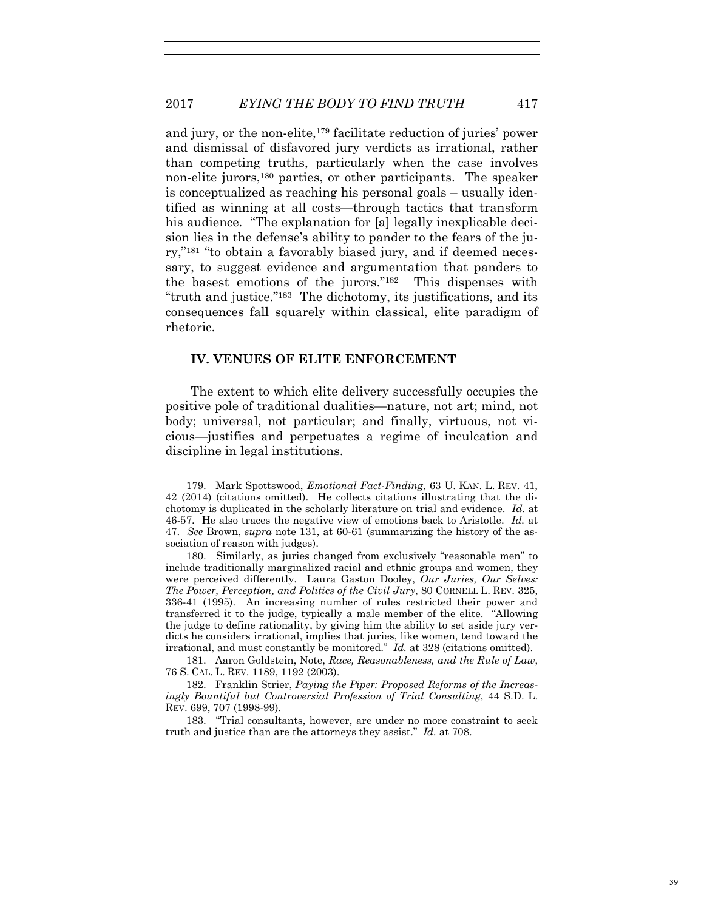and jury, or the non-elite,[179] facilitate reduction of juries' power and dismissal of disfavored jury verdicts as irrational, rather than competing truths, particularly when the case involves non-elite jurors,[180] parties, or other participants. The speaker is conceptualized as reaching his personal goals – usually identified as winning at all costs—through tactics that transform his audience. "The explanation for [a] legally inexplicable decision lies in the defense's ability to pander to the fears of the jury,"[181] "to obtain a favorably biased jury, and if deemed necessary, to suggest evidence and argumentation that panders to the basest emotions of the jurors."[182] This dispenses with "truth and justice."[183] The dichotomy, its justifications, and its consequences fall squarely within classical, elite paradigm of rhetoric.

## IV. VENUES OF ELITE ENFORCEMENT

The extent to which elite delivery successfully occupies the positive pole of traditional dualities—nature, not art; mind, not body; universal, not particular; and finally, virtuous, not vicious—justifies and perpetuates a regime of inculcation and discipline in legal institutions.

---

179. Mark Spottswood, *Emotional Fact-Finding*, 63 U. KAN. L. REV. 41, 42 (2014) (citations omitted). He collects citations illustrating that the dichotomy is duplicated in the scholarly literature on trial and evidence. *Id.* at 46-57. He also traces the negative view of emotions back to Aristotle. *Id.* at 47. *See* Brown, *supra* note 131, at 60-61 (summarizing the history of the association of reason with judges).

180. Similarly, as juries changed from exclusively "reasonable men" to include traditionally marginalized racial and ethnic groups and women, they were perceived differently. Laura Gaston Dooley, *Our Juries, Our Selves: The Power, Perception, and Politics of the Civil Jury*, 80 CORNELL L. REV. 325, 336-41 (1995). An increasing number of rules restricted their power and transferred it to the judge, typically a male member of the elite. "Allowing the judge to define rationality, by giving him the ability to set aside jury verdicts he considers irrational, implies that juries, like women, tend toward the irrational, and must constantly be monitored." *Id.* at 328 (citations omitted).

181. Aaron Goldstein, Note, *Race, Reasonableness, and the Rule of Law*, 76 S. CAL. L. REV. 1189, 1192 (2003).

182. Franklin Strier, *Paying the Piper: Proposed Reforms of the Increasingly Bountiful but Controversial Profession of Trial Consulting*, 44 S.D. L. REV. 699, 707 (1998-99).

183. "Trial consultants, however, are under no more constraint to seek truth and justice than are the attorneys they assist." *Id.* at 708.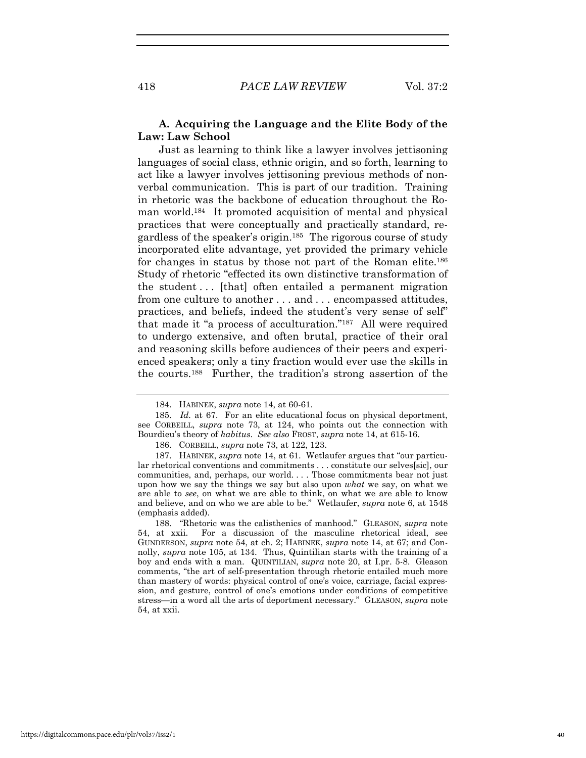### A. Acquiring the Language and the Elite Body of the Law: Law School

Just as learning to think like a lawyer involves jettisoning languages of social class, ethnic origin, and so forth, learning to act like a lawyer involves jettisoning previous methods of non-verbal communication. This is part of our tradition. Training in rhetoric was the backbone of education throughout the Roman world.[184] It promoted acquisition of mental and physical practices that were conceptually and practically standard, regardless of the speaker's origin.[185] The rigorous course of study incorporated elite advantage, yet provided the primary vehicle for changes in status by those not part of the Roman elite.[186] Study of rhetoric "effected its own distinctive transformation of the student . . . [that] often entailed a permanent migration from one culture to another . . . and . . . encompassed attitudes, practices, and beliefs, indeed the student's very sense of self" that made it "a process of acculturation."[187] All were required to undergo extensive, and often brutal, practice of their oral and reasoning skills before audiences of their peers and experienced speakers; only a tiny fraction would ever use the skills in the courts.[188] Further, the tradition's strong assertion of the

---

184. HABINEK, *supra* note 14, at 60-61.

185. *Id.* at 67. For an elite educational focus on physical deportment, see CORBEILL, *supra* note 73, at 124, who points out the connection with Bourdieu's theory of *habitus*. *See also* FROST, *supra* note 14, at 615-16.

186. CORBEILL, *supra* note 73, at 122, 123.

187. HABINEK, *supra* note 14, at 61. Wetlaufer argues that "our particular rhetorical conventions and commitments . . . constitute our selves[sic], our communities, and, perhaps, our world. . . . Those commitments bear not just upon how we say the things we say but also upon *what* we say, on what we are able to *see*, on what we are able to think, on what we are able to know and believe, and on who we are able to be." Wetlaufer, *supra* note 6, at 1548 (emphasis added).

188. "Rhetoric was the calisthenics of manhood." GLEASON, *supra* note 54, at xxii. For a discussion of the masculine rhetorical ideal, see GUNDERSON, *supra* note 54, at ch. 2; HABINEK, *supra* note 14, at 67; and Connolly, *supra* note 105, at 134. Thus, Quintilian starts with the training of a boy and ends with a man. QUINTILIAN, *supra* note 20, at I.pr. 5-8. Gleason comments, "the art of self-presentation through rhetoric entailed much more than mastery of words: physical control of one's voice, carriage, facial expression, and gesture, control of one's emotions under conditions of competitive stress—in a word all the arts of deportment necessary." GLEASON, *supra* note 54, at xxii.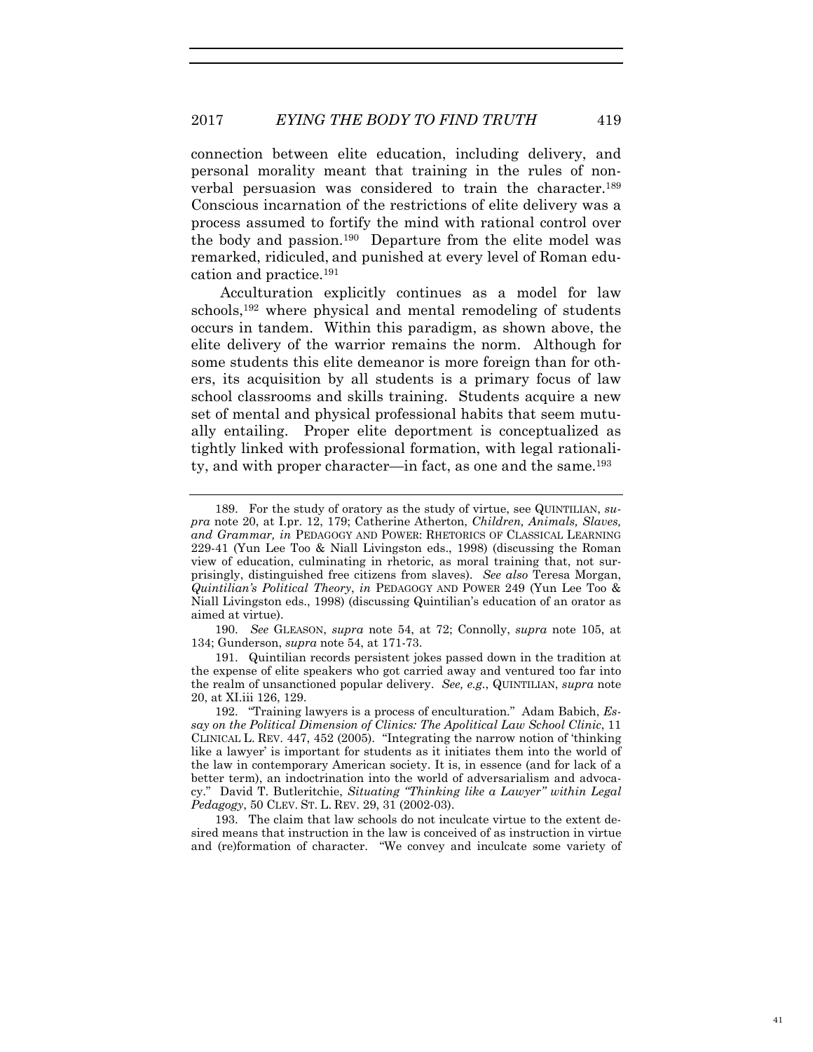connection between elite education, including delivery, and personal morality meant that training in the rules of nonverbal persuasion was considered to train the character.[189] Conscious incarnation of the restrictions of elite delivery was a process assumed to fortify the mind with rational control over the body and passion.[190] Departure from the elite model was remarked, ridiculed, and punished at every level of Roman education and practice.[191]

Acculturation explicitly continues as a model for law schools,[192] where physical and mental remodeling of students occurs in tandem. Within this paradigm, as shown above, the elite delivery of the warrior remains the norm. Although for some students this elite demeanor is more foreign than for others, its acquisition by all students is a primary focus of law school classrooms and skills training. Students acquire a new set of mental and physical professional habits that seem mutually entailing. Proper elite deportment is conceptualized as tightly linked with professional formation, with legal rationality, and with proper character—in fact, as one and the same.[193]

---

189. For the study of oratory as the study of virtue, see QUINTILIAN, *supra* note 20, at I.pr. 12, 179; Catherine Atherton, *Children, Animals, Slaves, and Grammar, in* PEDAGOGY AND POWER: RHETORICS OF CLASSICAL LEARNING 229-41 (Yun Lee Too & Niall Livingston eds., 1998) (discussing the Roman view of education, culminating in rhetoric, as moral training that, not surprisingly, distinguished free citizens from slaves). *See also* Teresa Morgan, *Quintilian's Political Theory*, *in* PEDAGOGY AND POWER 249 (Yun Lee Too & Niall Livingston eds., 1998) (discussing Quintilian's education of an orator as aimed at virtue).

190. *See* GLEASON, *supra* note 54, at 72; Connolly, *supra* note 105, at 134; Gunderson, *supra* note 54, at 171-73.

191. Quintilian records persistent jokes passed down in the tradition at the expense of elite speakers who got carried away and ventured too far into the realm of unsanctioned popular delivery. *See, e.g.*, QUINTILIAN, *supra* note 20, at XI.iii 126, 129.

192. "Training lawyers is a process of enculturation." Adam Babich, *Essay on the Political Dimension of Clinics: The Apolitical Law School Clinic*, 11 CLINICAL L. REV. 447, 452 (2005). "Integrating the narrow notion of 'thinking like a lawyer' is important for students as it initiates them into the world of the law in contemporary American society. It is, in essence (and for lack of a better term), an indoctrination into the world of adversarialism and advocacy." David T. Butleritchie, *Situating "Thinking like a Lawyer" within Legal Pedagogy*, 50 CLEV. ST. L. REV. 29, 31 (2002-03).

193. The claim that law schools do not inculcate virtue to the extent desired means that instruction in the law is conceived of as instruction in virtue and (re)formation of character. "We convey and inculcate some variety of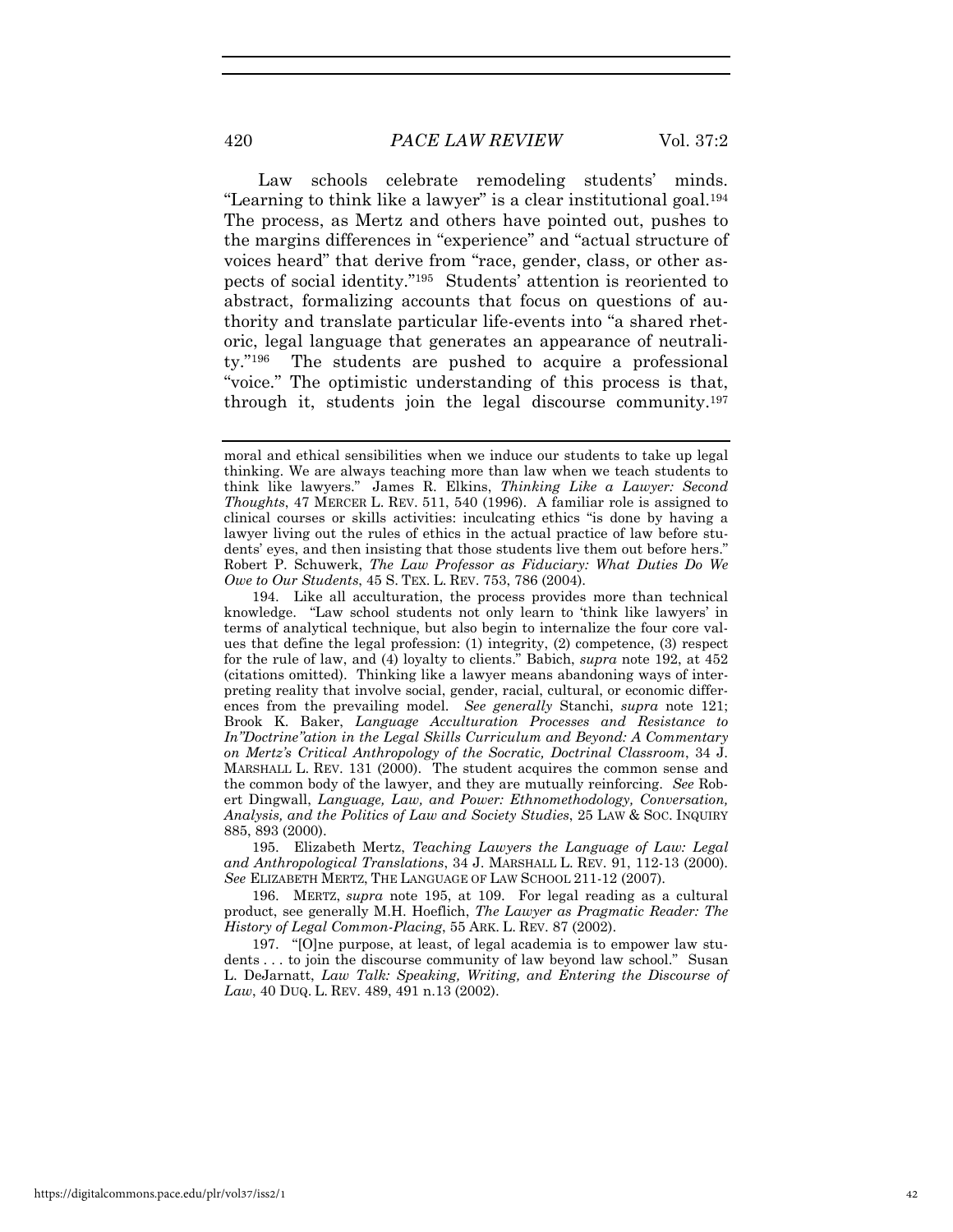Law schools celebrate remodeling students' minds. "Learning to think like a lawyer" is a clear institutional goal.[194] The process, as Mertz and others have pointed out, pushes to the margins differences in "experience" and "actual structure of voices heard" that derive from "race, gender, class, or other aspects of social identity."[195] Students' attention is reoriented to abstract, formalizing accounts that focus on questions of authority and translate particular life-events into "a shared rhetoric, legal language that generates an appearance of neutrality."[196] The students are pushed to acquire a professional "voice." The optimistic understanding of this process is that, through it, students join the legal discourse community.[197]

---

moral and ethical sensibilities when we induce our students to take up legal thinking. We are always teaching more than law when we teach students to think like lawyers." James R. Elkins, *Thinking Like a Lawyer: Second Thoughts*, 47 MERCER L. REV. 511, 540 (1996). A familiar role is assigned to clinical courses or skills activities: inculcating ethics "is done by having a lawyer living out the rules of ethics in the actual practice of law before students' eyes, and then insisting that those students live them out before hers." Robert P. Schuwerk, *The Law Professor as Fiduciary: What Duties Do We Owe to Our Students*, 45 S. TEX. L. REV. 753, 786 (2004).

194. Like all acculturation, the process provides more than technical knowledge. "Law school students not only learn to 'think like lawyers' in terms of analytical technique, but also begin to internalize the four core values that define the legal profession: (1) integrity, (2) competence, (3) respect for the rule of law, and (4) loyalty to clients." Babich, *supra* note 192, at 452 (citations omitted). Thinking like a lawyer means abandoning ways of interpreting reality that involve social, gender, racial, cultural, or economic differences from the prevailing model. *See generally* Stanchi, *supra* note 121; Brook K. Baker, *Language Acculturation Processes and Resistance to In"Doctrine"ation in the Legal Skills Curriculum and Beyond: A Commentary on Mertz's Critical Anthropology of the Socratic, Doctrinal Classroom*, 34 J. MARSHALL L. REV. 131 (2000). The student acquires the common sense and the common body of the lawyer, and they are mutually reinforcing. *See* Robert Dingwall, *Language, Law, and Power: Ethnomethodology, Conversation, Analysis, and the Politics of Law and Society Studies*, 25 LAW & SOC. INQUIRY 885, 893 (2000).

195. Elizabeth Mertz, *Teaching Lawyers the Language of Law: Legal and Anthropological Translations*, 34 J. MARSHALL L. REV. 91, 112-13 (2000). *See* ELIZABETH MERTZ, THE LANGUAGE OF LAW SCHOOL 211-12 (2007).

196. MERTZ, *supra* note 195, at 109. For legal reading as a cultural product, see generally M.H. Hoeflich, *The Lawyer as Pragmatic Reader: The History of Legal Common-Placing*, 55 ARK. L. REV. 87 (2002).

197. "[O]ne purpose, at least, of legal academia is to empower law students . . . to join the discourse community of law beyond law school." Susan L. DeJarnatt, *Law Talk: Speaking, Writing, and Entering the Discourse of Law*, 40 DUQ. L. REV. 489, 491 n.13 (2002).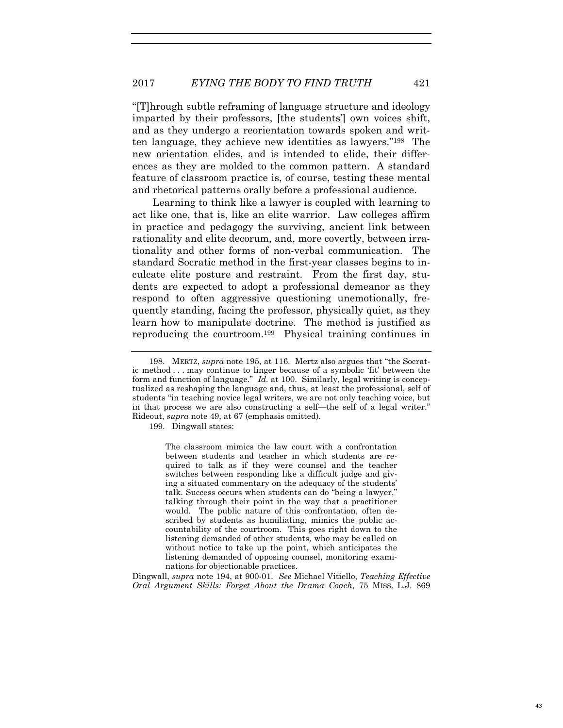"[T]hrough subtle reframing of language structure and ideology imparted by their professors, [the students'] own voices shift, and as they undergo a reorientation towards spoken and written language, they achieve new identities as lawyers."[198] The new orientation elides, and is intended to elide, their differences as they are molded to the common pattern. A standard feature of classroom practice is, of course, testing these mental and rhetorical patterns orally before a professional audience.

Learning to think like a lawyer is coupled with learning to act like one, that is, like an elite warrior. Law colleges affirm in practice and pedagogy the surviving, ancient link between rationality and elite decorum, and, more covertly, between irrationality and other forms of non-verbal communication. The standard Socratic method in the first-year classes begins to inculcate elite posture and restraint. From the first day, students are expected to adopt a professional demeanor as they respond to often aggressive questioning unemotionally, frequently standing, facing the professor, physically quiet, as they learn how to manipulate doctrine. The method is justified as reproducing the courtroom.[199] Physical training continues in

---

198. MERTZ, *supra* note 195, at 116. Mertz also argues that "the Socratic method . . . may continue to linger because of a symbolic 'fit' between the form and function of language." *Id.* at 100. Similarly, legal writing is conceptualized as reshaping the language and, thus, at least the professional, self of students "in teaching novice legal writers, we are not only teaching voice, but in that process we are also constructing a self—the self of a legal writer." Rideout, *supra* note 49, at 67 (emphasis omitted).

199. Dingwall states:

> The classroom mimics the law court with a confrontation between students and teacher in which students are required to talk as if they were counsel and the teacher switches between responding like a difficult judge and giving a situated commentary on the adequacy of the students' talk. Success occurs when students can do "being a lawyer," talking through their point in the way that a practitioner would. The public nature of this confrontation, often described by students as humiliating, mimics the public accountability of the courtroom. This goes right down to the listening demanded of other students, who may be called on without notice to take up the point, which anticipates the listening demanded of opposing counsel, monitoring examinations for objectionable practices.

Dingwall, *supra* note 194, at 900-01. *See* Michael Vitiello, *Teaching Effective Oral Argument Skills: Forget About the Drama Coach*, 75 MISS. L.J. 869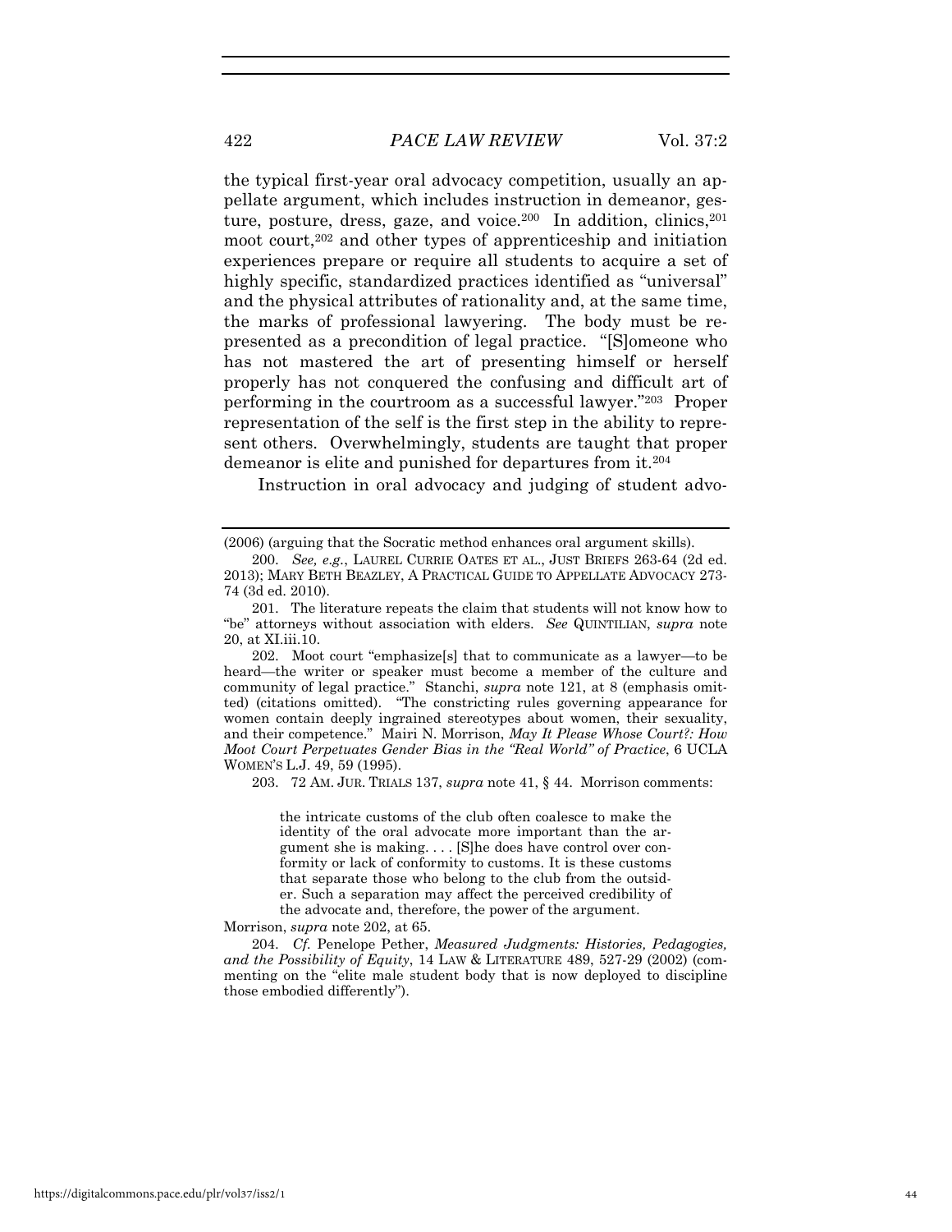the typical first-year oral advocacy competition, usually an appellate argument, which includes instruction in demeanor, gesture, posture, dress, gaze, and voice.[200] In addition, clinics,[201] moot court,[202] and other types of apprenticeship and initiation experiences prepare or require all students to acquire a set of highly specific, standardized practices identified as "universal" and the physical attributes of rationality and, at the same time, the marks of professional lawyering. The body must be represented as a precondition of legal practice. "[S]omeone who has not mastered the art of presenting himself or herself properly has not conquered the confusing and difficult art of performing in the courtroom as a successful lawyer."[203] Proper representation of the self is the first step in the ability to represent others. Overwhelmingly, students are taught that proper demeanor is elite and punished for departures from it.[204]

Instruction in oral advocacy and judging of student advo-

---

(2006) (arguing that the Socratic method enhances oral argument skills).

200. *See, e.g.*, LAUREL CURRIE OATES ET AL., JUST BRIEFS 263-64 (2d ed. 2013); MARY BETH BEAZLEY, A PRACTICAL GUIDE TO APPELLATE ADVOCACY 273-74 (3d ed. 2010).

201. The literature repeats the claim that students will not know how to "be" attorneys without association with elders. *See* QUINTILIAN, *supra* note 20, at XI.iii.10.

202. Moot court "emphasize[s] that to communicate as a lawyer—to be heard—the writer or speaker must become a member of the culture and community of legal practice." Stanchi, *supra* note 121, at 8 (emphasis omitted) (citations omitted). "The constricting rules governing appearance for women contain deeply ingrained stereotypes about women, their sexuality, and their competence." Mairi N. Morrison, *May It Please Whose Court?: How Moot Court Perpetuates Gender Bias in the "Real World" of Practice*, 6 UCLA WOMEN'S L.J. 49, 59 (1995).

203. 72 AM. JUR. TRIALS 137, *supra* note 41, § 44. Morrison comments:

> the intricate customs of the club often coalesce to make the identity of the oral advocate more important than the argument she is making. . . . [S]he does have control over conformity or lack of conformity to customs. It is these customs that separate those who belong to the club from the outsider. Such a separation may affect the perceived credibility of the advocate and, therefore, the power of the argument.

Morrison, *supra* note 202, at 65.

204. *Cf.* Penelope Pether, *Measured Judgments: Histories, Pedagogies, and the Possibility of Equity*, 14 LAW & LITERATURE 489, 527-29 (2002) (commenting on the "elite male student body that is now deployed to discipline those embodied differently").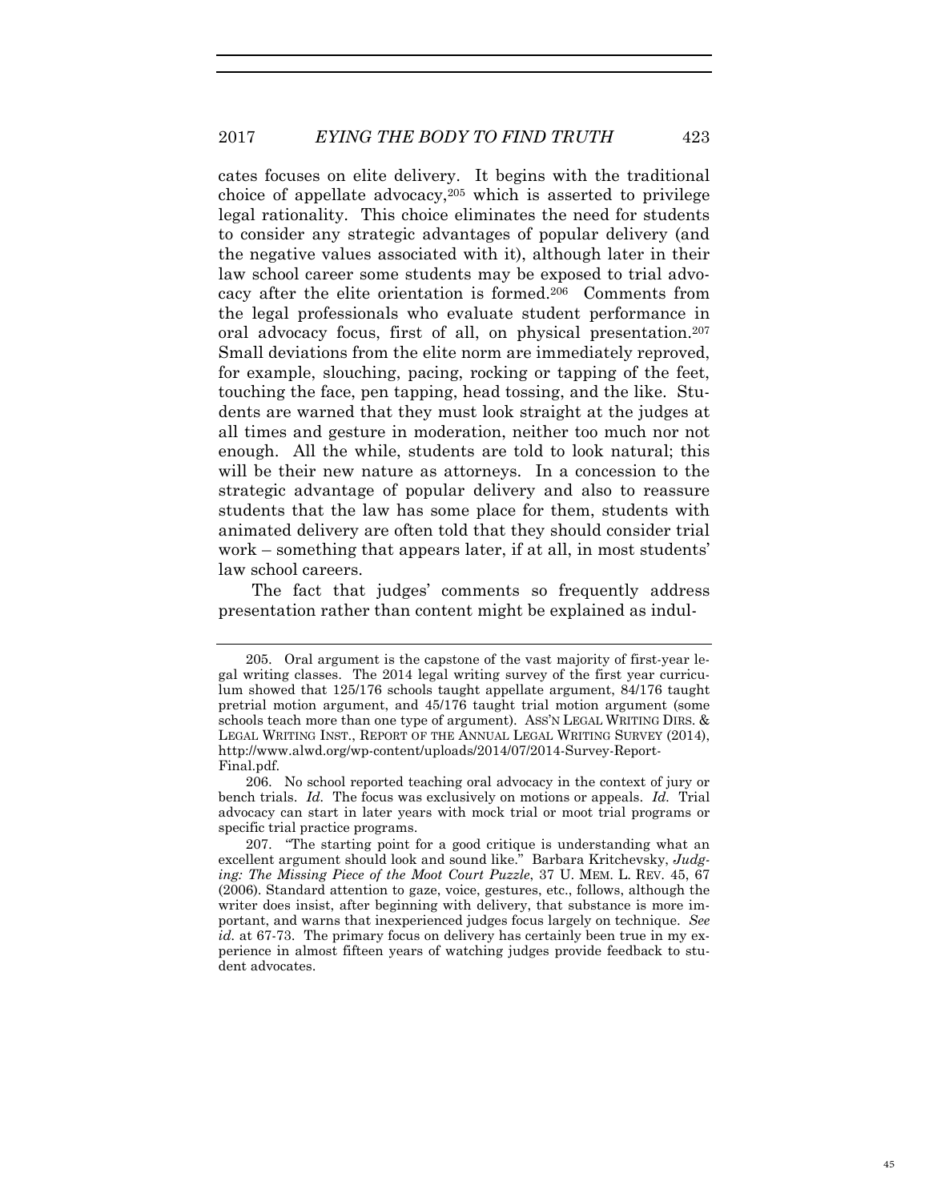cates focuses on elite delivery. It begins with the traditional choice of appellate advocacy,[205] which is asserted to privilege legal rationality. This choice eliminates the need for students to consider any strategic advantages of popular delivery (and the negative values associated with it), although later in their law school career some students may be exposed to trial advocacy after the elite orientation is formed.[206] Comments from the legal professionals who evaluate student performance in oral advocacy focus, first of all, on physical presentation.[207] Small deviations from the elite norm are immediately reproved, for example, slouching, pacing, rocking or tapping of the feet, touching the face, pen tapping, head tossing, and the like. Students are warned that they must look straight at the judges at all times and gesture in moderation, neither too much nor not enough. All the while, students are told to look natural; this will be their new nature as attorneys. In a concession to the strategic advantage of popular delivery and also to reassure students that the law has some place for them, students with animated delivery are often told that they should consider trial work – something that appears later, if at all, in most students' law school careers.

The fact that judges' comments so frequently address presentation rather than content might be explained as indul-

---

205. Oral argument is the capstone of the vast majority of first-year legal writing classes. The 2014 legal writing survey of the first year curriculum showed that 125/176 schools taught appellate argument, 84/176 taught pretrial motion argument, and 45/176 taught trial motion argument (some schools teach more than one type of argument). ASS'N LEGAL WRITING DIRS. & LEGAL WRITING INST., REPORT OF THE ANNUAL LEGAL WRITING SURVEY (2014), http://www.alwd.org/wp-content/uploads/2014/07/2014-Survey-Report-Final.pdf.

206. No school reported teaching oral advocacy in the context of jury or bench trials. *Id.* The focus was exclusively on motions or appeals. *Id.* Trial advocacy can start in later years with mock trial or moot trial programs or specific trial practice programs.

207. "The starting point for a good critique is understanding what an excellent argument should look and sound like." Barbara Kritchevsky, *Judging: The Missing Piece of the Moot Court Puzzle*, 37 U. MEM. L. REV. 45, 67 (2006). Standard attention to gaze, voice, gestures, etc., follows, although the writer does insist, after beginning with delivery, that substance is more important, and warns that inexperienced judges focus largely on technique. *See id.* at 67-73. The primary focus on delivery has certainly been true in my experience in almost fifteen years of watching judges provide feedback to student advocates.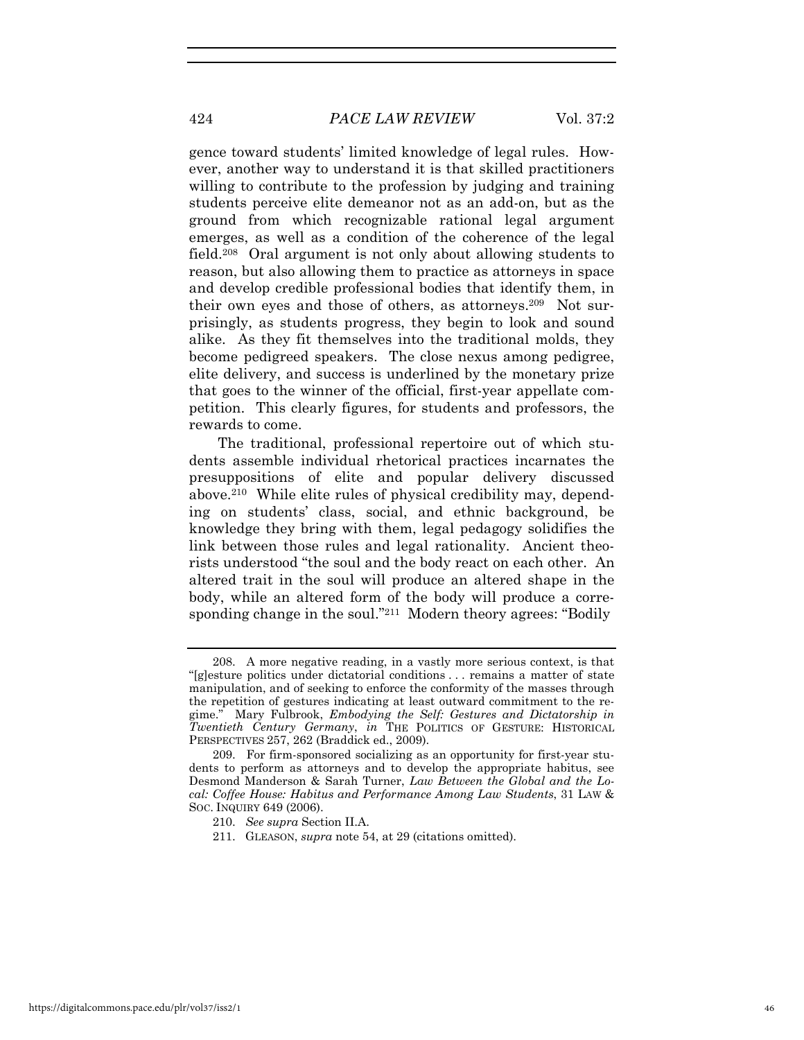gence toward students' limited knowledge of legal rules. However, another way to understand it is that skilled practitioners willing to contribute to the profession by judging and training students perceive elite demeanor not as an add-on, but as the ground from which recognizable rational legal argument emerges, as well as a condition of the coherence of the legal field.[208] Oral argument is not only about allowing students to reason, but also allowing them to practice as attorneys in space and develop credible professional bodies that identify them, in their own eyes and those of others, as attorneys.[209] Not surprisingly, as students progress, they begin to look and sound alike. As they fit themselves into the traditional molds, they become pedigreed speakers. The close nexus among pedigree, elite delivery, and success is underlined by the monetary prize that goes to the winner of the official, first-year appellate competition. This clearly figures, for students and professors, the rewards to come.

The traditional, professional repertoire out of which students assemble individual rhetorical practices incarnates the presuppositions of elite and popular delivery discussed above.[210] While elite rules of physical credibility may, depending on students' class, social, and ethnic background, be knowledge they bring with them, legal pedagogy solidifies the link between those rules and legal rationality. Ancient theorists understood "the soul and the body react on each other. An altered trait in the soul will produce an altered shape in the body, while an altered form of the body will produce a corresponding change in the soul."[211] Modern theory agrees: "Bodily

---

208. A more negative reading, in a vastly more serious context, is that "[g]esture politics under dictatorial conditions . . . remains a matter of state manipulation, and of seeking to enforce the conformity of the masses through the repetition of gestures indicating at least outward commitment to the regime." Mary Fulbrook, *Embodying the Self: Gestures and Dictatorship in Twentieth Century Germany*, *in* THE POLITICS OF GESTURE: HISTORICAL PERSPECTIVES 257, 262 (Braddick ed., 2009).

209. For firm-sponsored socializing as an opportunity for first-year students to perform as attorneys and to develop the appropriate habitus, see Desmond Manderson & Sarah Turner, *Law Between the Global and the Local: Coffee House: Habitus and Performance Among Law Students*, 31 LAW & SOC. INQUIRY 649 (2006).

210. *See supra* Section II.A.

211. GLEASON, *supra* note 54, at 29 (citations omitted).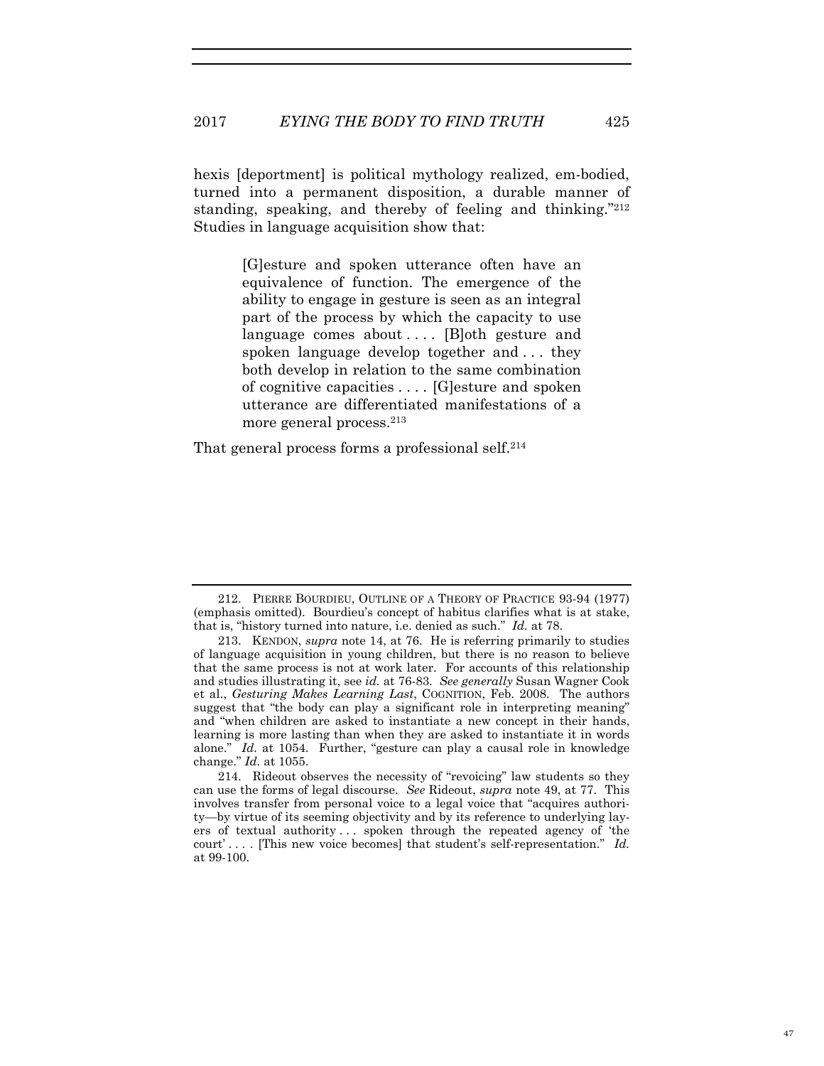hexis [deportment] is political mythology realized, em-bodied, turned into a permanent disposition, a durable manner of standing, speaking, and thereby of feeling and thinking."[212] Studies in language acquisition show that:

> [G]esture and spoken utterance often have an equivalence of function. The emergence of the ability to engage in gesture is seen as an integral part of the process by which the capacity to use language comes about . . . . [B]oth gesture and spoken language develop together and . . . they both develop in relation to the same combination of cognitive capacities . . . . [G]esture and spoken utterance are differentiated manifestations of a more general process.[213]

That general process forms a professional self.[214]

---

212. PIERRE BOURDIEU, OUTLINE OF A THEORY OF PRACTICE 93-94 (1977) (emphasis omitted). Bourdieu's concept of habitus clarifies what is at stake, that is, "history turned into nature, i.e. denied as such." *Id.* at 78.

213. KENDON, *supra* note 14, at 76. He is referring primarily to studies of language acquisition in young children, but there is no reason to believe that the same process is not at work later. For accounts of this relationship and studies illustrating it, see *id.* at 76-83. *See generally* Susan Wagner Cook et al., *Gesturing Makes Learning Last*, COGNITION, Feb. 2008. The authors suggest that "the body can play a significant role in interpreting meaning" and "when children are asked to instantiate a new concept in their hands, learning is more lasting than when they are asked to instantiate it in words alone." *Id.* at 1054. Further, "gesture can play a causal role in knowledge change." *Id.* at 1055.

214. Rideout observes the necessity of "revoicing" law students so they can use the forms of legal discourse. *See* Rideout, *supra* note 49, at 77. This involves transfer from personal voice to a legal voice that "acquires authority—by virtue of its seeming objectivity and by its reference to underlying layers of textual authority . . . spoken through the repeated agency of 'the court' . . . . [This new voice becomes] that student's self-representation." *Id.* at 99-100.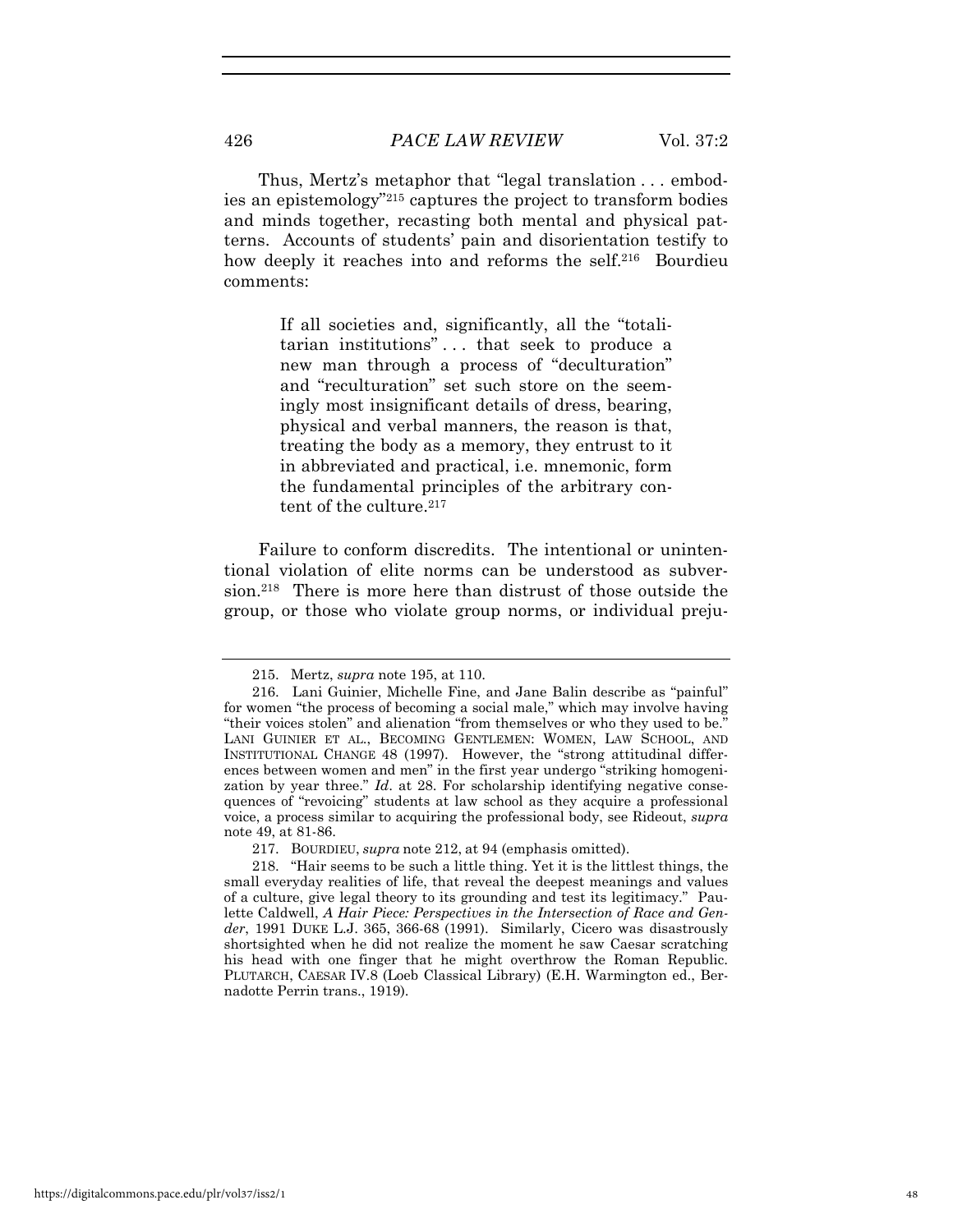Thus, Mertz's metaphor that "legal translation . . . embodies an epistemology"[215] captures the project to transform bodies and minds together, recasting both mental and physical patterns. Accounts of students' pain and disorientation testify to how deeply it reaches into and reforms the self.[216] Bourdieu comments:

> If all societies and, significantly, all the "totalitarian institutions" . . . that seek to produce a new man through a process of "deculturation" and "reculturation" set such store on the seemingly most insignificant details of dress, bearing, physical and verbal manners, the reason is that, treating the body as a memory, they entrust to it in abbreviated and practical, i.e. mnemonic, form the fundamental principles of the arbitrary content of the culture.[217]

Failure to conform discredits. The intentional or unintentional violation of elite norms can be understood as subversion.[218] There is more here than distrust of those outside the group, or those who violate group norms, or individual preju-

---

215. Mertz, *supra* note 195, at 110.

216. Lani Guinier, Michelle Fine, and Jane Balin describe as "painful" for women "the process of becoming a social male," which may involve having "their voices stolen" and alienation "from themselves or who they used to be." LANI GUINIER ET AL., BECOMING GENTLEMEN: WOMEN, LAW SCHOOL, AND INSTITUTIONAL CHANGE 48 (1997). However, the "strong attitudinal differences between women and men" in the first year undergo "striking homogenization by year three." *Id*. at 28. For scholarship identifying negative consequences of "revoicing" students at law school as they acquire a professional voice, a process similar to acquiring the professional body, see Rideout, *supra* note 49, at 81-86.

217. BOURDIEU, *supra* note 212, at 94 (emphasis omitted).

218. "Hair seems to be such a little thing. Yet it is the littlest things, the small everyday realities of life, that reveal the deepest meanings and values of a culture, give legal theory to its grounding and test its legitimacy." Paulette Caldwell, *A Hair Piece: Perspectives in the Intersection of Race and Gender*, 1991 DUKE L.J. 365, 366-68 (1991). Similarly, Cicero was disastrously shortsighted when he did not realize the moment he saw Caesar scratching his head with one finger that he might overthrow the Roman Republic. PLUTARCH, CAESAR IV.8 (Loeb Classical Library) (E.H. Warmington ed., Bernadotte Perrin trans., 1919).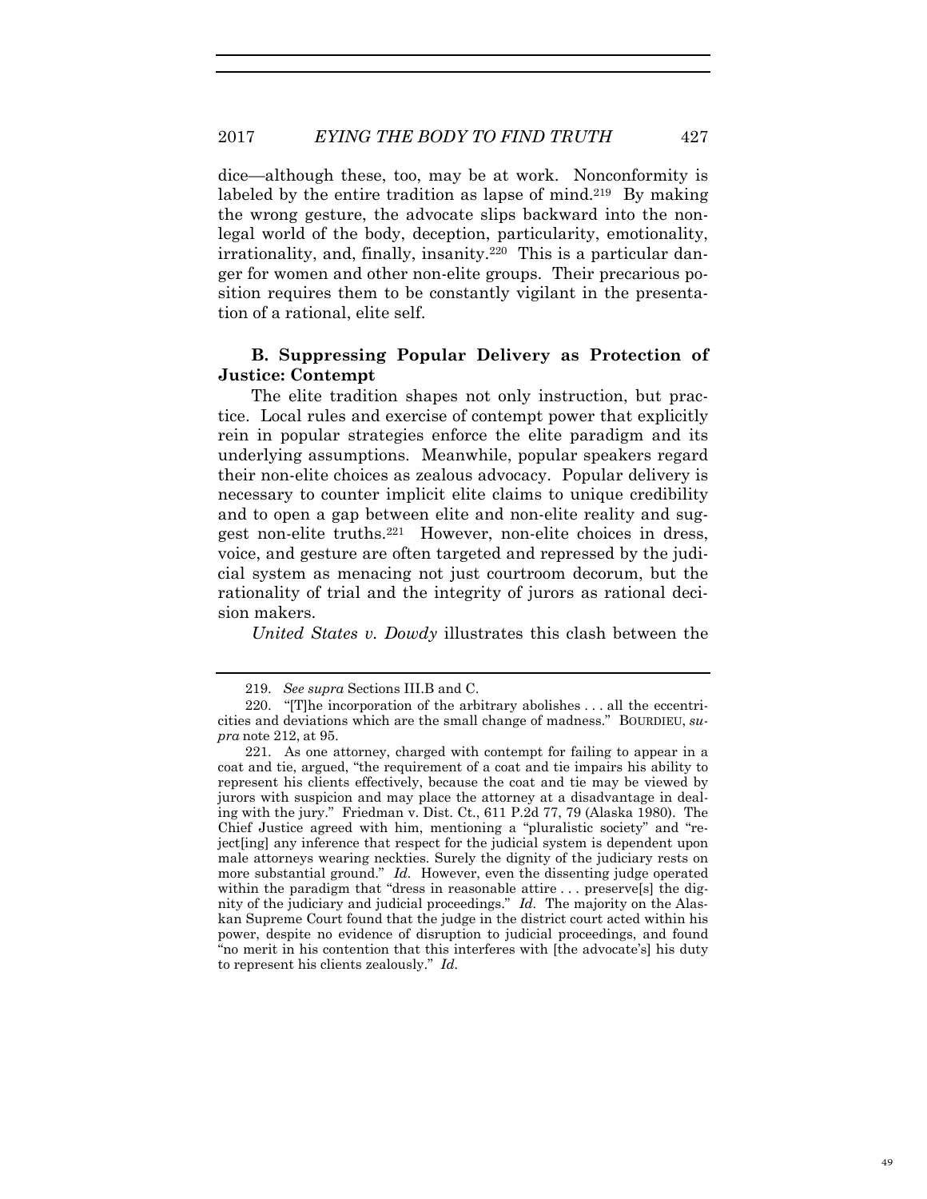dice—although these, too, may be at work. Nonconformity is labeled by the entire tradition as lapse of mind.[219] By making the wrong gesture, the advocate slips backward into the non-legal world of the body, deception, particularity, emotionality, irrationality, and, finally, insanity.[220] This is a particular danger for women and other non-elite groups. Their precarious position requires them to be constantly vigilant in the presentation of a rational, elite self.

### B. Suppressing Popular Delivery as Protection of Justice: Contempt

The elite tradition shapes not only instruction, but practice. Local rules and exercise of contempt power that explicitly rein in popular strategies enforce the elite paradigm and its underlying assumptions. Meanwhile, popular speakers regard their non-elite choices as zealous advocacy. Popular delivery is necessary to counter implicit elite claims to unique credibility and to open a gap between elite and non-elite reality and suggest non-elite truths.[221] However, non-elite choices in dress, voice, and gesture are often targeted and repressed by the judicial system as menacing not just courtroom decorum, but the rationality of trial and the integrity of jurors as rational decision makers.

*United States v. Dowdy* illustrates this clash between the

---

219. *See supra* Sections III.B and C.

220. "[T]he incorporation of the arbitrary abolishes . . . all the eccentricities and deviations which are the small change of madness." BOURDIEU, *supra* note 212, at 95.

221. As one attorney, charged with contempt for failing to appear in a coat and tie, argued, "the requirement of a coat and tie impairs his ability to represent his clients effectively, because the coat and tie may be viewed by jurors with suspicion and may place the attorney at a disadvantage in dealing with the jury." Friedman v. Dist. Ct., 611 P.2d 77, 79 (Alaska 1980). The Chief Justice agreed with him, mentioning a "pluralistic society" and "reject[ing] any inference that respect for the judicial system is dependent upon male attorneys wearing neckties. Surely the dignity of the judiciary rests on more substantial ground." *Id.* However, even the dissenting judge operated within the paradigm that "dress in reasonable attire . . . preserve[s] the dignity of the judiciary and judicial proceedings." *Id.* The majority on the Alaskan Supreme Court found that the judge in the district court acted within his power, despite no evidence of disruption to judicial proceedings, and found "no merit in his contention that this interferes with [the advocate's] his duty to represent his clients zealously." *Id.*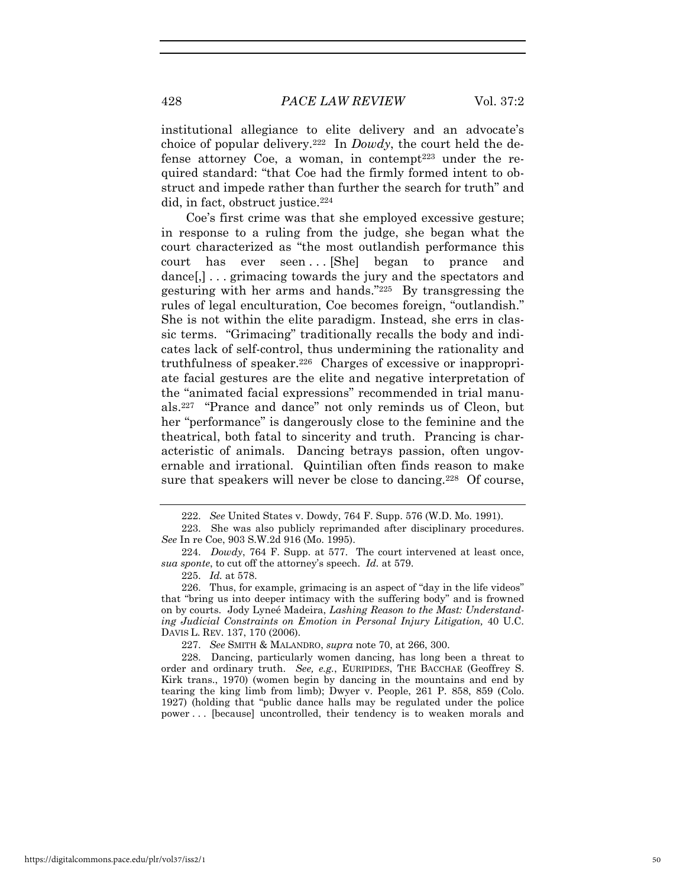institutional allegiance to elite delivery and an advocate's choice of popular delivery.[222] In *Dowdy*, the court held the defense attorney Coe, a woman, in contempt[223] under the required standard: "that Coe had the firmly formed intent to obstruct and impede rather than further the search for truth" and did, in fact, obstruct justice.[224]

Coe's first crime was that she employed excessive gesture; in response to a ruling from the judge, she began what the court characterized as "the most outlandish performance this court has ever seen . . . [She] began to prance and dance[,] . . . grimacing towards the jury and the spectators and gesturing with her arms and hands."[225] By transgressing the rules of legal enculturation, Coe becomes foreign, "outlandish." She is not within the elite paradigm. Instead, she errs in classic terms. "Grimacing" traditionally recalls the body and indicates lack of self-control, thus undermining the rationality and truthfulness of speaker.[226] Charges of excessive or inappropriate facial gestures are the elite and negative interpretation of the "animated facial expressions" recommended in trial manuals.[227] "Prance and dance" not only reminds us of Cleon, but her "performance" is dangerously close to the feminine and the theatrical, both fatal to sincerity and truth. Prancing is characteristic of animals. Dancing betrays passion, often ungovernable and irrational. Quintilian often finds reason to make sure that speakers will never be close to dancing.[228] Of course,

---

222. *See* United States v. Dowdy, 764 F. Supp. 576 (W.D. Mo. 1991).

223. She was also publicly reprimanded after disciplinary procedures. *See* In re Coe, 903 S.W.2d 916 (Mo. 1995).

224. *Dowdy*, 764 F. Supp. at 577. The court intervened at least once, *sua sponte*, to cut off the attorney's speech. *Id.* at 579.

225. *Id.* at 578.

226. Thus, for example, grimacing is an aspect of "day in the life videos" that "bring us into deeper intimacy with the suffering body" and is frowned on by courts. Jody Lyneé Madeira, *Lashing Reason to the Mast: Understanding Judicial Constraints on Emotion in Personal Injury Litigation,* 40 U.C. DAVIS L. REV. 137, 170 (2006).

227. *See* SMITH & MALANDRO, *supra* note 70, at 266, 300.

228. Dancing, particularly women dancing, has long been a threat to order and ordinary truth. *See, e.g.*, EURIPIDES, THE BACCHAE (Geoffrey S. Kirk trans., 1970) (women begin by dancing in the mountains and end by tearing the king limb from limb); Dwyer v. People, 261 P. 858, 859 (Colo. 1927) (holding that "public dance halls may be regulated under the police power . . . [because] uncontrolled, their tendency is to weaken morals and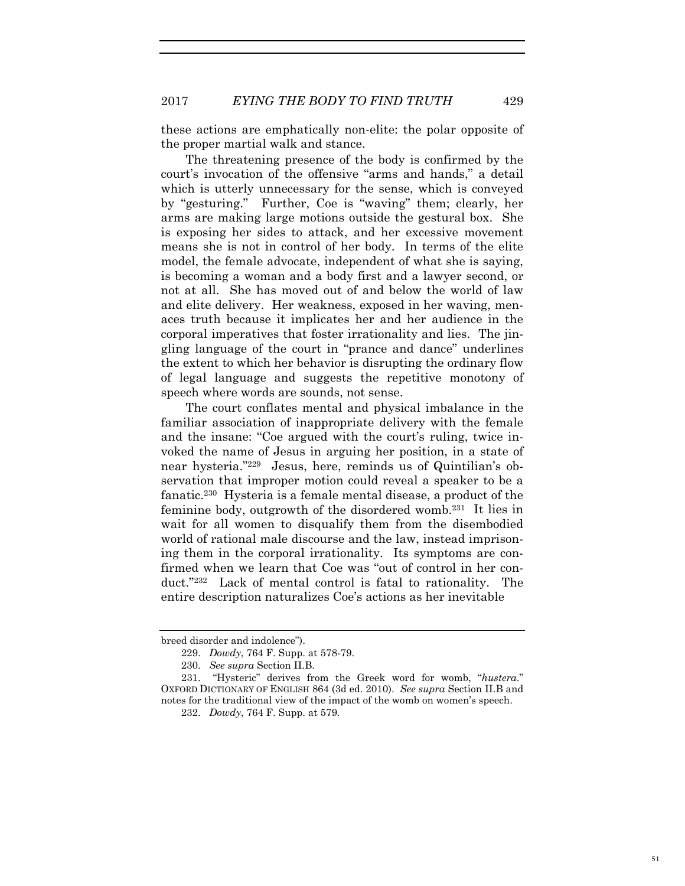these actions are emphatically non-elite: the polar opposite of the proper martial walk and stance.

The threatening presence of the body is confirmed by the court's invocation of the offensive "arms and hands," a detail which is utterly unnecessary for the sense, which is conveyed by "gesturing." Further, Coe is "waving" them; clearly, her arms are making large motions outside the gestural box. She is exposing her sides to attack, and her excessive movement means she is not in control of her body. In terms of the elite model, the female advocate, independent of what she is saying, is becoming a woman and a body first and a lawyer second, or not at all. She has moved out of and below the world of law and elite delivery. Her weakness, exposed in her waving, menaces truth because it implicates her and her audience in the corporal imperatives that foster irrationality and lies. The jingling language of the court in "prance and dance" underlines the extent to which her behavior is disrupting the ordinary flow of legal language and suggests the repetitive monotony of speech where words are sounds, not sense.

The court conflates mental and physical imbalance in the familiar association of inappropriate delivery with the female and the insane: "Coe argued with the court's ruling, twice invoked the name of Jesus in arguing her position, in a state of near hysteria."[229] Jesus, here, reminds us of Quintilian's observation that improper motion could reveal a speaker to be a fanatic.[230] Hysteria is a female mental disease, a product of the feminine body, outgrowth of the disordered womb.[231] It lies in wait for all women to disqualify them from the disembodied world of rational male discourse and the law, instead imprisoning them in the corporal irrationality. Its symptoms are confirmed when we learn that Coe was "out of control in her conduct."[232] Lack of mental control is fatal to rationality. The entire description naturalizes Coe's actions as her inevitable

---

breed disorder and indolence").

229. *Dowdy*, 764 F. Supp. at 578-79.

230. *See supra* Section II.B.

231. "Hysteric" derives from the Greek word for womb, "*hustera*." OXFORD DICTIONARY OF ENGLISH 864 (3d ed. 2010). *See supra* Section II.B and notes for the traditional view of the impact of the womb on women's speech.

232. *Dowdy*, 764 F. Supp. at 579.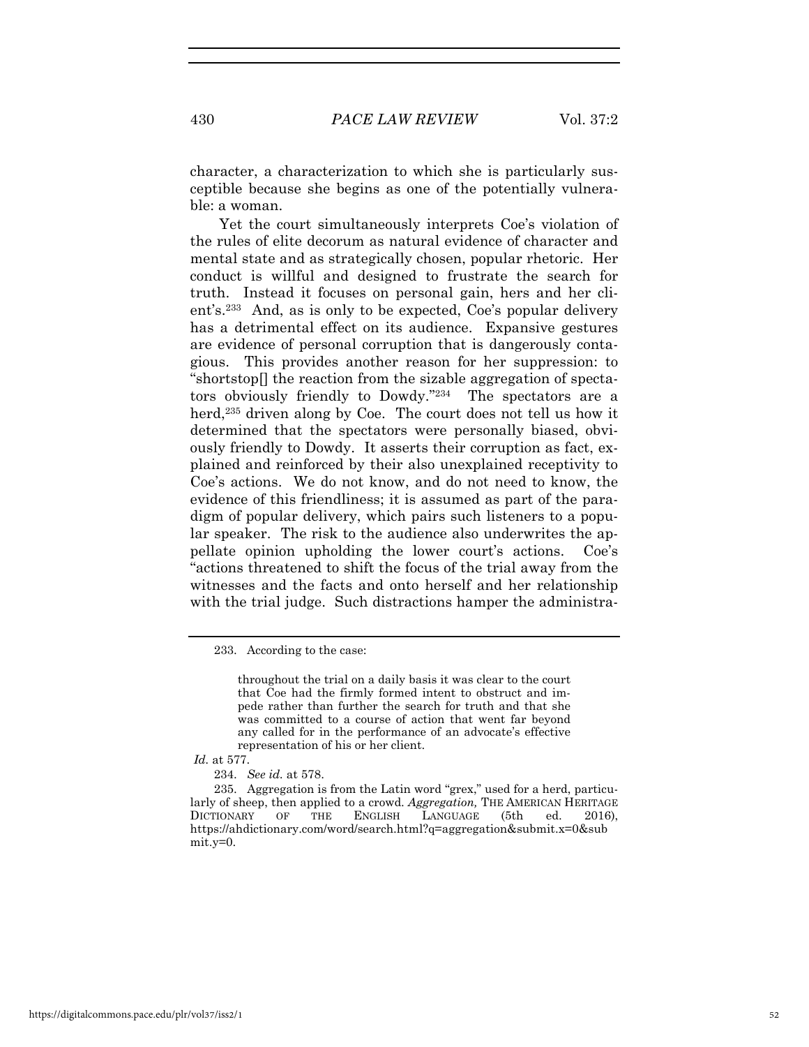character, a characterization to which she is particularly susceptible because she begins as one of the potentially vulnerable: a woman.

Yet the court simultaneously interprets Coe's violation of the rules of elite decorum as natural evidence of character and mental state and as strategically chosen, popular rhetoric. Her conduct is willful and designed to frustrate the search for truth. Instead it focuses on personal gain, hers and her client's.[233] And, as is only to be expected, Coe's popular delivery has a detrimental effect on its audience. Expansive gestures are evidence of personal corruption that is dangerously contagious. This provides another reason for her suppression: to "shortstop[] the reaction from the sizable aggregation of spectators obviously friendly to Dowdy."[234] The spectators are a herd,[235] driven along by Coe. The court does not tell us how it determined that the spectators were personally biased, obviously friendly to Dowdy. It asserts their corruption as fact, explained and reinforced by their also unexplained receptivity to Coe's actions. We do not know, and do not need to know, the evidence of this friendliness; it is assumed as part of the paradigm of popular delivery, which pairs such listeners to a popular speaker. The risk to the audience also underwrites the appellate opinion upholding the lower court's actions. Coe's "actions threatened to shift the focus of the trial away from the witnesses and the facts and onto herself and her relationship with the trial judge. Such distractions hamper the administra-

---

233. According to the case:

> throughout the trial on a daily basis it was clear to the court that Coe had the firmly formed intent to obstruct and impede rather than further the search for truth and that she was committed to a course of action that went far beyond any called for in the performance of an advocate's effective representation of his or her client.

*Id.* at 577.

234. *See id.* at 578.

235. Aggregation is from the Latin word "grex," used for a herd, particularly of sheep, then applied to a crowd. *Aggregation,* THE AMERICAN HERITAGE DICTIONARY OF THE ENGLISH LANGUAGE (5th ed. 2016), https://ahdictionary.com/word/search.html?q=aggregation&submit.x=0&submit.y=0.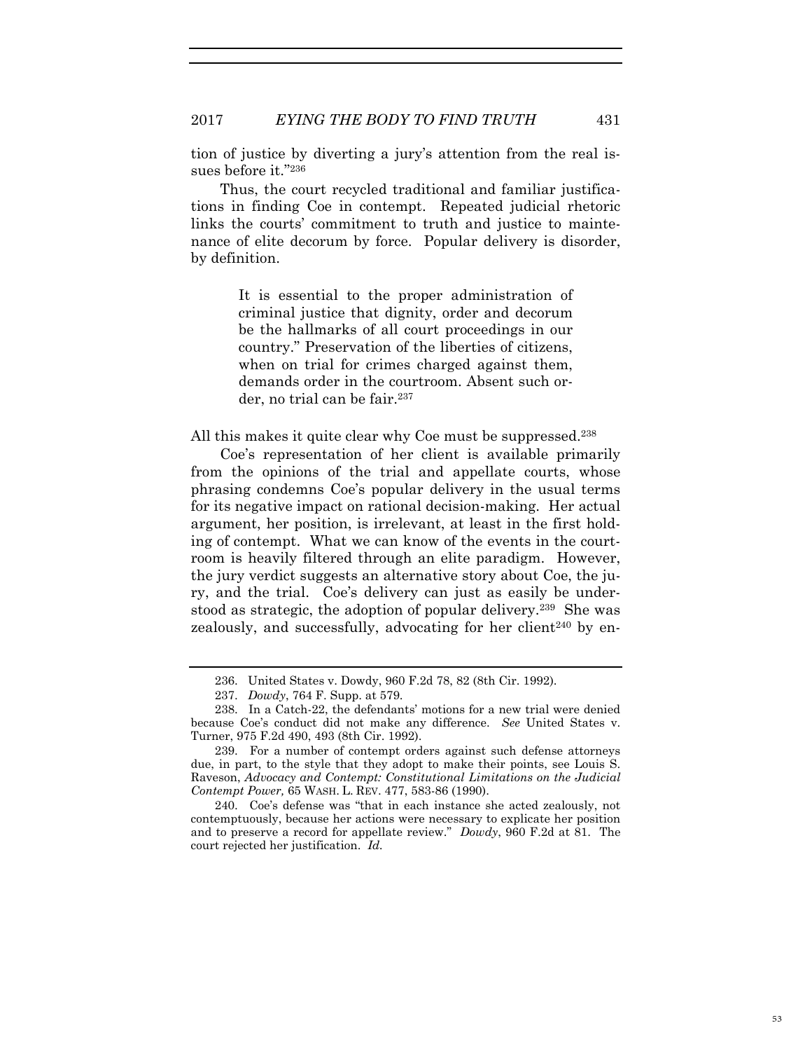tion of justice by diverting a jury's attention from the real issues before it."[236]

Thus, the court recycled traditional and familiar justifications in finding Coe in contempt. Repeated judicial rhetoric links the courts' commitment to truth and justice to maintenance of elite decorum by force. Popular delivery is disorder, by definition.

> It is essential to the proper administration of criminal justice that dignity, order and decorum be the hallmarks of all court proceedings in our country." Preservation of the liberties of citizens, when on trial for crimes charged against them, demands order in the courtroom. Absent such order, no trial can be fair.[237]

All this makes it quite clear why Coe must be suppressed.[238]

Coe's representation of her client is available primarily from the opinions of the trial and appellate courts, whose phrasing condemns Coe's popular delivery in the usual terms for its negative impact on rational decision-making. Her actual argument, her position, is irrelevant, at least in the first holding of contempt. What we can know of the events in the courtroom is heavily filtered through an elite paradigm. However, the jury verdict suggests an alternative story about Coe, the jury, and the trial. Coe's delivery can just as easily be understood as strategic, the adoption of popular delivery.[239] She was zealously, and successfully, advocating for her client[240] by en-

---

236. United States v. Dowdy, 960 F.2d 78, 82 (8th Cir. 1992).

237. *Dowdy*, 764 F. Supp. at 579.

238. In a Catch-22, the defendants' motions for a new trial were denied because Coe's conduct did not make any difference. *See* United States v. Turner, 975 F.2d 490, 493 (8th Cir. 1992).

239. For a number of contempt orders against such defense attorneys due, in part, to the style that they adopt to make their points, see Louis S. Raveson, *Advocacy and Contempt: Constitutional Limitations on the Judicial Contempt Power,* 65 WASH. L. REV. 477, 583-86 (1990).

240. Coe's defense was "that in each instance she acted zealously, not contemptuously, because her actions were necessary to explicate her position and to preserve a record for appellate review." *Dowdy*, 960 F.2d at 81. The court rejected her justification. *Id.*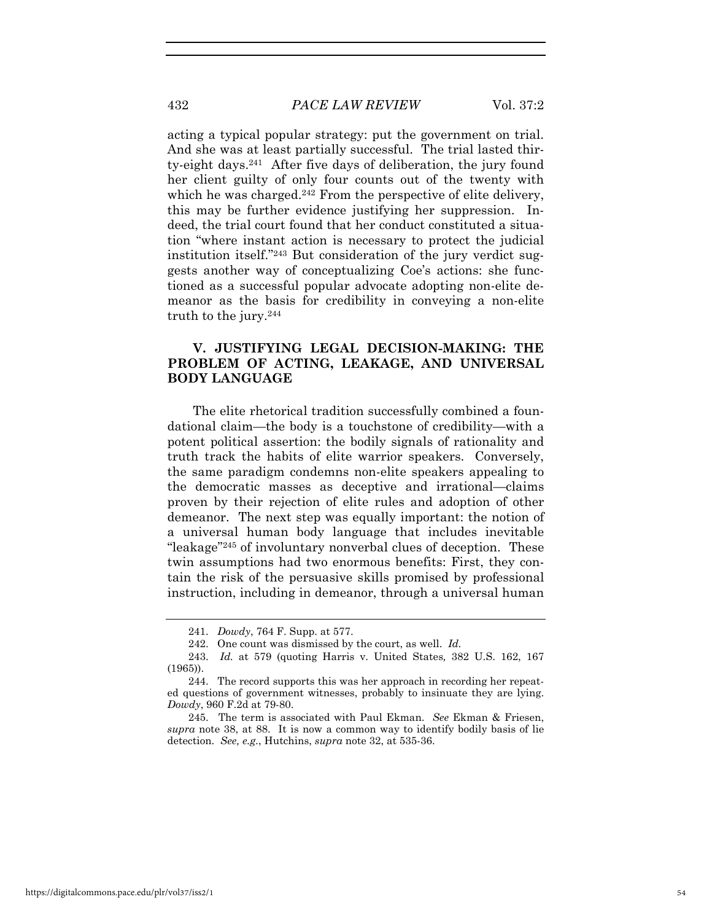acting a typical popular strategy: put the government on trial. And she was at least partially successful. The trial lasted thirty-eight days.[241] After five days of deliberation, the jury found her client guilty of only four counts out of the twenty with which he was charged.[242] From the perspective of elite delivery, this may be further evidence justifying her suppression. Indeed, the trial court found that her conduct constituted a situation "where instant action is necessary to protect the judicial institution itself."[243] But consideration of the jury verdict suggests another way of conceptualizing Coe's actions: she functioned as a successful popular advocate adopting non-elite demeanor as the basis for credibility in conveying a non-elite truth to the jury.[244]

## V. JUSTIFYING LEGAL DECISION-MAKING: THE PROBLEM OF ACTING, LEAKAGE, AND UNIVERSAL BODY LANGUAGE

The elite rhetorical tradition successfully combined a foundational claim—the body is a touchstone of credibility—with a potent political assertion: the bodily signals of rationality and truth track the habits of elite warrior speakers. Conversely, the same paradigm condemns non-elite speakers appealing to the democratic masses as deceptive and irrational—claims proven by their rejection of elite rules and adoption of other demeanor. The next step was equally important: the notion of a universal human body language that includes inevitable "leakage"[245] of involuntary nonverbal clues of deception. These twin assumptions had two enormous benefits: First, they contain the risk of the persuasive skills promised by professional instruction, including in demeanor, through a universal human

---

241. *Dowdy*, 764 F. Supp. at 577.

242. One count was dismissed by the court, as well. *Id.*

243. *Id.* at 579 (quoting Harris v. United States*,* 382 U.S. 162, 167 (1965)).

244. The record supports this was her approach in recording her repeated questions of government witnesses, probably to insinuate they are lying. *Dowdy*, 960 F.2d at 79-80.

245. The term is associated with Paul Ekman. *See* Ekman & Friesen, *supra* note 38, at 88. It is now a common way to identify bodily basis of lie detection. *See, e.g.*, Hutchins, *supra* note 32, at 535-36.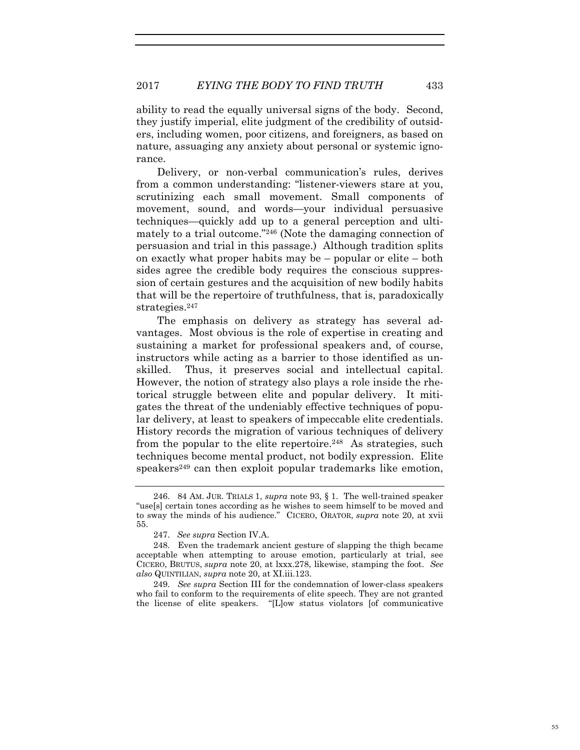ability to read the equally universal signs of the body. Second, they justify imperial, elite judgment of the credibility of outsiders, including women, poor citizens, and foreigners, as based on nature, assuaging any anxiety about personal or systemic ignorance.

Delivery, or non-verbal communication's rules, derives from a common understanding: "listener-viewers stare at you, scrutinizing each small movement. Small components of movement, sound, and words—your individual persuasive techniques—quickly add up to a general perception and ultimately to a trial outcome."[246] (Note the damaging connection of persuasion and trial in this passage.) Although tradition splits on exactly what proper habits may be – popular or elite – both sides agree the credible body requires the conscious suppression of certain gestures and the acquisition of new bodily habits that will be the repertoire of truthfulness, that is, paradoxically strategies.[247]

The emphasis on delivery as strategy has several advantages. Most obvious is the role of expertise in creating and sustaining a market for professional speakers and, of course, instructors while acting as a barrier to those identified as unskilled. Thus, it preserves social and intellectual capital. However, the notion of strategy also plays a role inside the rhetorical struggle between elite and popular delivery. It mitigates the threat of the undeniably effective techniques of popular delivery, at least to speakers of impeccable elite credentials. History records the migration of various techniques of delivery from the popular to the elite repertoire.[248] As strategies, such techniques become mental product, not bodily expression. Elite speakers[249] can then exploit popular trademarks like emotion,

---

246. 84 AM. JUR. TRIALS 1, *supra* note 93, § 1. The well-trained speaker "use[s] certain tones according as he wishes to seem himself to be moved and to sway the minds of his audience." CICERO, ORATOR, *supra* note 20, at xvii 55.

247. *See supra* Section IV.A.

248. Even the trademark ancient gesture of slapping the thigh became acceptable when attempting to arouse emotion, particularly at trial, see CICERO, BRUTUS, *supra* note 20, at lxxx.278, likewise, stamping the foot. *See also* QUINTILIAN, *supra* note 20, at XI.iii.123.

249. *See supra* Section III for the condemnation of lower-class speakers who fail to conform to the requirements of elite speech. They are not granted the license of elite speakers. "[L]ow status violators [of communicative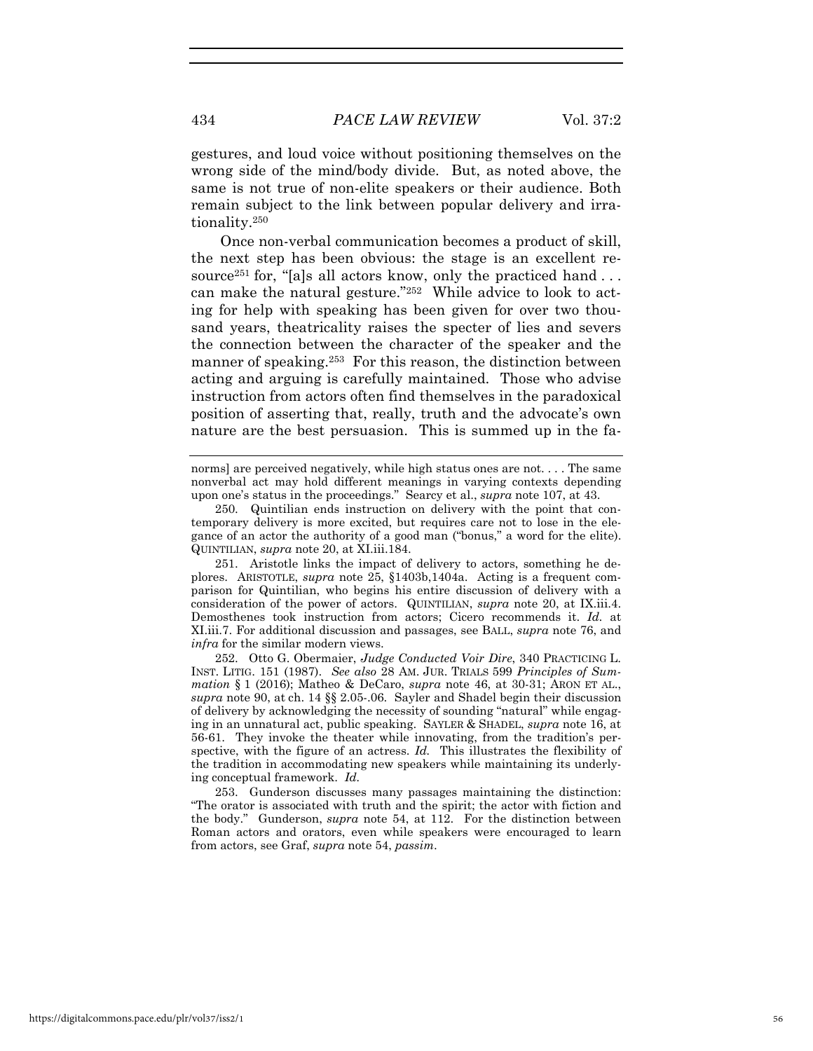gestures, and loud voice without positioning themselves on the wrong side of the mind/body divide. But, as noted above, the same is not true of non-elite speakers or their audience. Both remain subject to the link between popular delivery and irrationality.[250]

Once non-verbal communication becomes a product of skill, the next step has been obvious: the stage is an excellent resource[251] for, "[a]s all actors know, only the practiced hand . . . can make the natural gesture."[252] While advice to look to acting for help with speaking has been given for over two thousand years, theatricality raises the specter of lies and severs the connection between the character of the speaker and the manner of speaking.[253] For this reason, the distinction between acting and arguing is carefully maintained. Those who advise instruction from actors often find themselves in the paradoxical position of asserting that, really, truth and the advocate's own nature are the best persuasion. This is summed up in the fa-

---

norms] are perceived negatively, while high status ones are not. . . . The same nonverbal act may hold different meanings in varying contexts depending upon one's status in the proceedings." Searcy et al., *supra* note 107, at 43.

250. Quintilian ends instruction on delivery with the point that contemporary delivery is more excited, but requires care not to lose in the elegance of an actor the authority of a good man ("bonus," a word for the elite). QUINTILIAN, *supra* note 20, at XI.iii.184.

251. Aristotle links the impact of delivery to actors, something he deplores. ARISTOTLE, *supra* note 25, §1403b,1404a. Acting is a frequent comparison for Quintilian, who begins his entire discussion of delivery with a consideration of the power of actors. QUINTILIAN, *supra* note 20, at IX.iii.4. Demosthenes took instruction from actors; Cicero recommends it. *Id.* at XI.iii.7. For additional discussion and passages, see BALL, *supra* NOTE 76, and *infra* for the similar modern views.

252. Otto G. Obermaier, *Judge Conducted Voir Dire*, 340 PRACTICING L. INST. LITIG. 151 (1987). *See also* 28 AM. JUR. TRIALS 599 *Principles of Summation* § 1 (2016); Matheo & DeCaro, *supra* note 46, at 30-31; ARON ET AL., *supra* note 90, at ch. 14 §§ 2.05-.06. Sayler and Shadel begin their discussion of delivery by acknowledging the necessity of sounding "natural" while engaging in an unnatural act, public speaking. SAYLER & SHADEL, *supra* note 16, at 56-61. They invoke the theater while innovating, from the tradition's perspective, with the figure of an actress. *Id.* This illustrates the flexibility of the tradition in accommodating new speakers while maintaining its underlying conceptual framework. *Id.*

253. Gunderson discusses many passages maintaining the distinction: "The orator is associated with truth and the spirit; the actor with fiction and the body." Gunderson, *supra* note 54, at 112. For the distinction between Roman actors and orators, even while speakers were encouraged to learn from actors, see Graf, *supra* note 54, *passim*.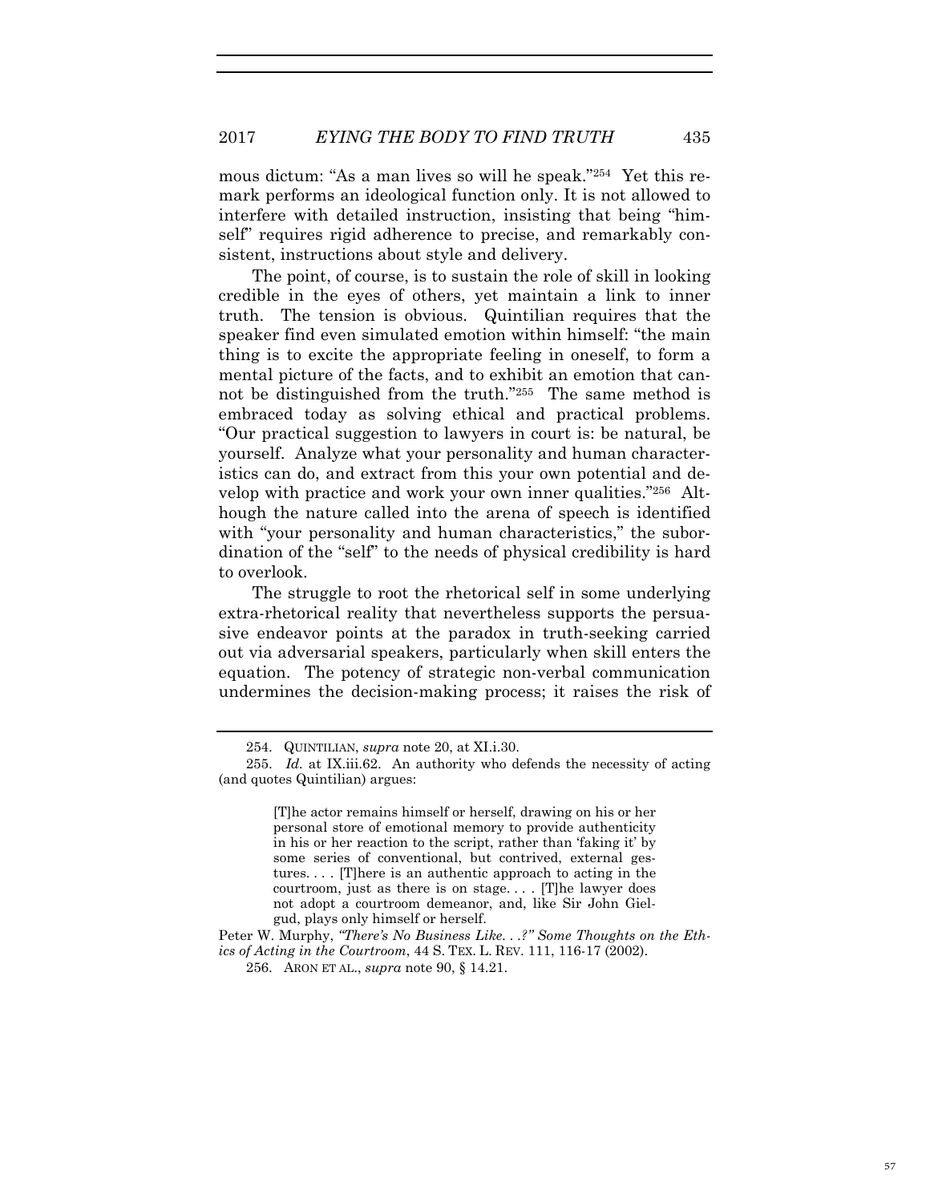mous dictum: "As a man lives so will he speak."[254] Yet this remark performs an ideological function only. It is not allowed to interfere with detailed instruction, insisting that being "himself" requires rigid adherence to precise, and remarkably consistent, instructions about style and delivery.

The point, of course, is to sustain the role of skill in looking credible in the eyes of others, yet maintain a link to inner truth. The tension is obvious. Quintilian requires that the speaker find even simulated emotion within himself: "the main thing is to excite the appropriate feeling in oneself, to form a mental picture of the facts, and to exhibit an emotion that cannot be distinguished from the truth."[255] The same method is embraced today as solving ethical and practical problems. "Our practical suggestion to lawyers in court is: be natural, be yourself. Analyze what your personality and human characteristics can do, and extract from this your own potential and develop with practice and work your own inner qualities."[256] Although the nature called into the arena of speech is identified with "your personality and human characteristics," the subordination of the "self" to the needs of physical credibility is hard to overlook.

The struggle to root the rhetorical self in some underlying extra-rhetorical reality that nevertheless supports the persuasive endeavor points at the paradox in truth-seeking carried out via adversarial speakers, particularly when skill enters the equation. The potency of strategic non-verbal communication undermines the decision-making process; it raises the risk of

---

254. QUINTILIAN, *supra* note 20, at XI.i.30.

255. *Id.* at IX.iii.62. An authority who defends the necessity of acting (and quotes Quintilian) argues:

> [T]he actor remains himself or herself, drawing on his or her personal store of emotional memory to provide authenticity in his or her reaction to the script, rather than 'faking it' by some series of conventional, but contrived, external gestures. . . . [T]here is an authentic approach to acting in the courtroom, just as there is on stage. . . . [T]he lawyer does not adopt a courtroom demeanor, and, like Sir John Gielgud, plays only himself or herself.

Peter W. Murphy, *"There's No Business Like. . .?" Some Thoughts on the Ethics of Acting in the Courtroom*, 44 S. TEX. L. REV. 111, 116-17 (2002).

256. ARON ET AL., *supra* note 90, § 14.21.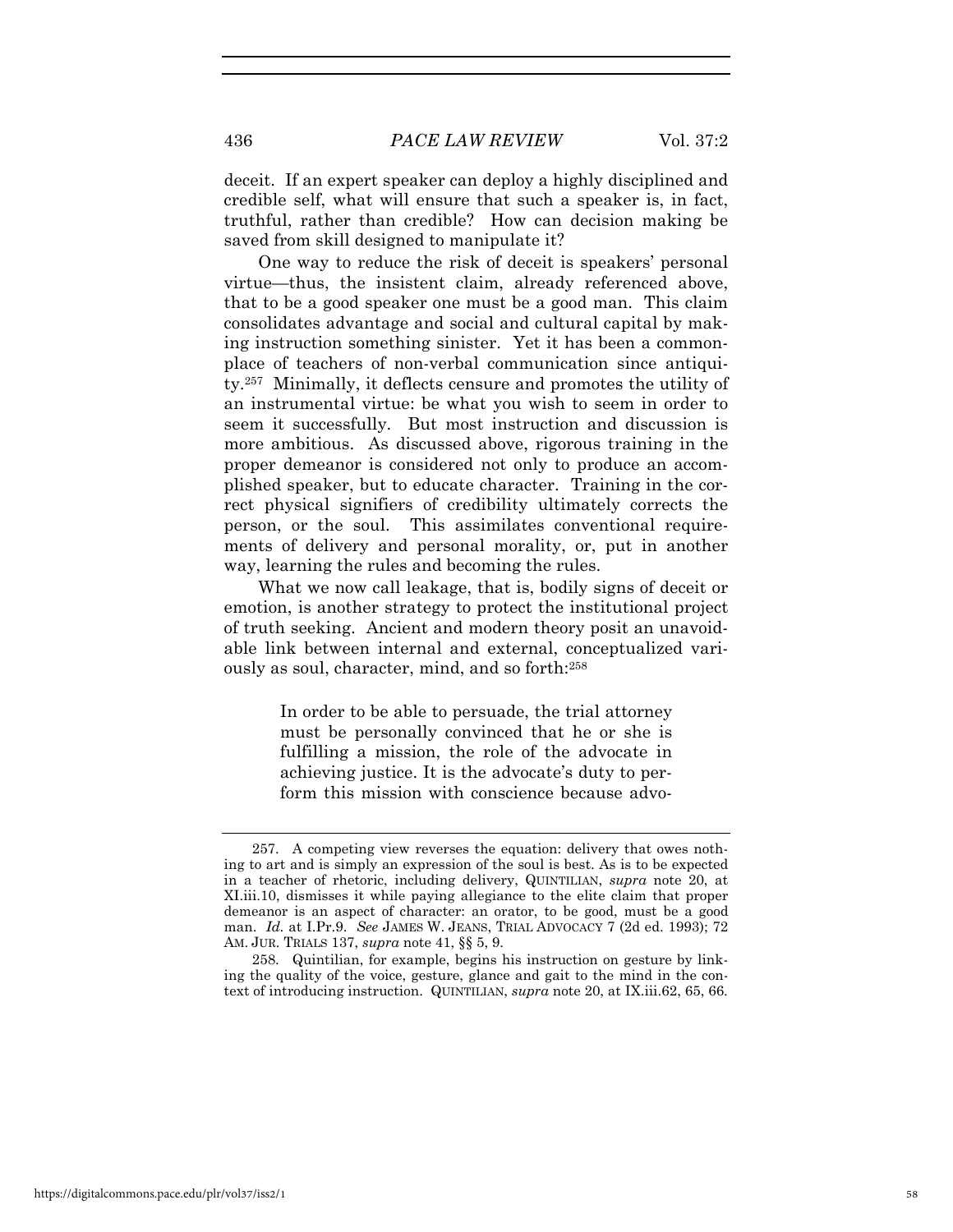deceit. If an expert speaker can deploy a highly disciplined and credible self, what will ensure that such a speaker is, in fact, truthful, rather than credible? How can decision making be saved from skill designed to manipulate it?

One way to reduce the risk of deceit is speakers' personal virtue—thus, the insistent claim, already referenced above, that to be a good speaker one must be a good man. This claim consolidates advantage and social and cultural capital by making instruction something sinister. Yet it has been a commonplace of teachers of non-verbal communication since antiquity.[257] Minimally, it deflects censure and promotes the utility of an instrumental virtue: be what you wish to seem in order to seem it successfully. But most instruction and discussion is more ambitious. As discussed above, rigorous training in the proper demeanor is considered not only to produce an accomplished speaker, but to educate character. Training in the correct physical signifiers of credibility ultimately corrects the person, or the soul. This assimilates conventional requirements of delivery and personal morality, or, put in another way, learning the rules and becoming the rules.

What we now call leakage, that is, bodily signs of deceit or emotion, is another strategy to protect the institutional project of truth seeking. Ancient and modern theory posit an unavoidable link between internal and external, conceptualized variously as soul, character, mind, and so forth:[258]

> In order to be able to persuade, the trial attorney must be personally convinced that he or she is fulfilling a mission, the role of the advocate in achieving justice. It is the advocate's duty to perform this mission with conscience because advo-

---

257. A competing view reverses the equation: delivery that owes nothing to art and is simply an expression of the soul is best. As is to be expected in a teacher of rhetoric, including delivery, QUINTILIAN, *supra* note 20, at XI.iii.10, dismisses it while paying allegiance to the elite claim that proper demeanor is an aspect of character: an orator, to be good, must be a good man. *Id.* at I.Pr.9. *See* JAMES W. JEANS, TRIAL ADVOCACY 7 (2d ed. 1993); 72 AM. JUR. TRIALS 137, *supra* note 41, §§ 5, 9.

258. Quintilian, for example, begins his instruction on gesture by linking the quality of the voice, gesture, glance and gait to the mind in the context of introducing instruction. QUINTILIAN, *supra* note 20, at IX.iii.62, 65, 66.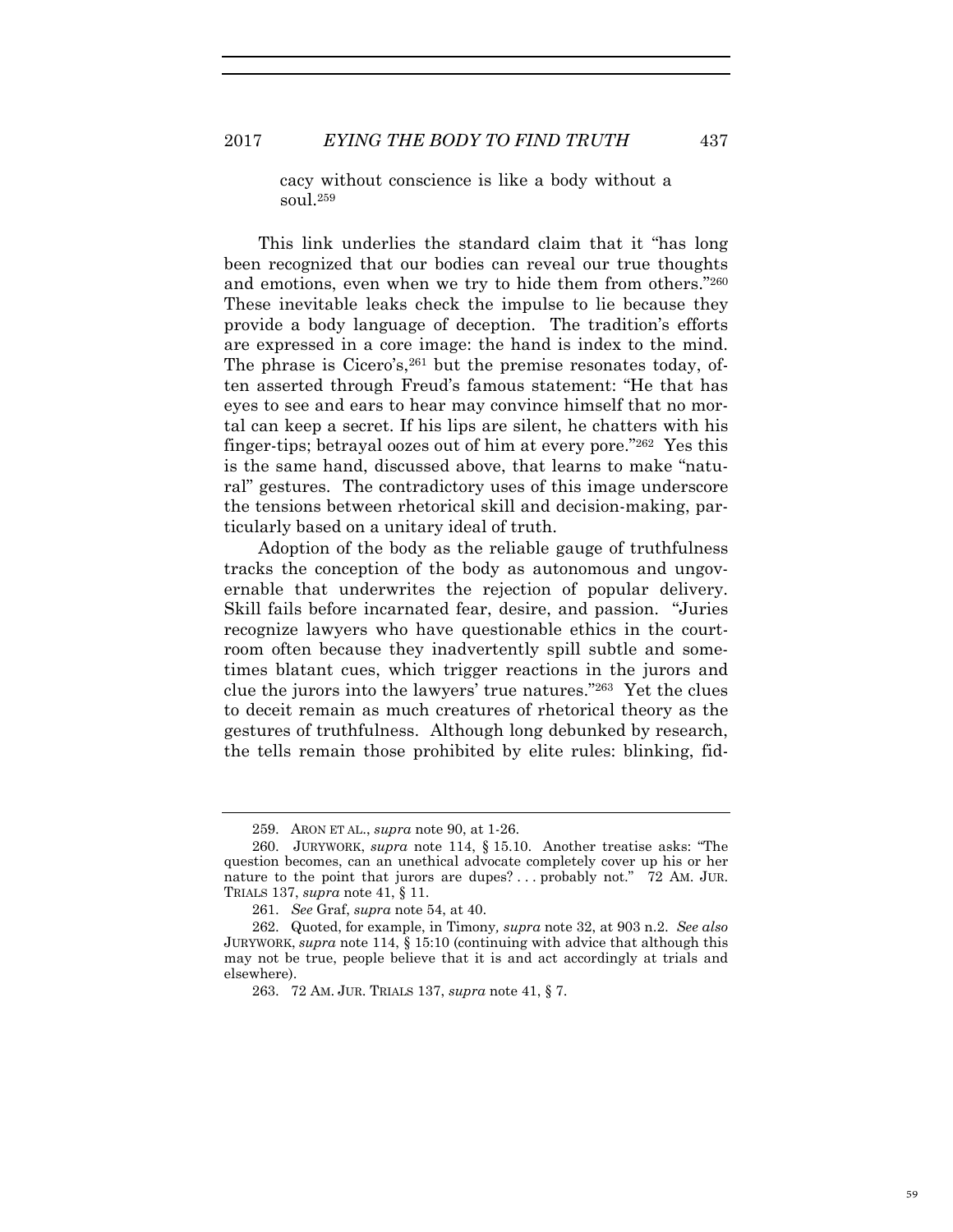cacy without conscience is like a body without a soul.[259]

This link underlies the standard claim that it "has long been recognized that our bodies can reveal our true thoughts and emotions, even when we try to hide them from others."[260] These inevitable leaks check the impulse to lie because they provide a body language of deception. The tradition's efforts are expressed in a core image: the hand is index to the mind. The phrase is Cicero's,[261] but the premise resonates today, often asserted through Freud's famous statement: "He that has eyes to see and ears to hear may convince himself that no mortal can keep a secret. If his lips are silent, he chatters with his finger-tips; betrayal oozes out of him at every pore."[262] Yes this is the same hand, discussed above, that learns to make "natural" gestures. The contradictory uses of this image underscore the tensions between rhetorical skill and decision-making, particularly based on a unitary ideal of truth.

Adoption of the body as the reliable gauge of truthfulness tracks the conception of the body as autonomous and ungovernable that underwrites the rejection of popular delivery. Skill fails before incarnated fear, desire, and passion. "Juries recognize lawyers who have questionable ethics in the courtroom often because they inadvertently spill subtle and sometimes blatant cues, which trigger reactions in the jurors and clue the jurors into the lawyers' true natures."[263] Yet the clues to deceit remain as much creatures of rhetorical theory as the gestures of truthfulness. Although long debunked by research, the tells remain those prohibited by elite rules: blinking, fid-

---

259. ARON ET AL., *supra* note 90, at 1-26.

260. JURYWORK, *supra* note 114, § 15.10. Another treatise asks: "The question becomes, can an unethical advocate completely cover up his or her nature to the point that jurors are dupes? . . . probably not." 72 AM. JUR. TRIALS 137, *supra* note 41, § 11.

261. *See* Graf, *supra* note 54, at 40.

262. Quoted, for example, in Timony, *supra* note 32, at 903 n.2. *See also* JURYWORK, *supra* note 114, § 15:10 (continuing with advice that although this may not be true, people believe that it is and act accordingly at trials and elsewhere).

263. 72 AM. JUR. TRIALS 137, *supra* note 41, § 7.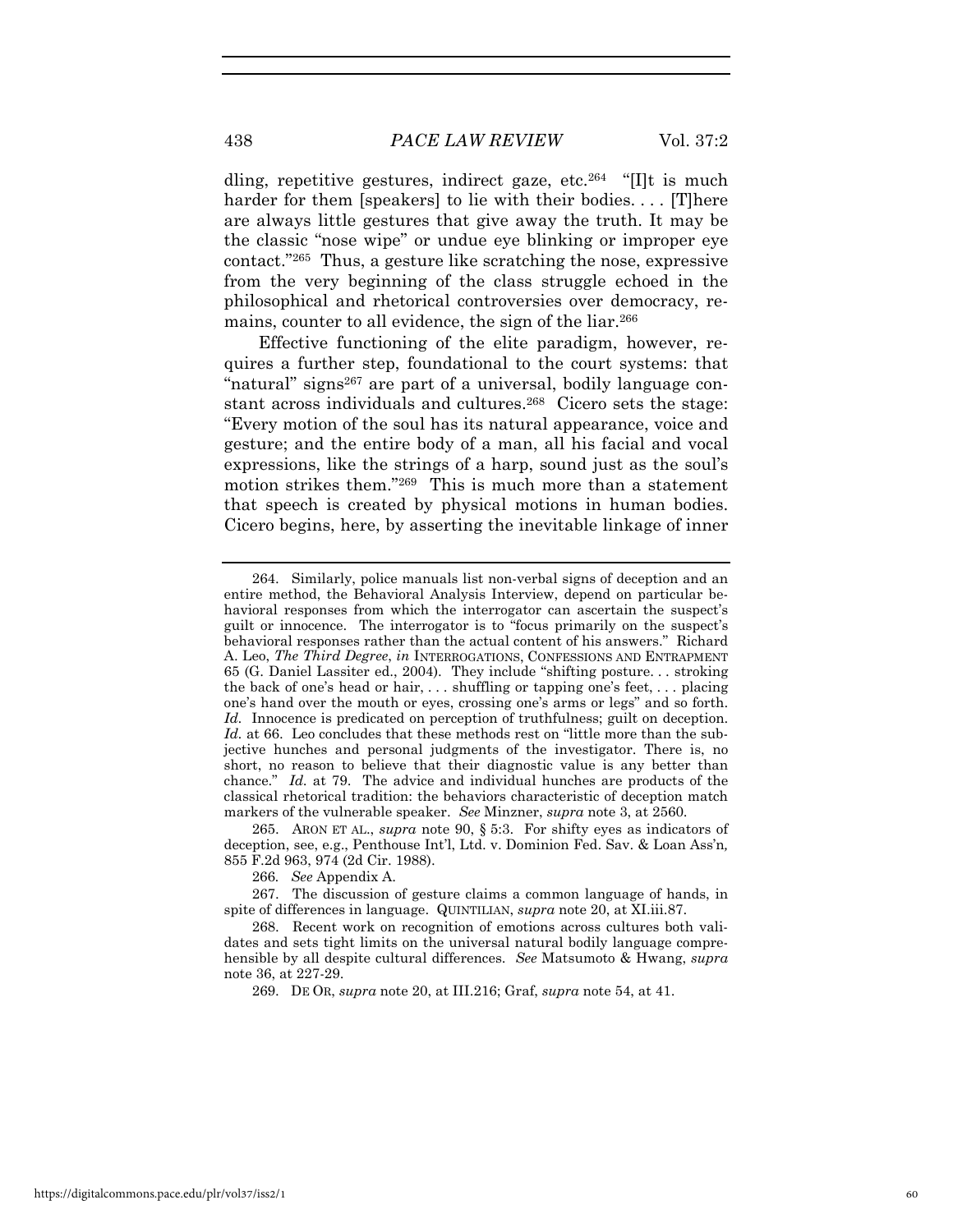dling, repetitive gestures, indirect gaze, etc.[264] "[I]t is much harder for them [speakers] to lie with their bodies. . . . [T]here are always little gestures that give away the truth. It may be the classic "nose wipe" or undue eye blinking or improper eye contact."[265] Thus, a gesture like scratching the nose, expressive from the very beginning of the class struggle echoed in the philosophical and rhetorical controversies over democracy, remains, counter to all evidence, the sign of the liar.[266]

Effective functioning of the elite paradigm, however, requires a further step, foundational to the court systems: that "natural" signs[267] are part of a universal, bodily language constant across individuals and cultures.[268] Cicero sets the stage: "Every motion of the soul has its natural appearance, voice and gesture; and the entire body of a man, all his facial and vocal expressions, like the strings of a harp, sound just as the soul's motion strikes them."[269] This is much more than a statement that speech is created by physical motions in human bodies. Cicero begins, here, by asserting the inevitable linkage of inner

---

264. Similarly, police manuals list non-verbal signs of deception and an entire method, the Behavioral Analysis Interview, depend on particular behavioral responses from which the interrogator can ascertain the suspect's guilt or innocence. The interrogator is to "focus primarily on the suspect's behavioral responses rather than the actual content of his answers." Richard A. Leo, *The Third Degree*, *in* INTERROGATIONS, CONFESSIONS AND ENTRAPMENT 65 (G. Daniel Lassiter ed., 2004). They include "shifting posture. . . stroking the back of one's head or hair, . . . shuffling or tapping one's feet, . . . placing one's hand over the mouth or eyes, crossing one's arms or legs" and so forth. *Id.* Innocence is predicated on perception of truthfulness; guilt on deception. *Id.* at 66. Leo concludes that these methods rest on "little more than the subjective hunches and personal judgments of the investigator. There is, no short, no reason to believe that their diagnostic value is any better than chance." *Id.* at 79. The advice and individual hunches are products of the classical rhetorical tradition: the behaviors characteristic of deception match markers of the vulnerable speaker. *See* Minzner, *supra* note 3, at 2560.

265. ARON ET AL., *supra* note 90, § 5:3. For shifty eyes as indicators of deception, see, e.g., Penthouse Int'l, Ltd. v. Dominion Fed. Sav. & Loan Ass'n, 855 F.2d 963, 974 (2d Cir. 1988).

266. *See* Appendix A.

267. The discussion of gesture claims a common language of hands, in spite of differences in language. QUINTILIAN, *supra* note 20, at XI.iii.87.

268. Recent work on recognition of emotions across cultures both validates and sets tight limits on the universal natural bodily language comprehensible by all despite cultural differences. *See* Matsumoto & Hwang, *supra* note 36, at 227-29.

269. DE OR, *supra* note 20, at III.216; Graf, *supra* note 54, at 41.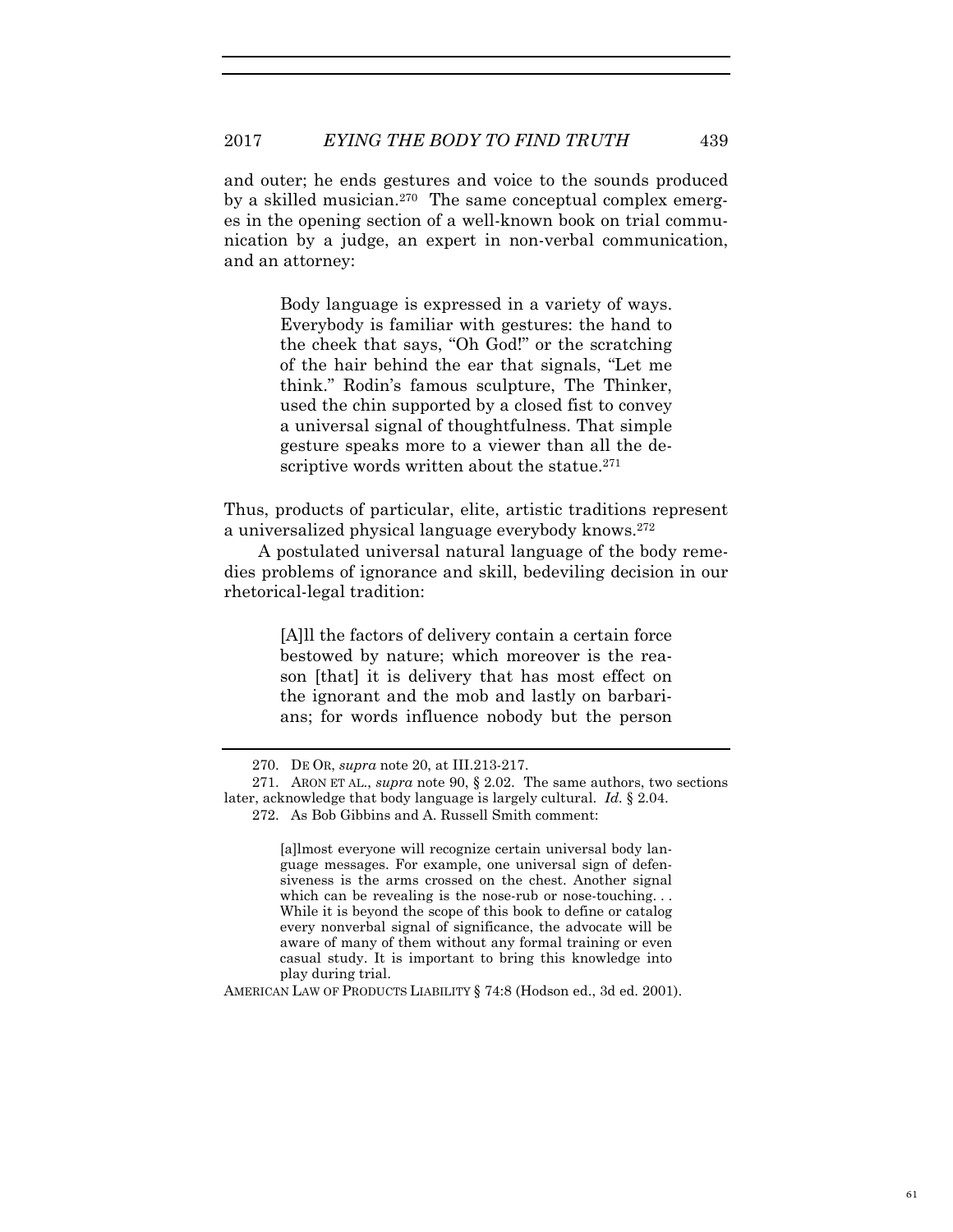and outer; he ends gestures and voice to the sounds produced by a skilled musician.[270] The same conceptual complex emerges in the opening section of a well-known book on trial communication by a judge, an expert in non-verbal communication, and an attorney:

> Body language is expressed in a variety of ways. Everybody is familiar with gestures: the hand to the cheek that says, "Oh God!" or the scratching of the hair behind the ear that signals, "Let me think." Rodin's famous sculpture, The Thinker, used the chin supported by a closed fist to convey a universal signal of thoughtfulness. That simple gesture speaks more to a viewer than all the descriptive words written about the statue.[271]

Thus, products of particular, elite, artistic traditions represent a universalized physical language everybody knows.[272]

A postulated universal natural language of the body remedies problems of ignorance and skill, bedeviling decision in our rhetorical-legal tradition:

> [A]ll the factors of delivery contain a certain force bestowed by nature; which moreover is the reason [that] it is delivery that has most effect on the ignorant and the mob and lastly on barbarians; for words influence nobody but the person

---

270. DE OR, *supra* note 20, at III.213-217.

271. ARON ET AL., *supra* note 90, § 2.02. The same authors, two sections later, acknowledge that body language is largely cultural. *Id.* § 2.04.

272. As Bob Gibbins and A. Russell Smith comment:

> [a]lmost everyone will recognize certain universal body language messages. For example, one universal sign of defensiveness is the arms crossed on the chest. Another signal which can be revealing is the nose-rub or nose-touching. . . While it is beyond the scope of this book to define or catalog every nonverbal signal of significance, the advocate will be aware of many of them without any formal training or even casual study. It is important to bring this knowledge into play during trial.

AMERICAN LAW OF PRODUCTS LIABILITY § 74:8 (Hodson ed., 3d ed. 2001).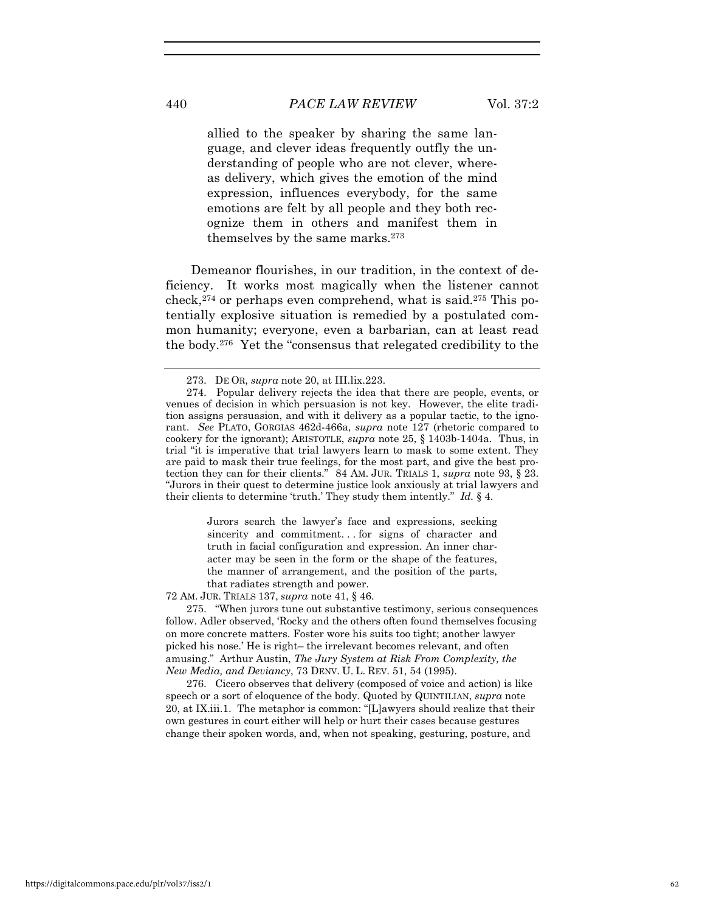> allied to the speaker by sharing the same language, and clever ideas frequently outfly the understanding of people who are not clever, whereas delivery, which gives the emotion of the mind expression, influences everybody, for the same emotions are felt by all people and they both recognize them in others and manifest them in themselves by the same marks.[273]

Demeanor flourishes, in our tradition, in the context of deficiency. It works most magically when the listener cannot check,[274] or perhaps even comprehend, what is said.[275] This potentially explosive situation is remedied by a postulated common humanity; everyone, even a barbarian, can at least read the body.[276] Yet the "consensus that relegated credibility to the

---

273. DE OR, *supra* note 20, at III.lix.223.

274. Popular delivery rejects the idea that there are people, events, or venues of decision in which persuasion is not key. However, the elite tradition assigns persuasion, and with it delivery as a popular tactic, to the ignorant. *See* PLATO, GORGIAS 462d-466a, *supra* note 127 (rhetoric compared to cookery for the ignorant); ARISTOTLE, *supra* note 25, § 1403b-1404a. Thus, in trial "it is imperative that trial lawyers learn to mask to some extent. They are paid to mask their true feelings, for the most part, and give the best protection they can for their clients." 84 AM. JUR. TRIALS 1, *supra* note 93, § 23. "Jurors in their quest to determine justice look anxiously at trial lawyers and their clients to determine 'truth.' They study them intently." *Id.* § 4.

> Jurors search the lawyer's face and expressions, seeking sincerity and commitment. . . for signs of character and truth in facial configuration and expression. An inner character may be seen in the form or the shape of the features, the manner of arrangement, and the position of the parts, that radiates strength and power.

72 AM. JUR. TRIALS 137, *supra* note 41, § 46.

275. "When jurors tune out substantive testimony, serious consequences follow. Adler observed, 'Rocky and the others often found themselves focusing on more concrete matters. Foster wore his suits too tight; another lawyer picked his nose.' He is right– the irrelevant becomes relevant, and often amusing." Arthur Austin, *The Jury System at Risk From Complexity, the New Media, and Deviancy*, 73 DENV. U. L. REV. 51, 54 (1995).

276. Cicero observes that delivery (composed of voice and action) is like speech or a sort of eloquence of the body. Quoted by QUINTILIAN, *supra* note 20, at IX.iii.1. The metaphor is common: "[L]awyers should realize that their own gestures in court either will help or hurt their cases because gestures change their spoken words, and, when not speaking, gesturing, posture, and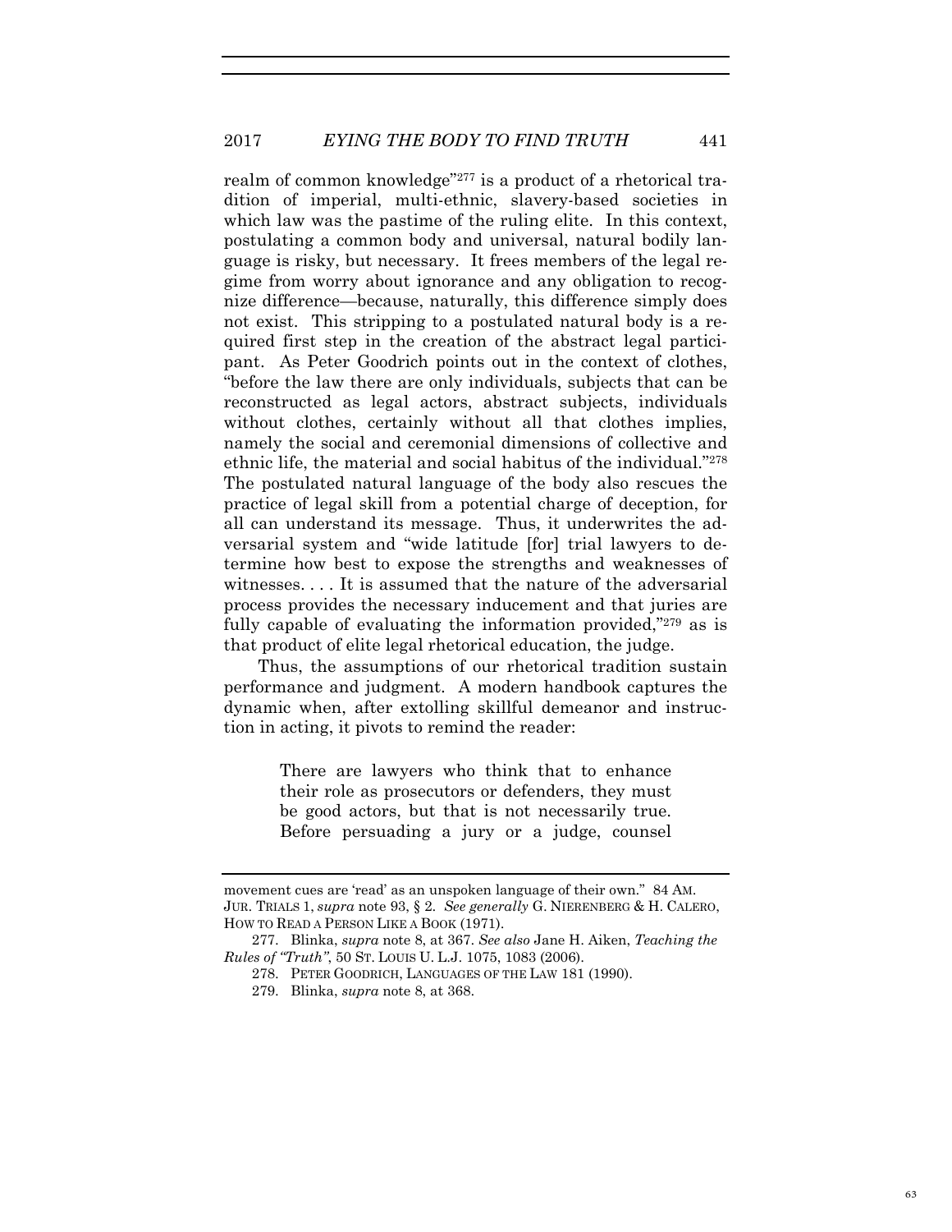realm of common knowledge"[277] is a product of a rhetorical tradition of imperial, multi-ethnic, slavery-based societies in which law was the pastime of the ruling elite. In this context, postulating a common body and universal, natural bodily language is risky, but necessary. It frees members of the legal regime from worry about ignorance and any obligation to recognize difference—because, naturally, this difference simply does not exist. This stripping to a postulated natural body is a required first step in the creation of the abstract legal participant. As Peter Goodrich points out in the context of clothes, "before the law there are only individuals, subjects that can be reconstructed as legal actors, abstract subjects, individuals without clothes, certainly without all that clothes implies, namely the social and ceremonial dimensions of collective and ethnic life, the material and social habitus of the individual."[278] The postulated natural language of the body also rescues the practice of legal skill from a potential charge of deception, for all can understand its message. Thus, it underwrites the adversarial system and "wide latitude [for] trial lawyers to determine how best to expose the strengths and weaknesses of witnesses. . . . It is assumed that the nature of the adversarial process provides the necessary inducement and that juries are fully capable of evaluating the information provided,"[279] as is that product of elite legal rhetorical education, the judge.

Thus, the assumptions of our rhetorical tradition sustain performance and judgment. A modern handbook captures the dynamic when, after extolling skillful demeanor and instruction in acting, it pivots to remind the reader:

> There are lawyers who think that to enhance their role as prosecutors or defenders, they must be good actors, but that is not necessarily true. Before persuading a jury or a judge, counsel

---

movement cues are 'read' as an unspoken language of their own." 84 AM. JUR. TRIALS 1, *supra* note 93, § 2. *See generally* G. NIERENBERG & H. CALERO, HOW TO READ A PERSON LIKE A BOOK (1971).

277. Blinka, *supra* note 8, at 367. *See also* Jane H. Aiken, *Teaching the Rules of "Truth"*, 50 ST. LOUIS U. L.J. 1075, 1083 (2006).

278. PETER GOODRICH, LANGUAGES OF THE LAW 181 (1990).

279. Blinka, *supra* note 8, at 368.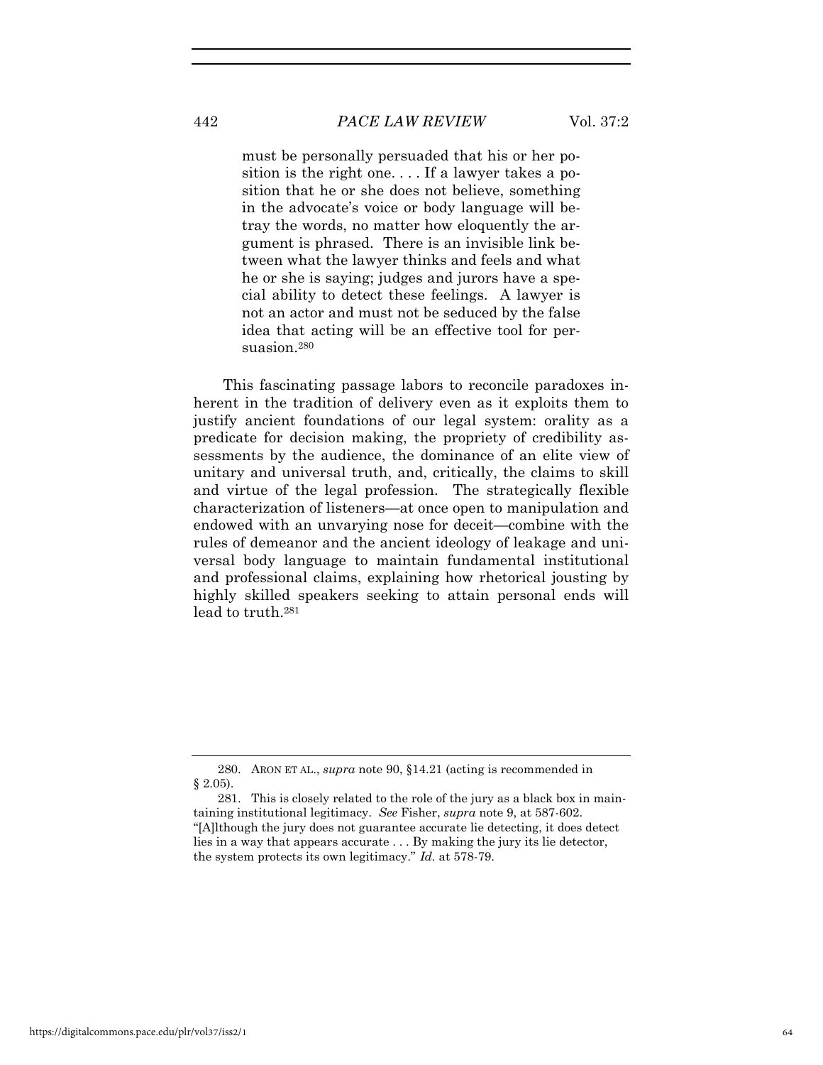> must be personally persuaded that his or her position is the right one. . . . If a lawyer takes a position that he or she does not believe, something in the advocate's voice or body language will betray the words, no matter how eloquently the argument is phrased. There is an invisible link between what the lawyer thinks and feels and what he or she is saying; judges and jurors have a special ability to detect these feelings. A lawyer is not an actor and must not be seduced by the false idea that acting will be an effective tool for persuasion.[280]

This fascinating passage labors to reconcile paradoxes inherent in the tradition of delivery even as it exploits them to justify ancient foundations of our legal system: orality as a predicate for decision making, the propriety of credibility assessments by the audience, the dominance of an elite view of unitary and universal truth, and, critically, the claims to skill and virtue of the legal profession. The strategically flexible characterization of listeners—at once open to manipulation and endowed with an unvarying nose for deceit—combine with the rules of demeanor and the ancient ideology of leakage and universal body language to maintain fundamental institutional and professional claims, explaining how rhetorical jousting by highly skilled speakers seeking to attain personal ends will lead to truth.[281]

---

280. ARON ET AL., *supra* note 90, §14.21 (acting is recommended in § 2.05).

281. This is closely related to the role of the jury as a black box in maintaining institutional legitimacy. *See* Fisher, *supra* note 9, at 587-602. "[A]lthough the jury does not guarantee accurate lie detecting, it does detect lies in a way that appears accurate . . . By making the jury its lie detector, the system protects its own legitimacy." *Id.* at 578-79.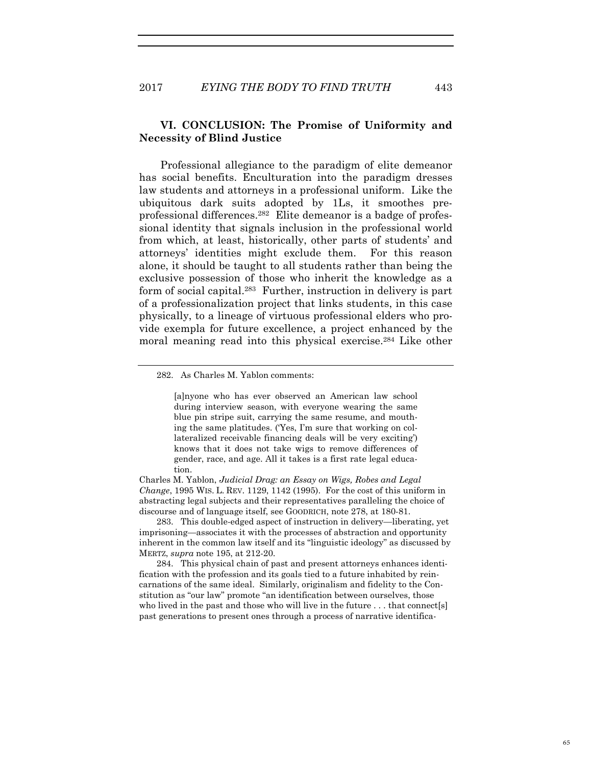## VI. CONCLUSION: The Promise of Uniformity and Necessity of Blind Justice

Professional allegiance to the paradigm of elite demeanor has social benefits. Enculturation into the paradigm dresses law students and attorneys in a professional uniform. Like the ubiquitous dark suits adopted by 1Ls, it smoothes pre-professional differences.[282] Elite demeanor is a badge of professional identity that signals inclusion in the professional world from which, at least, historically, other parts of students' and attorneys' identities might exclude them. For this reason alone, it should be taught to all students rather than being the exclusive possession of those who inherit the knowledge as a form of social capital.[283] Further, instruction in delivery is part of a professionalization project that links students, in this case physically, to a lineage of virtuous professional elders who provide exempla for future excellence, a project enhanced by the moral meaning read into this physical exercise.[284] Like other

---

282. As Charles M. Yablon comments:

> [a]nyone who has ever observed an American law school during interview season, with everyone wearing the same blue pin stripe suit, carrying the same resume, and mouthing the same platitudes. ('Yes, I'm sure that working on collateralized receivable financing deals will be very exciting') knows that it does not take wigs to remove differences of gender, race, and age. All it takes is a first rate legal education.

Charles M. Yablon, *Judicial Drag: an Essay on Wigs, Robes and Legal Change*, 1995 WIS. L. REV. 1129, 1142 (1995). For the cost of this uniform in abstracting legal subjects and their representatives paralleling the choice of discourse and of language itself, see GOODRICH, note 278, at 180-81.

283. This double-edged aspect of instruction in delivery—liberating, yet imprisoning—associates it with the processes of abstraction and opportunity inherent in the common law itself and its "linguistic ideology" as discussed by MERTZ, *supra* note 195, at 212-20.

284. This physical chain of past and present attorneys enhances identification with the profession and its goals tied to a future inhabited by reincarnations of the same ideal. Similarly, originalism and fidelity to the Constitution as "our law" promote "an identification between ourselves, those who lived in the past and those who will live in the future . . . that connect[s] past generations to present ones through a process of narrative identifica-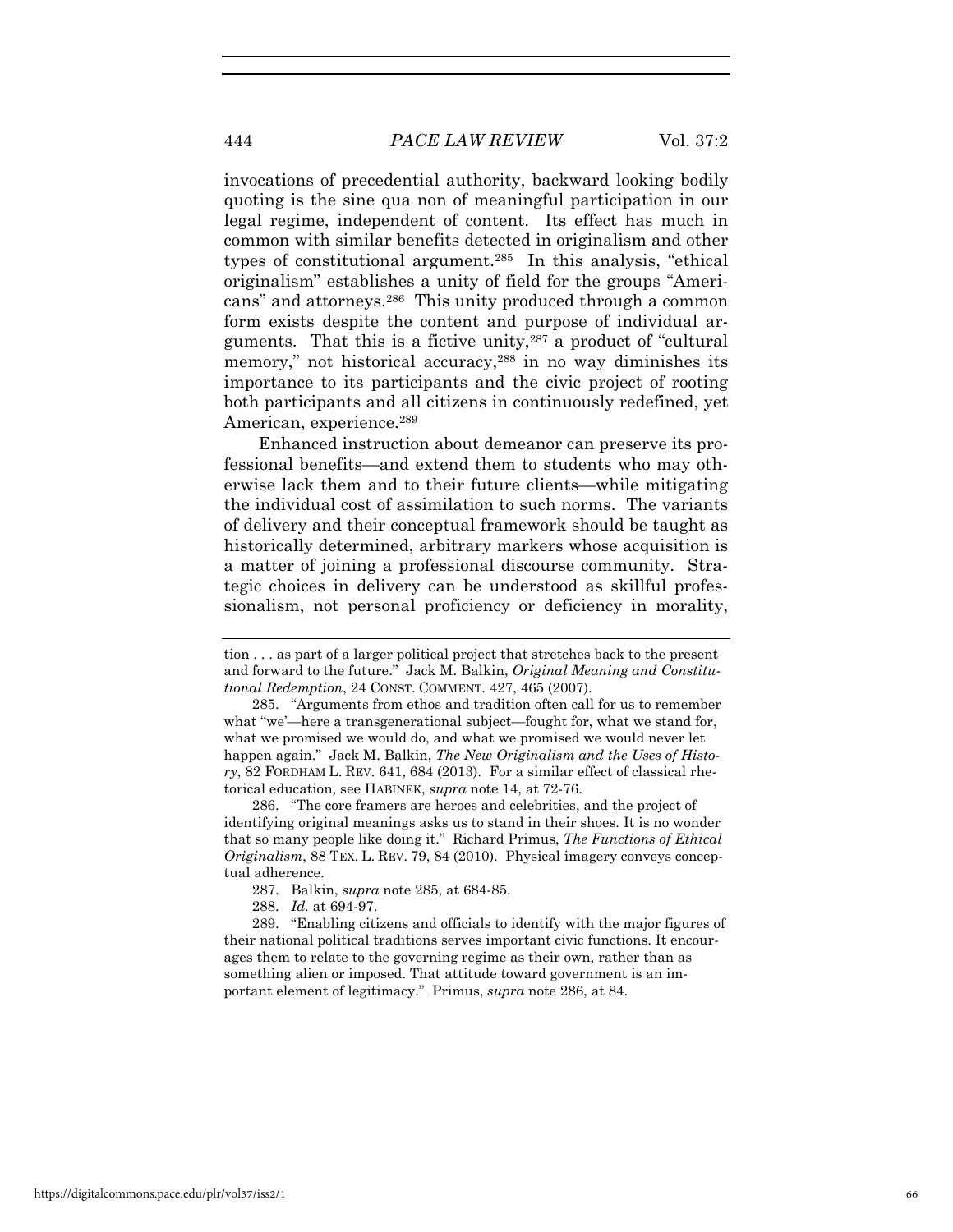invocations of precedential authority, backward looking bodily quoting is the sine qua non of meaningful participation in our legal regime, independent of content. Its effect has much in common with similar benefits detected in originalism and other types of constitutional argument.[285] In this analysis, "ethical originalism" establishes a unity of field for the groups "Americans" and attorneys.[286] This unity produced through a common form exists despite the content and purpose of individual arguments. That this is a fictive unity,[287] a product of "cultural memory," not historical accuracy,[288] in no way diminishes its importance to its participants and the civic project of rooting both participants and all citizens in continuously redefined, yet American, experience.[289]

Enhanced instruction about demeanor can preserve its professional benefits—and extend them to students who may otherwise lack them and to their future clients—while mitigating the individual cost of assimilation to such norms. The variants of delivery and their conceptual framework should be taught as historically determined, arbitrary markers whose acquisition is a matter of joining a professional discourse community. Strategic choices in delivery can be understood as skillful professionalism, not personal proficiency or deficiency in morality,

---

tion . . . as part of a larger political project that stretches back to the present and forward to the future." Jack M. Balkin, *Original Meaning and Constitutional Redemption*, 24 CONST. COMMENT. 427, 465 (2007).

285. "Arguments from ethos and tradition often call for us to remember what "we"—here a transgenerational subject—fought for, what we stand for, what we promised we would do, and what we promised we would never let happen again." Jack M. Balkin, *The New Originalism and the Uses of History*, 82 FORDHAM L. REV. 641, 684 (2013). For a similar effect of classical rhetorical education, see HABINEK, *supra* note 14, at 72-76.

286. "The core framers are heroes and celebrities, and the project of identifying original meanings asks us to stand in their shoes. It is no wonder that so many people like doing it." Richard Primus, *The Functions of Ethical Originalism*, 88 TEX. L. REV. 79, 84 (2010). Physical imagery conveys conceptual adherence.

287. Balkin, *supra* note 285, at 684-85.

288. *Id.* at 694-97.

289. "Enabling citizens and officials to identify with the major figures of their national political traditions serves important civic functions. It encourages them to relate to the governing regime as their own, rather than as something alien or imposed. That attitude toward government is an important element of legitimacy." Primus, *supra* note 286, at 84.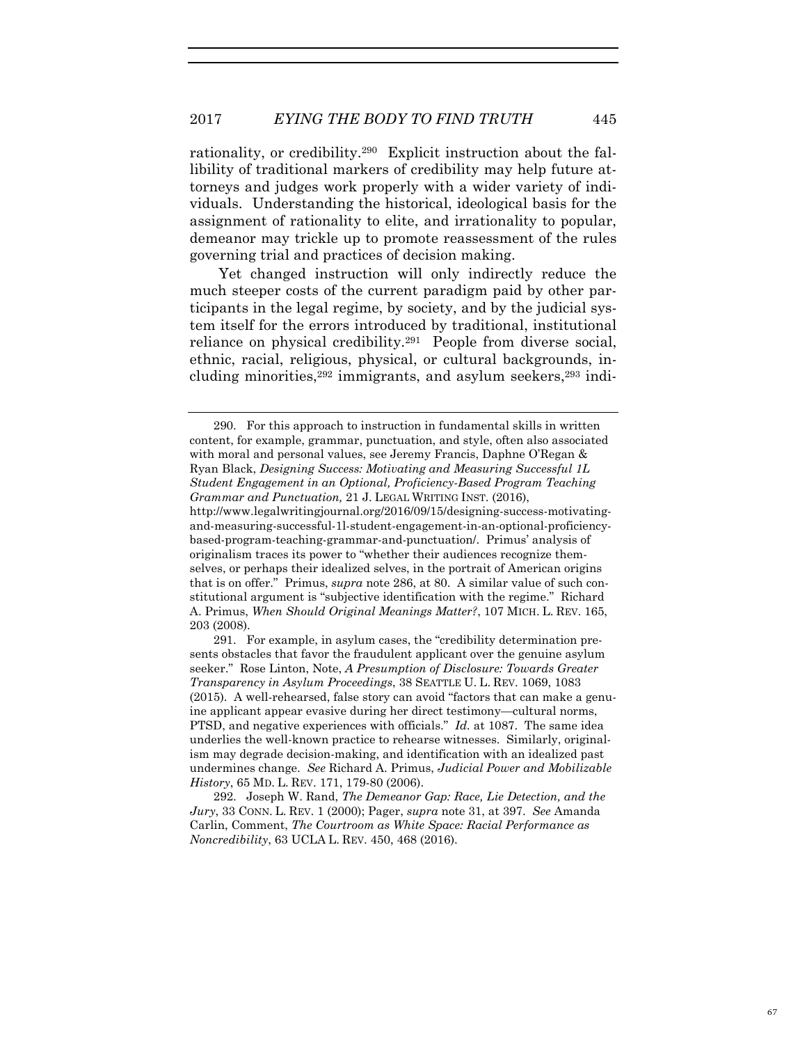rationality, or credibility.[290] Explicit instruction about the fallibility of traditional markers of credibility may help future attorneys and judges work properly with a wider variety of individuals. Understanding the historical, ideological basis for the assignment of rationality to elite, and irrationality to popular, demeanor may trickle up to promote reassessment of the rules governing trial and practices of decision making.

Yet changed instruction will only indirectly reduce the much steeper costs of the current paradigm paid by other participants in the legal regime, by society, and by the judicial system itself for the errors introduced by traditional, institutional reliance on physical credibility.[291] People from diverse social, ethnic, racial, religious, physical, or cultural backgrounds, including minorities,[292] immigrants, and asylum seekers,[293] indi-

---

290. For this approach to instruction in fundamental skills in written content, for example, grammar, punctuation, and style, often also associated with moral and personal values, see Jeremy Francis, Daphne O'Regan & Ryan Black, *Designing Success: Motivating and Measuring Successful 1L Student Engagement in an Optional, Proficiency-Based Program Teaching Grammar and Punctuation,* 21 J. LEGAL WRITING INST. (2016), http://www.legalwritingjournal.org/2016/09/15/designing-success-motivating-and-measuring-successful-1l-student-engagement-in-an-optional-proficiency-based-program-teaching-grammar-and-punctuation/. Primus' analysis of originalism traces its power to "whether their audiences recognize themselves, or perhaps their idealized selves, in the portrait of American origins that is on offer." Primus, *supra* note 286, at 80. A similar value of such constitutional argument is "subjective identification with the regime." Richard A. Primus, *When Should Original Meanings Matter?*, 107 MICH. L. REV. 165, 203 (2008).

291. For example, in asylum cases, the "credibility determination presents obstacles that favor the fraudulent applicant over the genuine asylum seeker." Rose Linton, Note, *A Presumption of Disclosure: Towards Greater Transparency in Asylum Proceedings*, 38 SEATTLE U. L. REV. 1069, 1083 (2015). A well-rehearsed, false story can avoid "factors that can make a genuine applicant appear evasive during her direct testimony—cultural norms, PTSD, and negative experiences with officials." *Id.* at 1087. The same idea underlies the well-known practice to rehearse witnesses. Similarly, originalism may degrade decision-making, and identification with an idealized past undermines change. *See* Richard A. Primus, *Judicial Power and Mobilizable History*, 65 MD. L. REV. 171, 179-80 (2006).

292. Joseph W. Rand, *The Demeanor Gap: Race, Lie Detection, and the Jury*, 33 CONN. L. REV. 1 (2000); Pager, *supra* note 31, at 397. *See* Amanda Carlin, Comment, *The Courtroom as White Space: Racial Performance as Noncredibility*, 63 UCLA L. REV. 450, 468 (2016).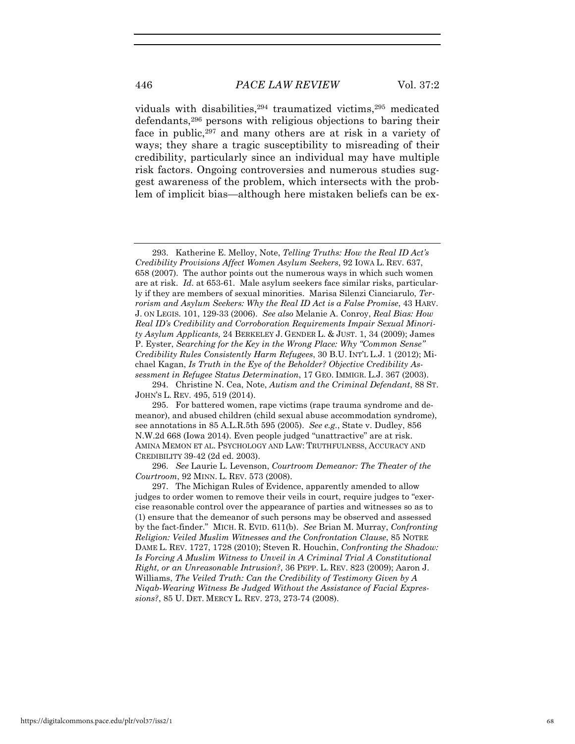viduals with disabilities,[294] traumatized victims,[295] medicated defendants,[296] persons with religious objections to baring their face in public,[297] and many others are at risk in a variety of ways; they share a tragic susceptibility to misreading of their credibility, particularly since an individual may have multiple risk factors. Ongoing controversies and numerous studies suggest awareness of the problem, which intersects with the problem of implicit bias—although here mistaken beliefs can be ex-

---

293. Katherine E. Melloy, Note, *Telling Truths: How the Real ID Act's Credibility Provisions Affect Women Asylum Seekers*, 92 IOWA L. REV. 637, 658 (2007). The author points out the numerous ways in which such women are at risk. *Id.* at 653-61. Male asylum seekers face similar risks, particularly if they are members of sexual minorities. Marisa Silenzi Cianciarulo, *Terrorism and Asylum Seekers: Why the Real ID Act is a False Promise*, 43 HARV. J. ON LEGIS. 101, 129-33 (2006). *See also* Melanie A. Conroy, *Real Bias: How Real ID's Credibility and Corroboration Requirements Impair Sexual Minority Asylum Applicants,* 24 BERKELEY J. GENDER L. & JUST. 1, 34 (2009); James P. Eyster, *Searching for the Key in the Wrong Place: Why "Common Sense" Credibility Rules Consistently Harm Refugees*, 30 B.U. INT'L L.J. 1 (2012); Michael Kagan, *Is Truth in the Eye of the Beholder? Objective Credibility Assessment in Refugee Status Determination*, 17 GEO. IMMIGR. L.J. 367 (2003).

294. Christine N. Cea, Note, *Autism and the Criminal Defendant*, 88 ST. JOHN'S L. REV. 495, 519 (2014).

295. For battered women, rape victims (rape trauma syndrome and demeanor), and abused children (child sexual abuse accommodation syndrome), see annotations in 85 A.L.R.5th 595 (2005). *See e.g.*, State v. Dudley, 856 N.W.2d 668 (Iowa 2014). Even people judged "unattractive" are at risk. AMINA MEMON ET AL. PSYCHOLOGY AND LAW: TRUTHFULNESS, ACCURACY AND CREDIBILITY 39-42 (2d ed. 2003).

296. *See* Laurie L. Levenson, *Courtroom Demeanor: The Theater of the Courtroom*, 92 MINN. L. REV. 573 (2008).

297. The Michigan Rules of Evidence, apparently amended to allow judges to order women to remove their veils in court, require judges to "exercise reasonable control over the appearance of parties and witnesses so as to (1) ensure that the demeanor of such persons may be observed and assessed by the fact-finder." MICH. R. EVID. 611(b). *See* Brian M. Murray, *Confronting Religion: Veiled Muslim Witnesses and the Confrontation Clause*, 85 NOTRE DAME L. REV. 1727, 1728 (2010); Steven R. Houchin, *Confronting the Shadow: Is Forcing A Muslim Witness to Unveil in A Criminal Trial A Constitutional Right, or an Unreasonable Intrusion?*, 36 PEPP. L. REV. 823 (2009); Aaron J. Williams, *The Veiled Truth: Can the Credibility of Testimony Given by A Niqab-Wearing Witness Be Judged Without the Assistance of Facial Expressions?*, 85 U. DET. MERCY L. REV. 273, 273-74 (2008).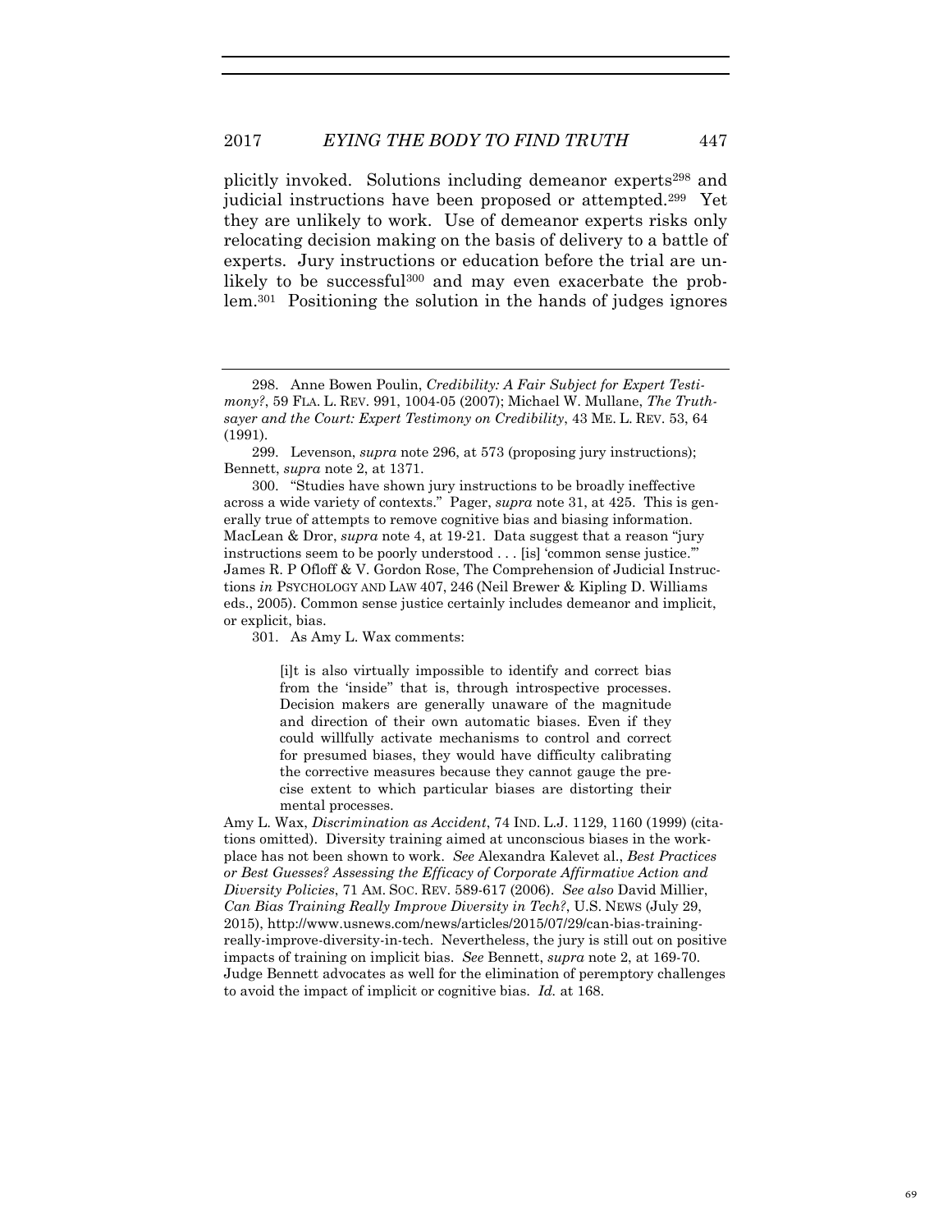plicitly invoked. Solutions including demeanor experts[298] and judicial instructions have been proposed or attempted.[299] Yet they are unlikely to work. Use of demeanor experts risks only relocating decision making on the basis of delivery to a battle of experts. Jury instructions or education before the trial are unlikely to be successful[300] and may even exacerbate the problem.[301] Positioning the solution in the hands of judges ignores

---

298. Anne Bowen Poulin, *Credibility: A Fair Subject for Expert Testimony?*, 59 FLA. L. REV. 991, 1004-05 (2007); Michael W. Mullane, *The Truthsayer and the Court: Expert Testimony on Credibility*, 43 ME. L. REV. 53, 64 (1991).

299. Levenson, *supra* note 296, at 573 (proposing jury instructions); Bennett, *supra* note 2, at 1371.

300. "Studies have shown jury instructions to be broadly ineffective across a wide variety of contexts." Pager, *supra* note 31, at 425. This is generally true of attempts to remove cognitive bias and biasing information. MacLean & Dror, *supra* note 4, at 19-21. Data suggest that a reason "jury instructions seem to be poorly understood . . . [is] 'common sense justice.'" James R. P Ofloff & V. Gordon Rose, The Comprehension of Judicial Instructions *in* PSYCHOLOGY AND LAW 407, 246 (Neil Brewer & Kipling D. Williams eds., 2005). Common sense justice certainly includes demeanor and implicit, or explicit, bias.

301. As Amy L. Wax comments:

> [i]t is also virtually impossible to identify and correct bias from the 'inside" that is, through introspective processes. Decision makers are generally unaware of the magnitude and direction of their own automatic biases. Even if they could willfully activate mechanisms to control and correct for presumed biases, they would have difficulty calibrating the corrective measures because they cannot gauge the precise extent to which particular biases are distorting their mental processes.

Amy L. Wax, *Discrimination as Accident*, 74 IND. L.J. 1129, 1160 (1999) (citations omitted). Diversity training aimed at unconscious biases in the workplace has not been shown to work. *See* Alexandra Kalevet al., *Best Practices or Best Guesses? Assessing the Efficacy of Corporate Affirmative Action and Diversity Policies*, 71 AM. SOC. REV. 589-617 (2006). *See also* David Millier, *Can Bias Training Really Improve Diversity in Tech?*, U.S. NEWS (July 29, 2015), http://www.usnews.com/news/articles/2015/07/29/can-bias-training-really-improve-diversity-in-tech. Nevertheless, the jury is still out on positive impacts of training on implicit bias. *See* Bennett, *supra* note 2, at 169-70. Judge Bennett advocates as well for the elimination of peremptory challenges to avoid the impact of implicit or cognitive bias. *Id.* at 168.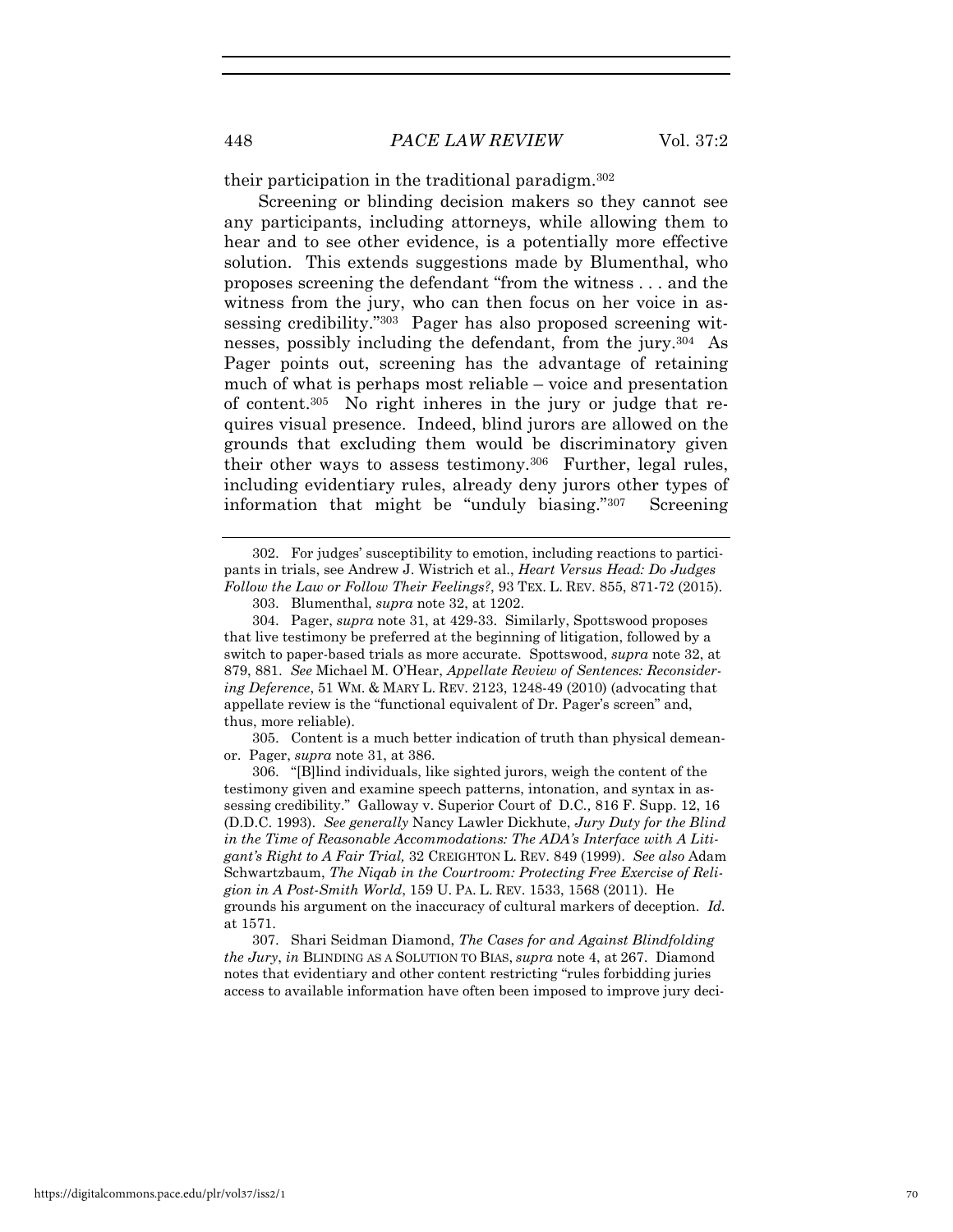their participation in the traditional paradigm.[302]

Screening or blinding decision makers so they cannot see any participants, including attorneys, while allowing them to hear and to see other evidence, is a potentially more effective solution. This extends suggestions made by Blumenthal, who proposes screening the defendant "from the witness . . . and the witness from the jury, who can then focus on her voice in assessing credibility."[303] Pager has also proposed screening witnesses, possibly including the defendant, from the jury.[304] As Pager points out, screening has the advantage of retaining much of what is perhaps most reliable – voice and presentation of content.[305] No right inheres in the jury or judge that requires visual presence. Indeed, blind jurors are allowed on the grounds that excluding them would be discriminatory given their other ways to assess testimony.[306] Further, legal rules, including evidentiary rules, already deny jurors other types of information that might be "unduly biasing."[307] Screening

---

302. For judges' susceptibility to emotion, including reactions to participants in trials, see Andrew J. Wistrich et al., *Heart Versus Head: Do Judges Follow the Law or Follow Their Feelings?*, 93 TEX. L. REV. 855, 871-72 (2015).

303. Blumenthal, *supra* note 32, at 1202.

304. Pager, *supra* note 31, at 429-33. Similarly, Spottswood proposes that live testimony be preferred at the beginning of litigation, followed by a switch to paper-based trials as more accurate. Spottswood, *supra* note 32, at 879, 881. *See* Michael M. O'Hear, *Appellate Review of Sentences: Reconsidering Deference*, 51 WM. & MARY L. REV. 2123, 1248-49 (2010) (advocating that appellate review is the "functional equivalent of Dr. Pager's screen" and, thus, more reliable).

305. Content is a much better indication of truth than physical demeanor. Pager, *supra* note 31, at 386.

306. "[B]lind individuals, like sighted jurors, weigh the content of the testimony given and examine speech patterns, intonation, and syntax in assessing credibility." Galloway v. Superior Court of D.C., 816 F. Supp. 12, 16 (D.D.C. 1993). *See generally* Nancy Lawler Dickhute, *Jury Duty for the Blind in the Time of Reasonable Accommodations: The ADA's Interface with A Litigant's Right to A Fair Trial,* 32 CREIGHTON L. REV. 849 (1999). *See also* Adam Schwartzbaum, *The Niqab in the Courtroom: Protecting Free Exercise of Religion in A Post-Smith World*, 159 U. PA. L. REV. 1533, 1568 (2011). He grounds his argument on the inaccuracy of cultural markers of deception. *Id.* at 1571.

307. Shari Seidman Diamond, *The Cases for and Against Blindfolding the Jury*, *in* BLINDING AS A SOLUTION TO BIAS, *supra* note 4, at 267. Diamond notes that evidentiary and other content restricting "rules forbidding juries access to available information have often been imposed to improve jury deci-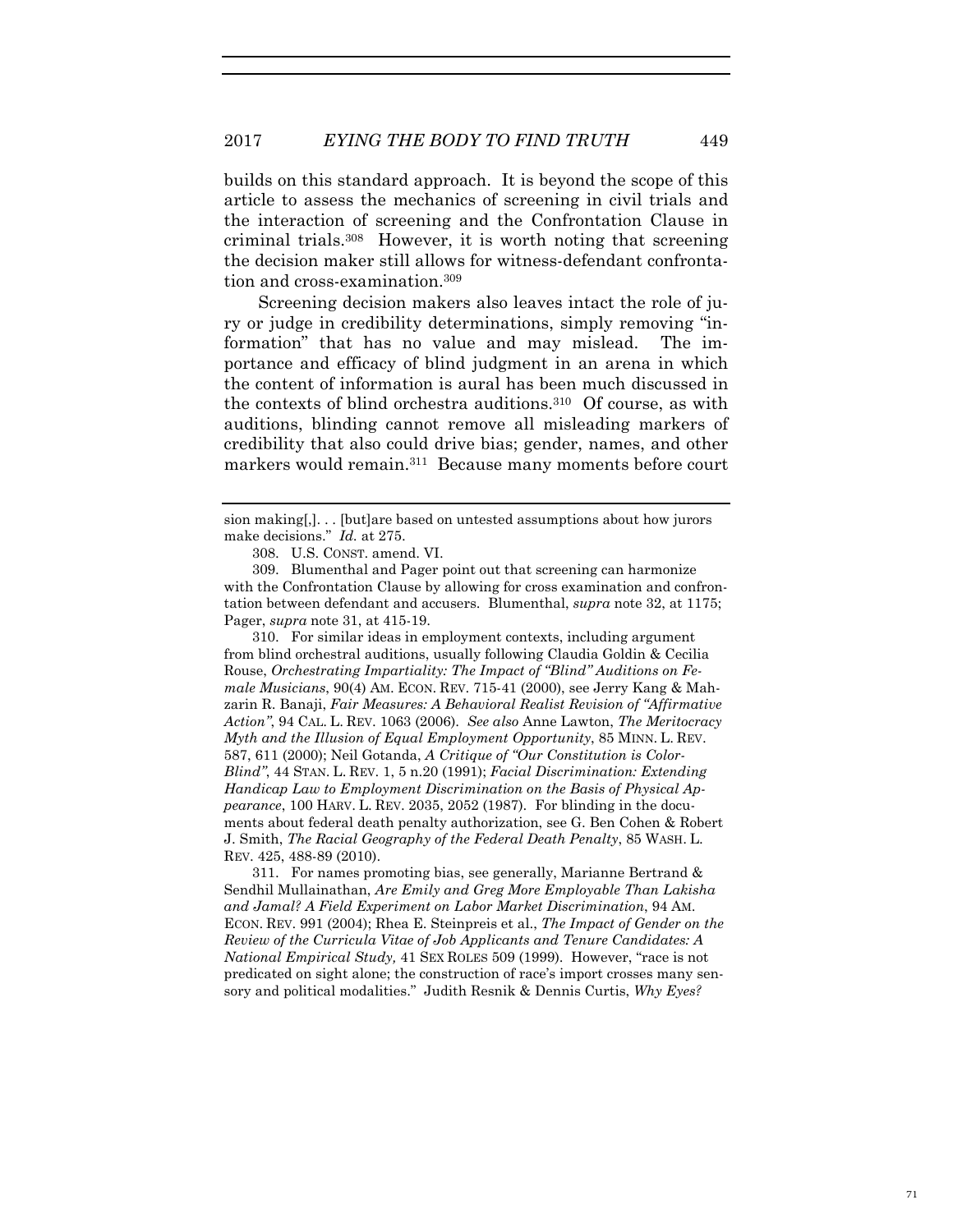builds on this standard approach. It is beyond the scope of this article to assess the mechanics of screening in civil trials and the interaction of screening and the Confrontation Clause in criminal trials.[308] However, it is worth noting that screening the decision maker still allows for witness-defendant confrontation and cross-examination.[309]

Screening decision makers also leaves intact the role of jury or judge in credibility determinations, simply removing "information" that has no value and may mislead. The importance and efficacy of blind judgment in an arena in which the content of information is aural has been much discussed in the contexts of blind orchestra auditions.[310] Of course, as with auditions, blinding cannot remove all misleading markers of credibility that also could drive bias; gender, names, and other markers would remain.[311] Because many moments before court

---

sion making[,]. . . [but]are based on untested assumptions about how jurors make decisions." *Id.* at 275.

308. U.S. CONST. amend. VI.

309. Blumenthal and Pager point out that screening can harmonize with the Confrontation Clause by allowing for cross examination and confrontation between defendant and accusers. Blumenthal, *supra* note 32, at 1175; Pager, *supra* note 31, at 415-19.

310. For similar ideas in employment contexts, including argument from blind orchestral auditions, usually following Claudia Goldin & Cecilia Rouse, *Orchestrating Impartiality: The Impact of "Blind" Auditions on Female Musicians*, 90(4) AM. ECON. REV. 715-41 (2000), see Jerry Kang & Mahzarin R. Banaji, *Fair Measures: A Behavioral Realist Revision of "Affirmative Action"*, 94 CAL. L. REV. 1063 (2006). *See also* Anne Lawton, *The Meritocracy Myth and the Illusion of Equal Employment Opportunity*, 85 MINN. L. REV. 587, 611 (2000); Neil Gotanda, *A Critique of "Our Constitution is Color-Blind"*, 44 STAN. L. REV. 1, 5 n.20 (1991); *Facial Discrimination: Extending Handicap Law to Employment Discrimination on the Basis of Physical Appearance*, 100 HARV. L. REV. 2035, 2052 (1987). For blinding in the documents about federal death penalty authorization, see G. Ben Cohen & Robert J. Smith, *The Racial Geography of the Federal Death Penalty*, 85 WASH. L. REV. 425, 488-89 (2010).

311. For names promoting bias, see generally, Marianne Bertrand & Sendhil Mullainathan, *Are Emily and Greg More Employable Than Lakisha and Jamal? A Field Experiment on Labor Market Discrimination*, 94 AM. ECON. REV. 991 (2004); Rhea E. Steinpreis et al., *The Impact of Gender on the Review of the Curricula Vitae of Job Applicants and Tenure Candidates: A National Empirical Study,* 41 SEX ROLES 509 (1999). However, "race is not predicated on sight alone; the construction of race's import crosses many sensory and political modalities." Judith Resnik & Dennis Curtis, *Why Eyes?*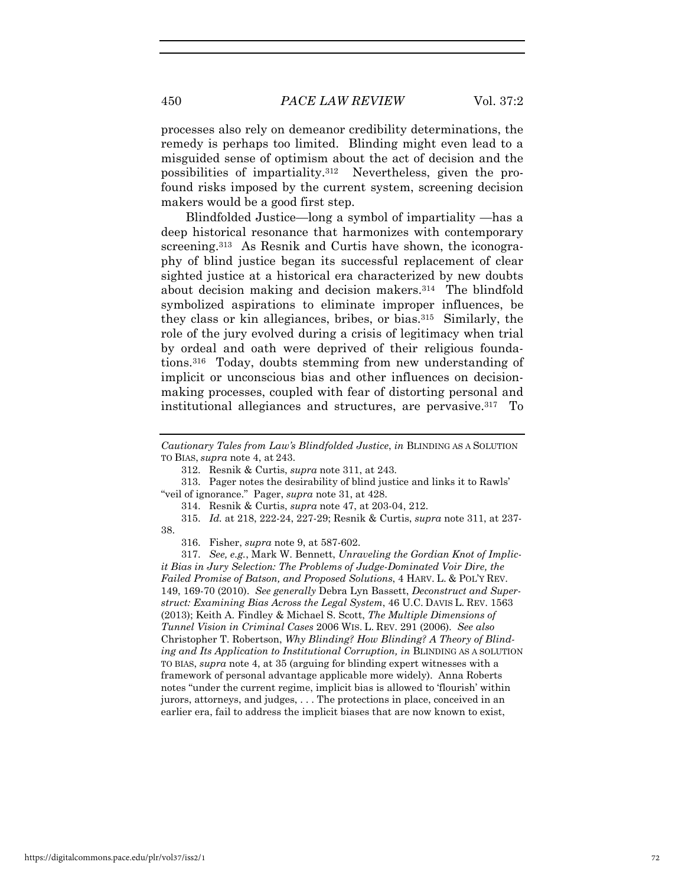processes also rely on demeanor credibility determinations, the remedy is perhaps too limited. Blinding might even lead to a misguided sense of optimism about the act of decision and the possibilities of impartiality.[312] Nevertheless, given the profound risks imposed by the current system, screening decision makers would be a good first step.

Blindfolded Justice—long a symbol of impartiality —has a deep historical resonance that harmonizes with contemporary screening.[313] As Resnik and Curtis have shown, the iconography of blind justice began its successful replacement of clear sighted justice at a historical era characterized by new doubts about decision making and decision makers.[314] The blindfold symbolized aspirations to eliminate improper influences, be they class or kin allegiances, bribes, or bias.[315] Similarly, the role of the jury evolved during a crisis of legitimacy when trial by ordeal and oath were deprived of their religious foundations.[316] Today, doubts stemming from new understanding of implicit or unconscious bias and other influences on decision-making processes, coupled with fear of distorting personal and institutional allegiances and structures, are pervasive.[317] To

---

*Cautionary Tales from Law's Blindfolded Justice*, *in* BLINDING AS A SOLUTION TO BIAS, *supra* note 4, at 243.

312. Resnik & Curtis, *supra* note 311, at 243.

313. Pager notes the desirability of blind justice and links it to Rawls' "veil of ignorance." Pager, *supra* note 31, at 428.

314. Resnik & Curtis, *supra* note 47, at 203-04, 212.

315. *Id.* at 218, 222-24, 227-29; Resnik & Curtis, *supra* note 311, at 237-38.

316. Fisher, *supra* note 9, at 587-602.

317. *See, e.g.*, Mark W. Bennett, *Unraveling the Gordian Knot of Implicit Bias in Jury Selection: The Problems of Judge-Dominated Voir Dire, the Failed Promise of Batson, and Proposed Solutions*, 4 HARV. L. & POL'Y REV. 149, 169-70 (2010). *See generally* Debra Lyn Bassett, *Deconstruct and Superstruct: Examining Bias Across the Legal System*, 46 U.C. DAVIS L. REV. 1563 (2013); Keith A. Findley & Michael S. Scott, *The Multiple Dimensions of Tunnel Vision in Criminal Cases* 2006 WIS. L. REV. 291 (2006). *See also* Christopher T. Robertson, *Why Blinding? How Blinding? A Theory of Blinding and Its Application to Institutional Corruption, in* BLINDING AS A SOLUTION TO BIAS, *supra* note 4, at 35 (arguing for blinding expert witnesses with a framework of personal advantage applicable more widely). Anna Roberts notes "under the current regime, implicit bias is allowed to 'flourish' within jurors, attorneys, and judges, . . . The protections in place, conceived in an earlier era, fail to address the implicit biases that are now known to exist,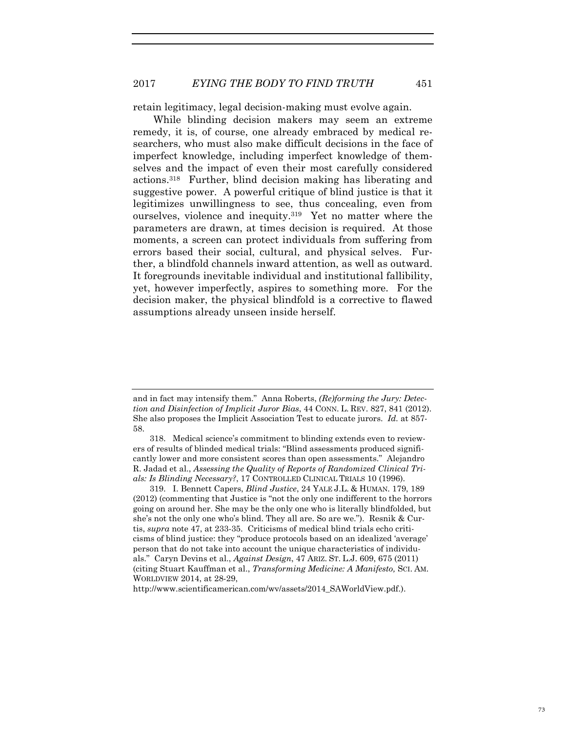retain legitimacy, legal decision-making must evolve again.

While blinding decision makers may seem an extreme remedy, it is, of course, one already embraced by medical researchers, who must also make difficult decisions in the face of imperfect knowledge, including imperfect knowledge of themselves and the impact of even their most carefully considered actions.[318] Further, blind decision making has liberating and suggestive power. A powerful critique of blind justice is that it legitimizes unwillingness to see, thus concealing, even from ourselves, violence and inequity.[319] Yet no matter where the parameters are drawn, at times decision is required. At those moments, a screen can protect individuals from suffering from errors based their social, cultural, and physical selves. Further, a blindfold channels inward attention, as well as outward. It foregrounds inevitable individual and institutional fallibility, yet, however imperfectly, aspires to something more. For the decision maker, the physical blindfold is a corrective to flawed assumptions already unseen inside herself.

---

and in fact may intensify them." Anna Roberts, *(Re)forming the Jury: Detection and Disinfection of Implicit Juror Bias*, 44 CONN. L. REV. 827, 841 (2012). She also proposes the Implicit Association Test to educate jurors. *Id.* at 857-58.

318. Medical science's commitment to blinding extends even to reviewers of results of blinded medical trials: "Blind assessments produced significantly lower and more consistent scores than open assessments." Alejandro R. Jadad et al., *Assessing the Quality of Reports of Randomized Clinical Trials: Is Blinding Necessary?*, 17 CONTROLLED CLINICAL TRIALS 10 (1996).

319. I. Bennett Capers, *Blind Justice*, 24 YALE J.L. & HUMAN. 179, 189 (2012) (commenting that Justice is "not the only one indifferent to the horrors going on around her. She may be the only one who is literally blindfolded, but she's not the only one who's blind. They all are. So are we."). Resnik & Curtis, *supra* note 47, at 233-35. Criticisms of medical blind trials echo criticisms of blind justice: they "produce protocols based on an idealized 'average' person that do not take into account the unique characteristics of individuals." Caryn Devins et al., *Against Design*, 47 ARIZ. ST. L.J. 609, 675 (2011) (citing Stuart Kauffman et al., *Transforming Medicine: A Manifesto,* SCI. AM. WORLDVIEW 2014, at 28-29, http://www.scientificamerican.com/wv/assets/2014_SAWorldView.pdf.).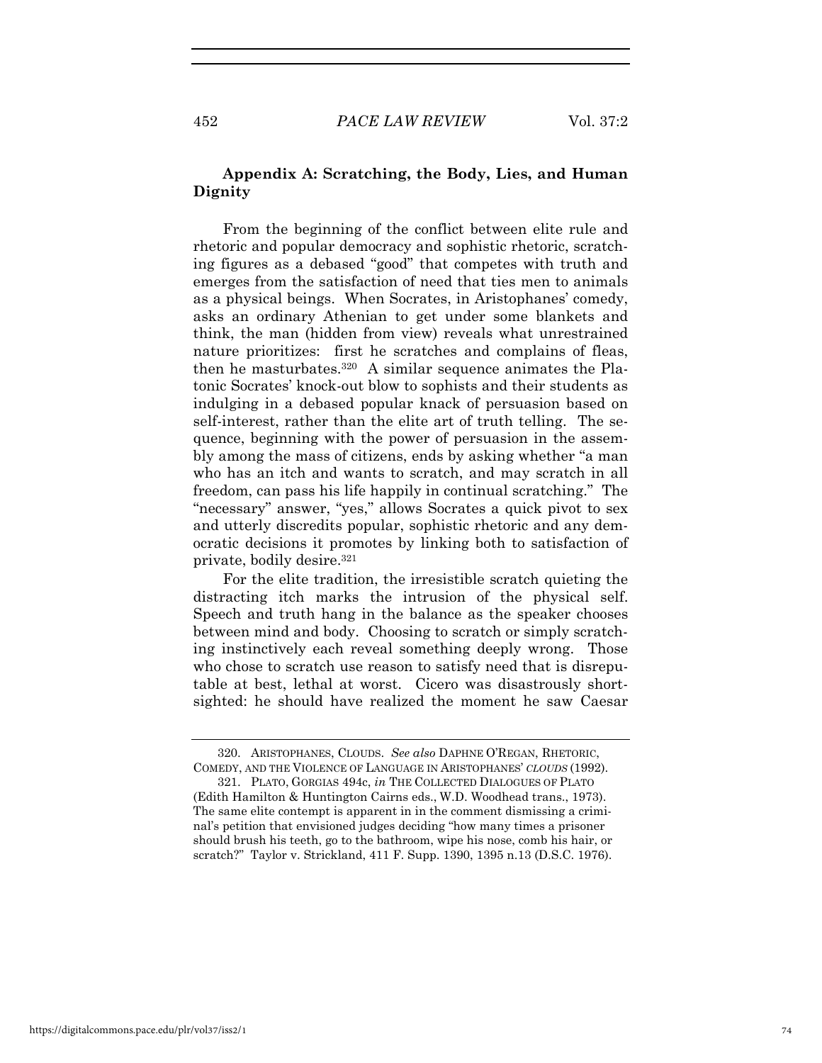## Appendix A: Scratching, the Body, Lies, and Human Dignity

From the beginning of the conflict between elite rule and rhetoric and popular democracy and sophistic rhetoric, scratching figures as a debased "good" that competes with truth and emerges from the satisfaction of need that ties men to animals as a physical beings. When Socrates, in Aristophanes' comedy, asks an ordinary Athenian to get under some blankets and think, the man (hidden from view) reveals what unrestrained nature prioritizes: first he scratches and complains of fleas, then he masturbates.[320] A similar sequence animates the Platonic Socrates' knock-out blow to sophists and their students as indulging in a debased popular knack of persuasion based on self-interest, rather than the elite art of truth telling. The sequence, beginning with the power of persuasion in the assembly among the mass of citizens, ends by asking whether "a man who has an itch and wants to scratch, and may scratch in all freedom, can pass his life happily in continual scratching." The "necessary" answer, "yes," allows Socrates a quick pivot to sex and utterly discredits popular, sophistic rhetoric and any democratic decisions it promotes by linking both to satisfaction of private, bodily desire.[321]

For the elite tradition, the irresistible scratch quieting the distracting itch marks the intrusion of the physical self. Speech and truth hang in the balance as the speaker chooses between mind and body. Choosing to scratch or simply scratching instinctively each reveal something deeply wrong. Those who chose to scratch use reason to satisfy need that is disreputable at best, lethal at worst. Cicero was disastrously short-sighted: he should have realized the moment he saw Caesar

---

320. ARISTOPHANES, CLOUDS. *See also* DAPHNE O'REGAN, RHETORIC, COMEDY, AND THE VIOLENCE OF LANGUAGE IN ARISTOPHANES' *CLOUDS* (1992).

321. PLATO, GORGIAS 494c, *in* THE COLLECTED DIALOGUES OF PLATO (Edith Hamilton & Huntington Cairns eds., W.D. Woodhead trans., 1973). The same elite contempt is apparent in in the comment dismissing a criminal's petition that envisioned judges deciding "how many times a prisoner should brush his teeth, go to the bathroom, wipe his nose, comb his hair, or scratch?" Taylor v. Strickland, 411 F. Supp. 1390, 1395 n.13 (D.S.C. 1976).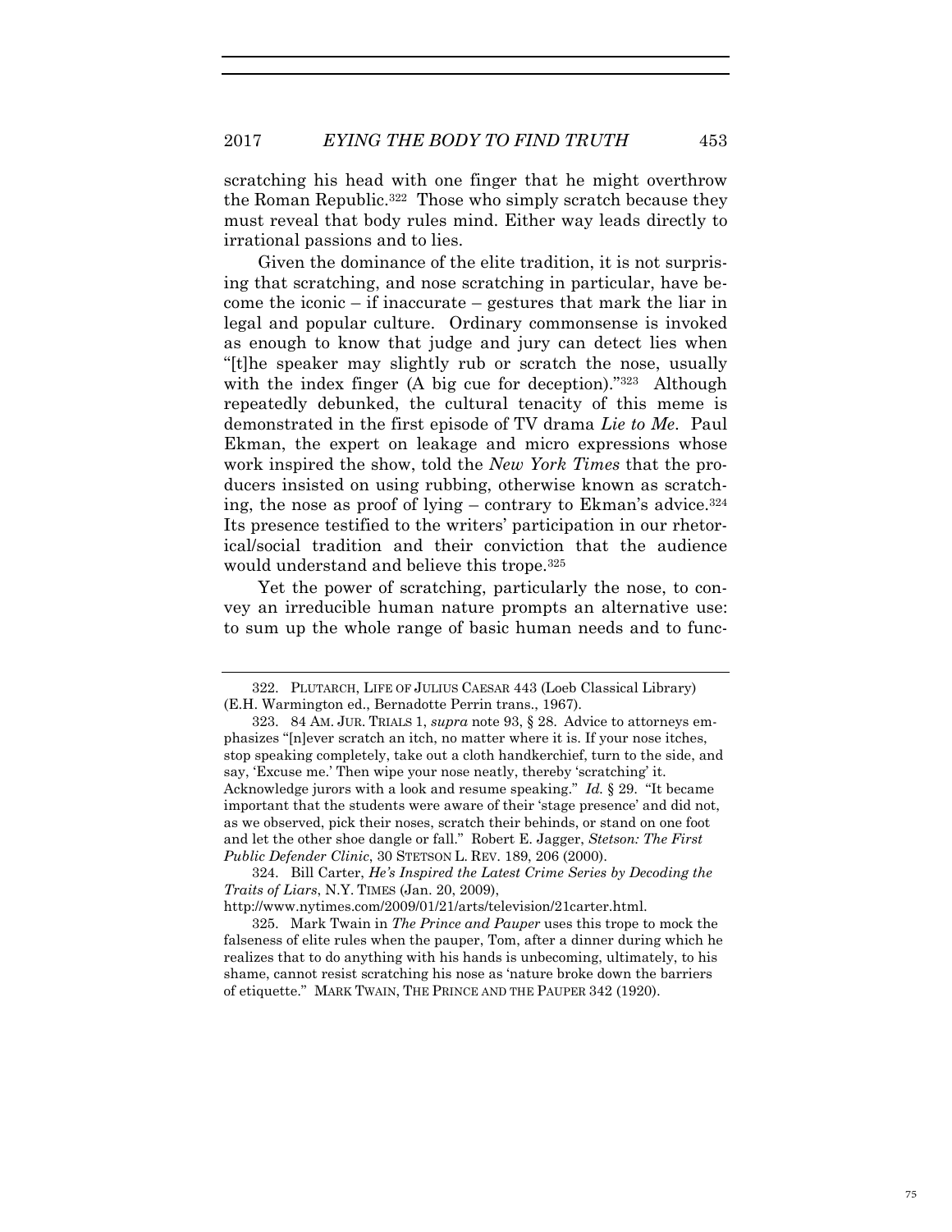scratching his head with one finger that he might overthrow the Roman Republic.[322] Those who simply scratch because they must reveal that body rules mind. Either way leads directly to irrational passions and to lies.

Given the dominance of the elite tradition, it is not surprising that scratching, and nose scratching in particular, have become the iconic – if inaccurate – gestures that mark the liar in legal and popular culture. Ordinary commonsense is invoked as enough to know that judge and jury can detect lies when "[t]he speaker may slightly rub or scratch the nose, usually with the index finger (A big cue for deception)."[323] Although repeatedly debunked, the cultural tenacity of this meme is demonstrated in the first episode of TV drama *Lie to Me*. Paul Ekman, the expert on leakage and micro expressions whose work inspired the show, told the *New York Times* that the producers insisted on using rubbing, otherwise known as scratching, the nose as proof of lying – contrary to Ekman's advice.[324] Its presence testified to the writers' participation in our rhetorical/social tradition and their conviction that the audience would understand and believe this trope.[325]

Yet the power of scratching, particularly the nose, to convey an irreducible human nature prompts an alternative use: to sum up the whole range of basic human needs and to func-

---

322. PLUTARCH, LIFE OF JULIUS CAESAR 443 (Loeb Classical Library) (E.H. Warmington ed., Bernadotte Perrin trans., 1967).

323. 84 AM. JUR. TRIALS 1, *supra* note 93, § 28. Advice to attorneys emphasizes "[n]ever scratch an itch, no matter where it is. If your nose itches, stop speaking completely, take out a cloth handkerchief, turn to the side, and say, 'Excuse me.' Then wipe your nose neatly, thereby 'scratching' it. Acknowledge jurors with a look and resume speaking." *Id.* § 29. "It became important that the students were aware of their 'stage presence' and did not, as we observed, pick their noses, scratch their behinds, or stand on one foot and let the other shoe dangle or fall." Robert E. Jagger, *Stetson: The First Public Defender Clinic*, 30 STETSON L. REV. 189, 206 (2000).

324. Bill Carter, *He's Inspired the Latest Crime Series by Decoding the Traits of Liars*, N.Y. TIMES (Jan. 20, 2009), http://www.nytimes.com/2009/01/21/arts/television/21carter.html.

325. Mark Twain in *The Prince and Pauper* uses this trope to mock the falseness of elite rules when the pauper, Tom, after a dinner during which he realizes that to do anything with his hands is unbecoming, ultimately, to his shame, cannot resist scratching his nose as 'nature broke down the barriers of etiquette." MARK TWAIN, THE PRINCE AND THE PAUPER 342 (1920).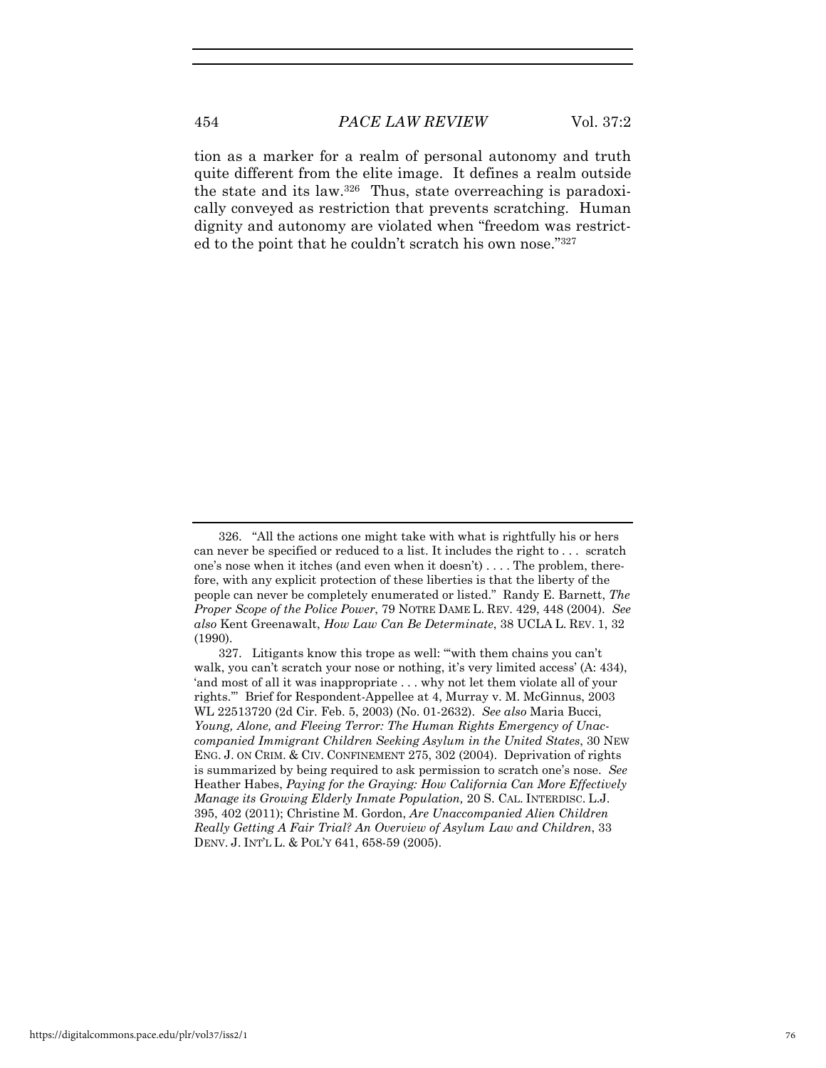tion as a marker for a realm of personal autonomy and truth quite different from the elite image. It defines a realm outside the state and its law.[326] Thus, state overreaching is paradoxically conveyed as restriction that prevents scratching. Human dignity and autonomy are violated when "freedom was restricted to the point that he couldn't scratch his own nose."[327]

---

326. "All the actions one might take with what is rightfully his or hers can never be specified or reduced to a list. It includes the right to . . . scratch one's nose when it itches (and even when it doesn't) . . . . The problem, therefore, with any explicit protection of these liberties is that the liberty of the people can never be completely enumerated or listed." Randy E. Barnett, *The Proper Scope of the Police Power*, 79 NOTRE DAME L. REV. 429, 448 (2004). *See also* Kent Greenawalt, *How Law Can Be Determinate*, 38 UCLA L. REV. 1, 32 (1990).

327. Litigants know this trope as well: "'with them chains you can't walk, you can't scratch your nose or nothing, it's very limited access' (A: 434), 'and most of all it was inappropriate . . . why not let them violate all of your rights.'" Brief for Respondent-Appellee at 4, Murray v. M. McGinnus, 2003 WL 22513720 (2d Cir. Feb. 5, 2003) (No. 01-2632). *See also* Maria Bucci, *Young, Alone, and Fleeing Terror: The Human Rights Emergency of Unaccompanied Immigrant Children Seeking Asylum in the United States*, 30 NEW ENG. J. ON CRIM. & CIV. CONFINEMENT 275, 302 (2004). Deprivation of rights is summarized by being required to ask permission to scratch one's nose. *See* Heather Habes, *Paying for the Graying: How California Can More Effectively Manage its Growing Elderly Inmate Population,* 20 S. CAL. INTERDISC. L.J. 395, 402 (2011); Christine M. Gordon, *Are Unaccompanied Alien Children Really Getting A Fair Trial? An Overview of Asylum Law and Children*, 33 DENV. J. INT'L L. & POL'Y 641, 658-59 (2005).